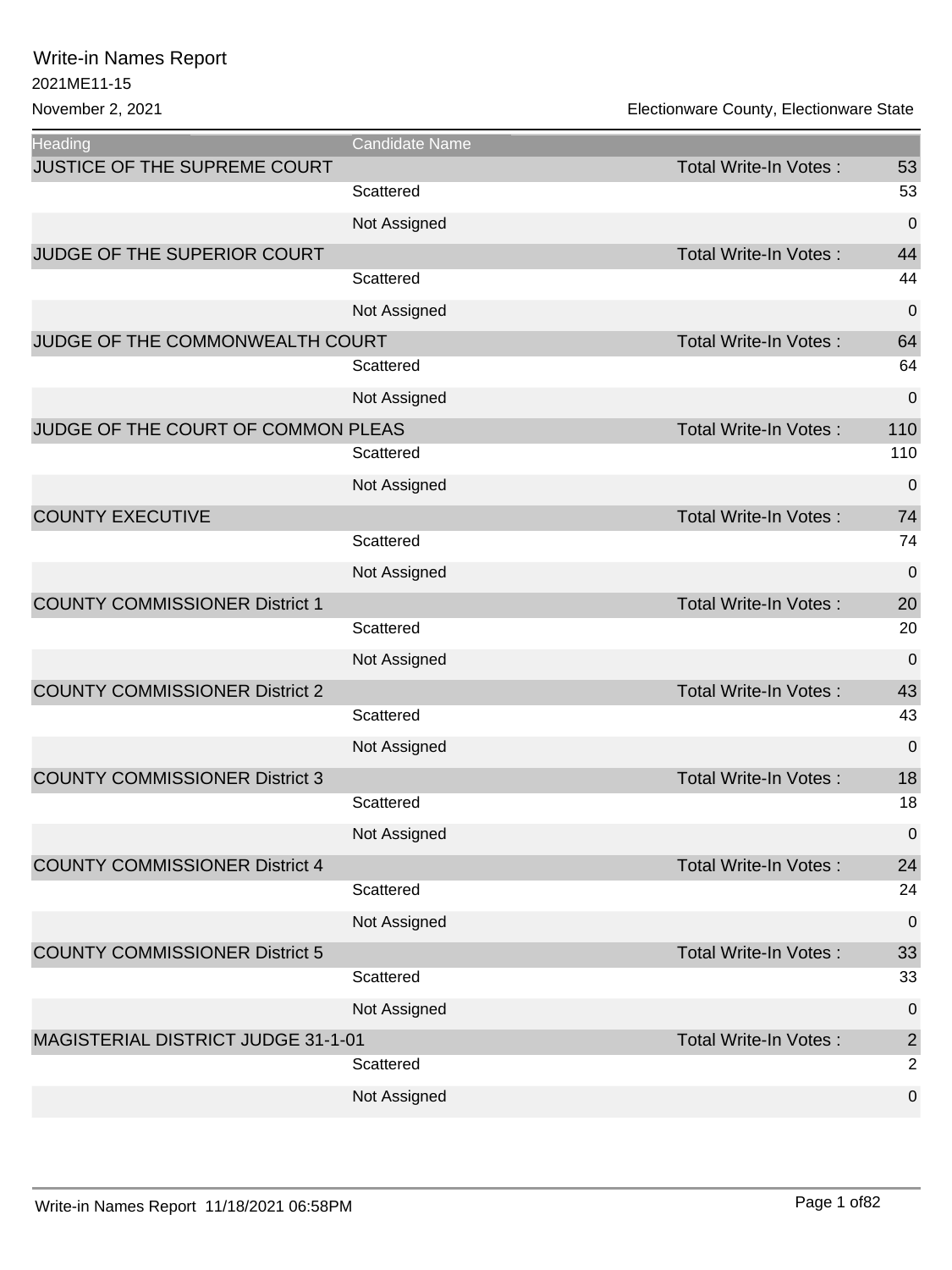# Write-in Names Report

2021ME11-15

November 2, 2021

Electionware County, Electionware State

| Heading | Candidate Name | | |
|---|---|---|---|
| JUSTICE OF THE SUPREME COURT | | Total Write-In Votes : | 53 |
| | Scattered | | 53 |
| | Not Assigned | | 0 |
| JUDGE OF THE SUPERIOR COURT | | Total Write-In Votes : | 44 |
| | Scattered | | 44 |
| | Not Assigned | | 0 |
| JUDGE OF THE COMMONWEALTH COURT | | Total Write-In Votes : | 64 |
| | Scattered | | 64 |
| | Not Assigned | | 0 |
| JUDGE OF THE COURT OF COMMON PLEAS | | Total Write-In Votes : | 110 |
| | Scattered | | 110 |
| | Not Assigned | | 0 |
| COUNTY EXECUTIVE | | Total Write-In Votes : | 74 |
| | Scattered | | 74 |
| | Not Assigned | | 0 |
| COUNTY COMMISSIONER District 1 | | Total Write-In Votes : | 20 |
| | Scattered | | 20 |
| | Not Assigned | | 0 |
| COUNTY COMMISSIONER District 2 | | Total Write-In Votes : | 43 |
| | Scattered | | 43 |
| | Not Assigned | | 0 |
| COUNTY COMMISSIONER District 3 | | Total Write-In Votes : | 18 |
| | Scattered | | 18 |
| | Not Assigned | | 0 |
| COUNTY COMMISSIONER District 4 | | Total Write-In Votes : | 24 |
| | Scattered | | 24 |
| | Not Assigned | | 0 |
| COUNTY COMMISSIONER District 5 | | Total Write-In Votes : | 33 |
| | Scattered | | 33 |
| | Not Assigned | | 0 |
| MAGISTERIAL DISTRICT JUDGE 31-1-01 | | Total Write-In Votes : | 2 |
| | Scattered | | 2 |
| | Not Assigned | | 0 |

Write-in Names Report 11/18/2021 06:58PM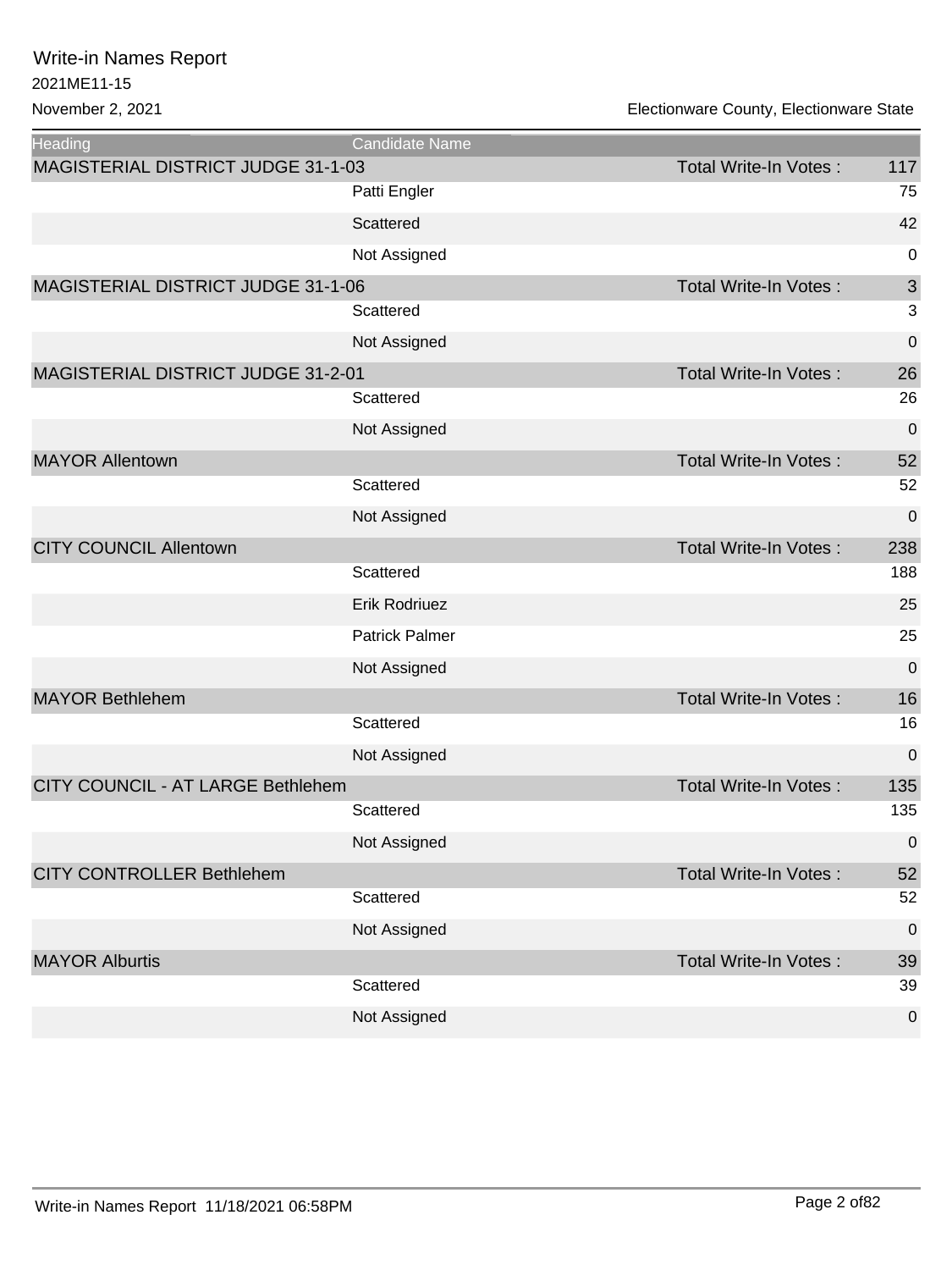# Write-in Names Report

2021ME11-15

November 2, 2021

Electionware County, Electionware State

| Heading | Candidate Name | | |
|---|---|---|---|
| MAGISTERIAL DISTRICT JUDGE 31-1-03 | | Total Write-In Votes : | 117 |
| | Patti Engler | | 75 |
| | Scattered | | 42 |
| | Not Assigned | | 0 |
| MAGISTERIAL DISTRICT JUDGE 31-1-06 | | Total Write-In Votes : | 3 |
| | Scattered | | 3 |
| | Not Assigned | | 0 |
| MAGISTERIAL DISTRICT JUDGE 31-2-01 | | Total Write-In Votes : | 26 |
| | Scattered | | 26 |
| | Not Assigned | | 0 |
| MAYOR Allentown | | Total Write-In Votes : | 52 |
| | Scattered | | 52 |
| | Not Assigned | | 0 |
| CITY COUNCIL Allentown | | Total Write-In Votes : | 238 |
| | Scattered | | 188 |
| | Erik Rodriuez | | 25 |
| | Patrick Palmer | | 25 |
| | Not Assigned | | 0 |
| MAYOR Bethlehem | | Total Write-In Votes : | 16 |
| | Scattered | | 16 |
| | Not Assigned | | 0 |
| CITY COUNCIL - AT LARGE Bethlehem | | Total Write-In Votes : | 135 |
| | Scattered | | 135 |
| | Not Assigned | | 0 |
| CITY CONTROLLER Bethlehem | | Total Write-In Votes : | 52 |
| | Scattered | | 52 |
| | Not Assigned | | 0 |
| MAYOR Alburtis | | Total Write-In Votes : | 39 |
| | Scattered | | 39 |
| | Not Assigned | | 0 |

Write-in Names Report 11/18/2021 06:58PM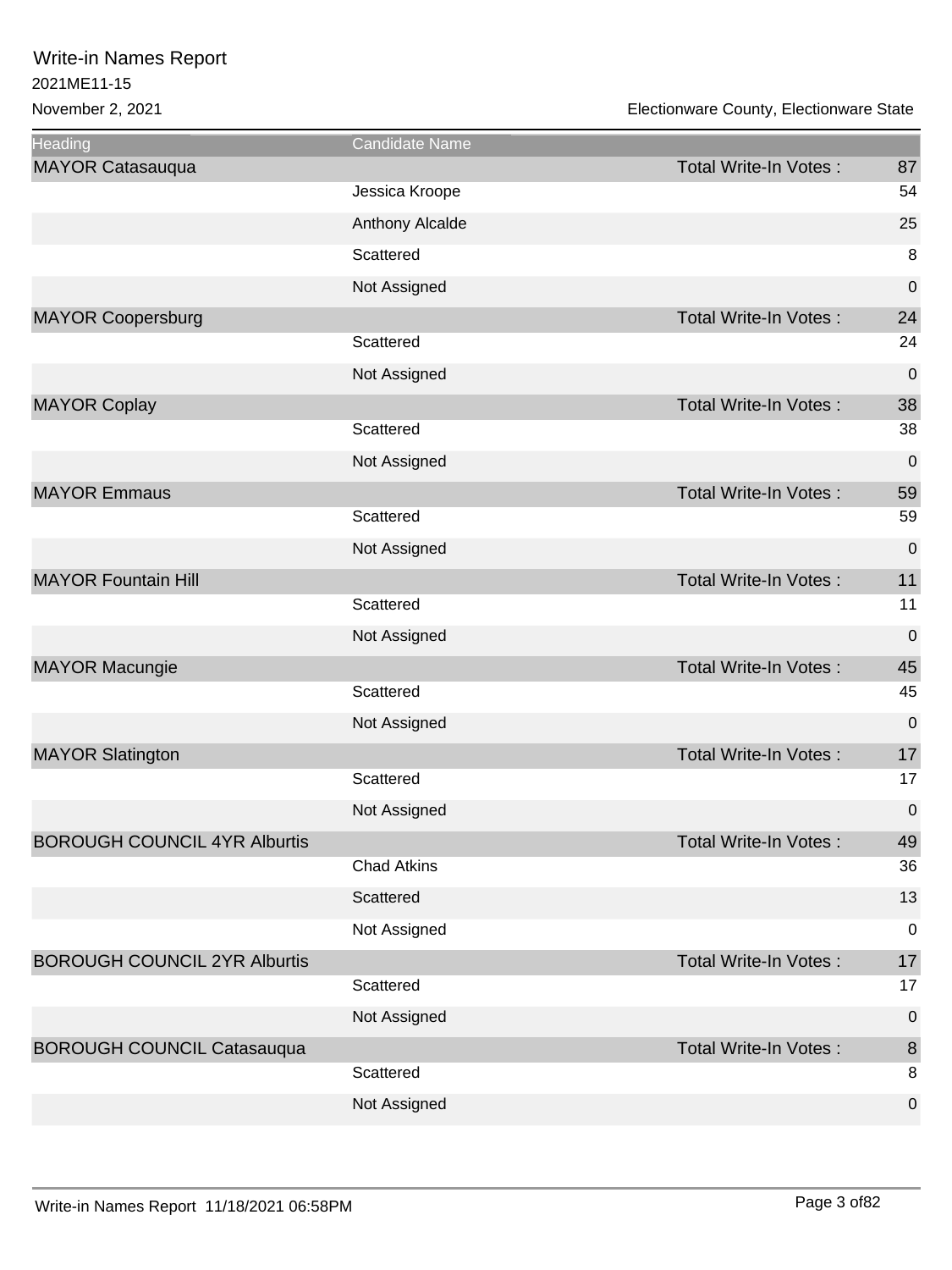Write-in Names Report
2021ME11-15
November 2, 2021

Electionware County, Electionware State

| Heading | Candidate Name | | |
|---|---|---|---|
| MAYOR Catasauqua | | Total Write-In Votes : | 87 |
| | Jessica Kroope | | 54 |
| | Anthony Alcalde | | 25 |
| | Scattered | | 8 |
| | Not Assigned | | 0 |
| MAYOR Coopersburg | | Total Write-In Votes : | 24 |
| | Scattered | | 24 |
| | Not Assigned | | 0 |
| MAYOR Coplay | | Total Write-In Votes : | 38 |
| | Scattered | | 38 |
| | Not Assigned | | 0 |
| MAYOR Emmaus | | Total Write-In Votes : | 59 |
| | Scattered | | 59 |
| | Not Assigned | | 0 |
| MAYOR Fountain Hill | | Total Write-In Votes : | 11 |
| | Scattered | | 11 |
| | Not Assigned | | 0 |
| MAYOR Macungie | | Total Write-In Votes : | 45 |
| | Scattered | | 45 |
| | Not Assigned | | 0 |
| MAYOR Slatington | | Total Write-In Votes : | 17 |
| | Scattered | | 17 |
| | Not Assigned | | 0 |
| BOROUGH COUNCIL 4YR Alburtis | | Total Write-In Votes : | 49 |
| | Chad Atkins | | 36 |
| | Scattered | | 13 |
| | Not Assigned | | 0 |
| BOROUGH COUNCIL 2YR Alburtis | | Total Write-In Votes : | 17 |
| | Scattered | | 17 |
| | Not Assigned | | 0 |
| BOROUGH COUNCIL Catasauqua | | Total Write-In Votes : | 8 |
| | Scattered | | 8 |
| | Not Assigned | | 0 |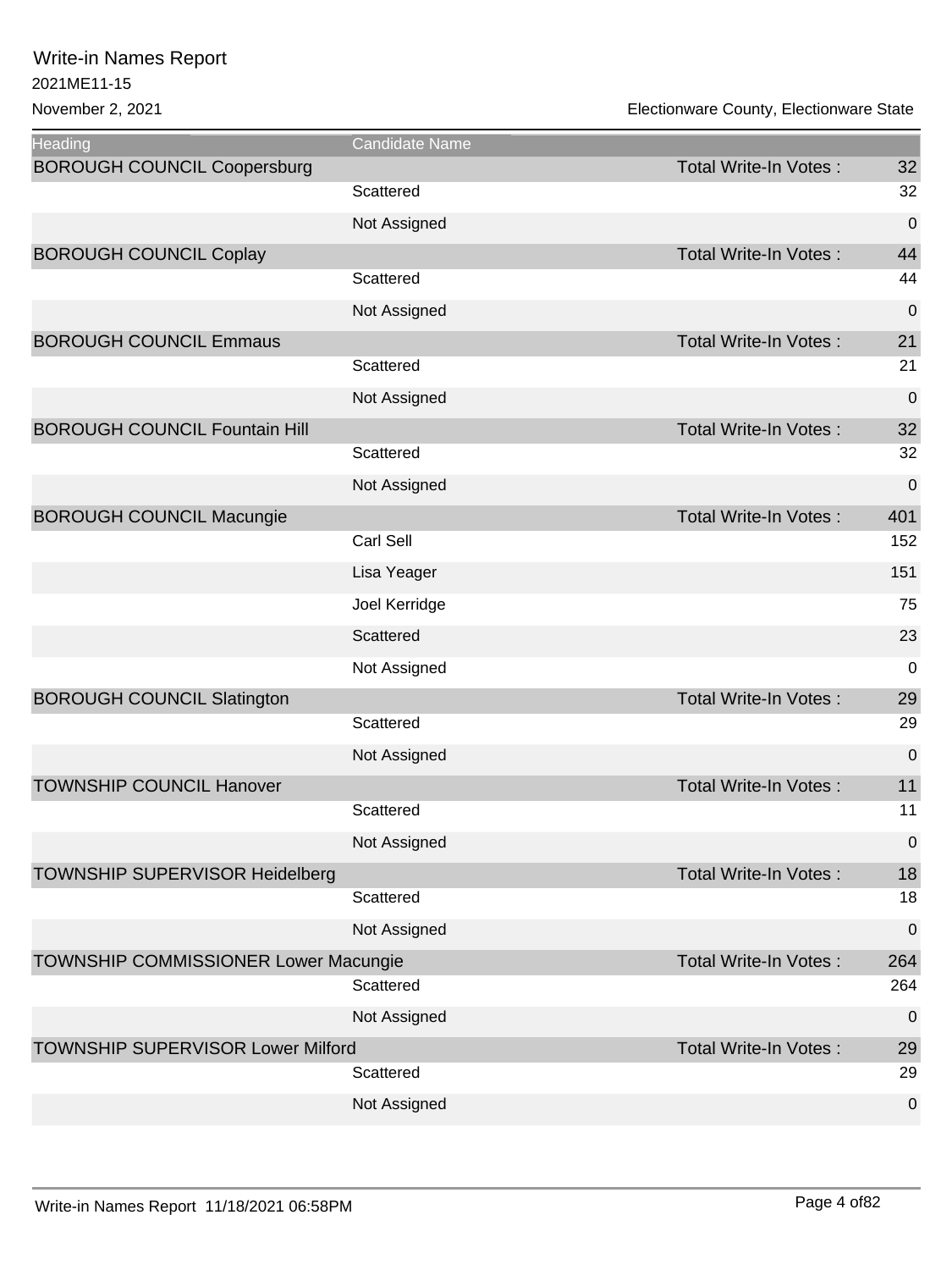# Write-in Names Report

2021ME11-15

November 2, 2021

Electionware County, Electionware State

| Heading | Candidate Name | | |
|---|---|---|---|
| BOROUGH COUNCIL Coopersburg | | Total Write-In Votes : | 32 |
| | Scattered | | 32 |
| | Not Assigned | | 0 |
| BOROUGH COUNCIL Coplay | | Total Write-In Votes : | 44 |
| | Scattered | | 44 |
| | Not Assigned | | 0 |
| BOROUGH COUNCIL Emmaus | | Total Write-In Votes : | 21 |
| | Scattered | | 21 |
| | Not Assigned | | 0 |
| BOROUGH COUNCIL Fountain Hill | | Total Write-In Votes : | 32 |
| | Scattered | | 32 |
| | Not Assigned | | 0 |
| BOROUGH COUNCIL Macungie | | Total Write-In Votes : | 401 |
| | Carl Sell | | 152 |
| | Lisa Yeager | | 151 |
| | Joel Kerridge | | 75 |
| | Scattered | | 23 |
| | Not Assigned | | 0 |
| BOROUGH COUNCIL Slatington | | Total Write-In Votes : | 29 |
| | Scattered | | 29 |
| | Not Assigned | | 0 |
| TOWNSHIP COUNCIL Hanover | | Total Write-In Votes : | 11 |
| | Scattered | | 11 |
| | Not Assigned | | 0 |
| TOWNSHIP SUPERVISOR Heidelberg | | Total Write-In Votes : | 18 |
| | Scattered | | 18 |
| | Not Assigned | | 0 |
| TOWNSHIP COMMISSIONER Lower Macungie | | Total Write-In Votes : | 264 |
| | Scattered | | 264 |
| | Not Assigned | | 0 |
| TOWNSHIP SUPERVISOR Lower Milford | | Total Write-In Votes : | 29 |
| | Scattered | | 29 |
| | Not Assigned | | 0 |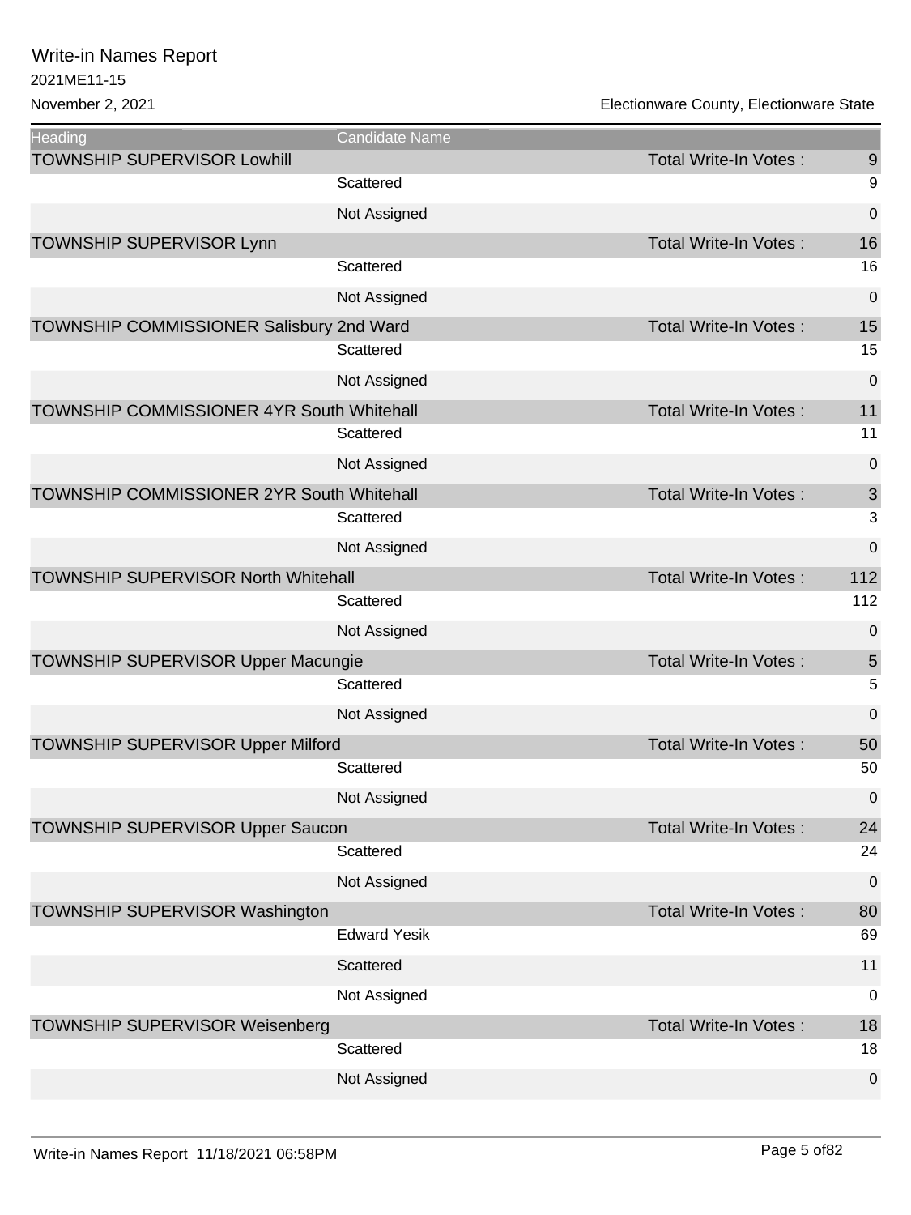# Write-in Names Report

2021ME11-15

November 2, 2021

Electionware County, Electionware State

| Heading | Candidate Name | | |
|---|---|---|---|
| TOWNSHIP SUPERVISOR Lowhill | | Total Write-In Votes : | 9 |
| | Scattered | | 9 |
| | Not Assigned | | 0 |
| TOWNSHIP SUPERVISOR Lynn | | Total Write-In Votes : | 16 |
| | Scattered | | 16 |
| | Not Assigned | | 0 |
| TOWNSHIP COMMISSIONER Salisbury 2nd Ward | | Total Write-In Votes : | 15 |
| | Scattered | | 15 |
| | Not Assigned | | 0 |
| TOWNSHIP COMMISSIONER 4YR South Whitehall | | Total Write-In Votes : | 11 |
| | Scattered | | 11 |
| | Not Assigned | | 0 |
| TOWNSHIP COMMISSIONER 2YR South Whitehall | | Total Write-In Votes : | 3 |
| | Scattered | | 3 |
| | Not Assigned | | 0 |
| TOWNSHIP SUPERVISOR North Whitehall | | Total Write-In Votes : | 112 |
| | Scattered | | 112 |
| | Not Assigned | | 0 |
| TOWNSHIP SUPERVISOR Upper Macungie | | Total Write-In Votes : | 5 |
| | Scattered | | 5 |
| | Not Assigned | | 0 |
| TOWNSHIP SUPERVISOR Upper Milford | | Total Write-In Votes : | 50 |
| | Scattered | | 50 |
| | Not Assigned | | 0 |
| TOWNSHIP SUPERVISOR Upper Saucon | | Total Write-In Votes : | 24 |
| | Scattered | | 24 |
| | Not Assigned | | 0 |
| TOWNSHIP SUPERVISOR Washington | | Total Write-In Votes : | 80 |
| | Edward Yesik | | 69 |
| | Scattered | | 11 |
| | Not Assigned | | 0 |
| TOWNSHIP SUPERVISOR Weisenberg | | Total Write-In Votes : | 18 |
| | Scattered | | 18 |
| | Not Assigned | | 0 |

Write-in Names Report 11/18/2021 06:58PM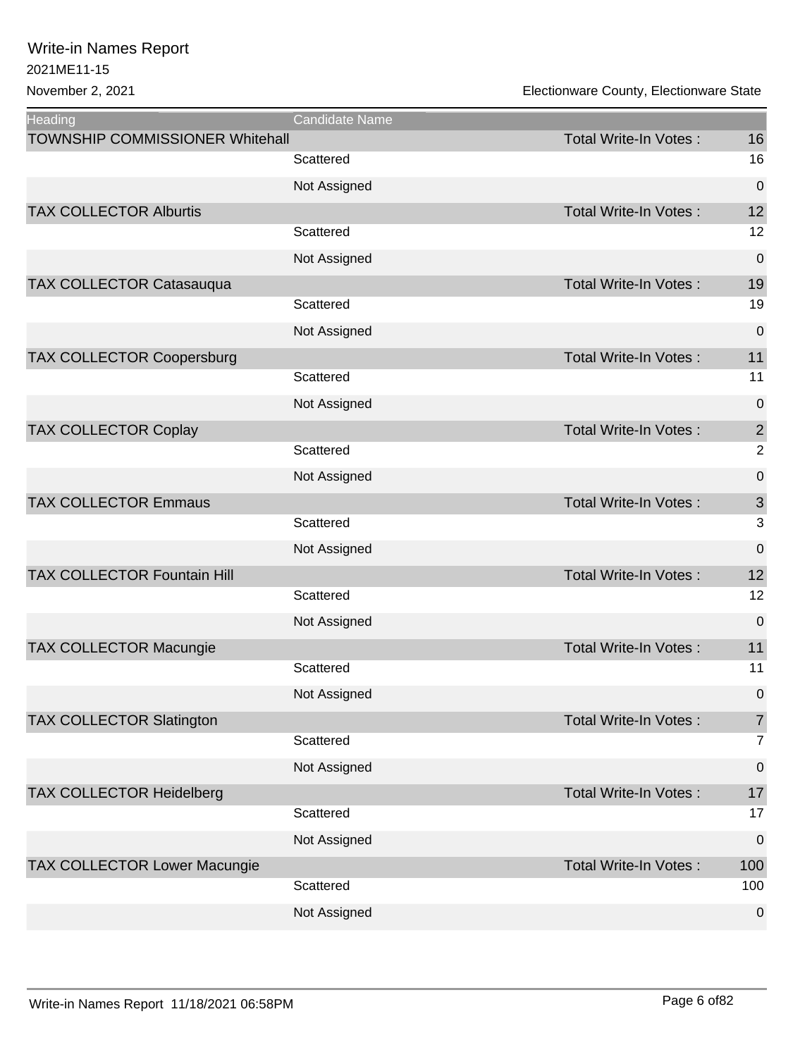| Heading | Candidate Name | | |
|---|---|---|---|
| TOWNSHIP COMMISSIONER Whitehall | | Total Write-In Votes : | 16 |
| | Scattered | | 16 |
| | Not Assigned | | 0 |
| TAX COLLECTOR Alburtis | | Total Write-In Votes : | 12 |
| | Scattered | | 12 |
| | Not Assigned | | 0 |
| TAX COLLECTOR Catasauqua | | Total Write-In Votes : | 19 |
| | Scattered | | 19 |
| | Not Assigned | | 0 |
| TAX COLLECTOR Coopersburg | | Total Write-In Votes : | 11 |
| | Scattered | | 11 |
| | Not Assigned | | 0 |
| TAX COLLECTOR Coplay | | Total Write-In Votes : | 2 |
| | Scattered | | 2 |
| | Not Assigned | | 0 |
| TAX COLLECTOR Emmaus | | Total Write-In Votes : | 3 |
| | Scattered | | 3 |
| | Not Assigned | | 0 |
| TAX COLLECTOR Fountain Hill | | Total Write-In Votes : | 12 |
| | Scattered | | 12 |
| | Not Assigned | | 0 |
| TAX COLLECTOR Macungie | | Total Write-In Votes : | 11 |
| | Scattered | | 11 |
| | Not Assigned | | 0 |
| TAX COLLECTOR Slatington | | Total Write-In Votes : | 7 |
| | Scattered | | 7 |
| | Not Assigned | | 0 |
| TAX COLLECTOR Heidelberg | | Total Write-In Votes : | 17 |
| | Scattered | | 17 |
| | Not Assigned | | 0 |
| TAX COLLECTOR Lower Macungie | | Total Write-In Votes : | 100 |
| | Scattered | | 100 |
| | Not Assigned | | 0 |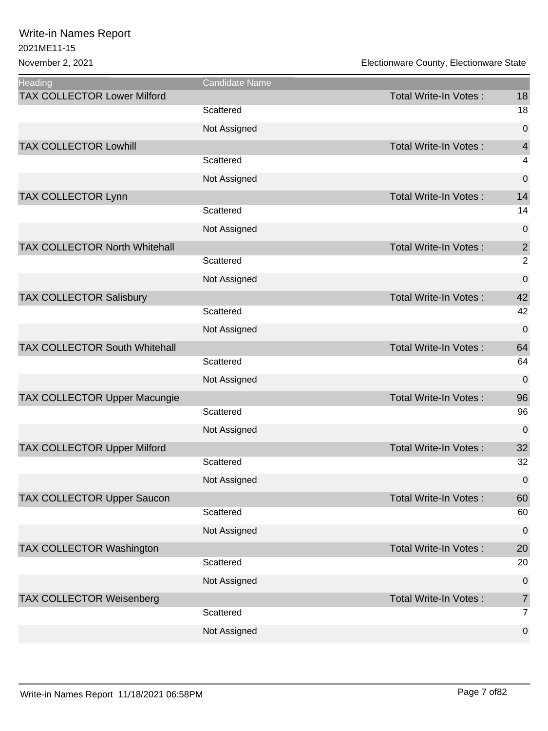# Write-in Names Report

2021ME11-15

November 2, 2021

Electionware County, Electionware State

| Heading | Candidate Name | | |
|---|---|---|---|
| TAX COLLECTOR Lower Milford | | Total Write-In Votes : | 18 |
| | Scattered | | 18 |
| | Not Assigned | | 0 |
| TAX COLLECTOR Lowhill | | Total Write-In Votes : | 4 |
| | Scattered | | 4 |
| | Not Assigned | | 0 |
| TAX COLLECTOR Lynn | | Total Write-In Votes : | 14 |
| | Scattered | | 14 |
| | Not Assigned | | 0 |
| TAX COLLECTOR North Whitehall | | Total Write-In Votes : | 2 |
| | Scattered | | 2 |
| | Not Assigned | | 0 |
| TAX COLLECTOR Salisbury | | Total Write-In Votes : | 42 |
| | Scattered | | 42 |
| | Not Assigned | | 0 |
| TAX COLLECTOR South Whitehall | | Total Write-In Votes : | 64 |
| | Scattered | | 64 |
| | Not Assigned | | 0 |
| TAX COLLECTOR Upper Macungie | | Total Write-In Votes : | 96 |
| | Scattered | | 96 |
| | Not Assigned | | 0 |
| TAX COLLECTOR Upper Milford | | Total Write-In Votes : | 32 |
| | Scattered | | 32 |
| | Not Assigned | | 0 |
| TAX COLLECTOR Upper Saucon | | Total Write-In Votes : | 60 |
| | Scattered | | 60 |
| | Not Assigned | | 0 |
| TAX COLLECTOR Washington | | Total Write-In Votes : | 20 |
| | Scattered | | 20 |
| | Not Assigned | | 0 |
| TAX COLLECTOR Weisenberg | | Total Write-In Votes : | 7 |
| | Scattered | | 7 |
| | Not Assigned | | 0 |

Write-in Names Report 11/18/2021 06:58PM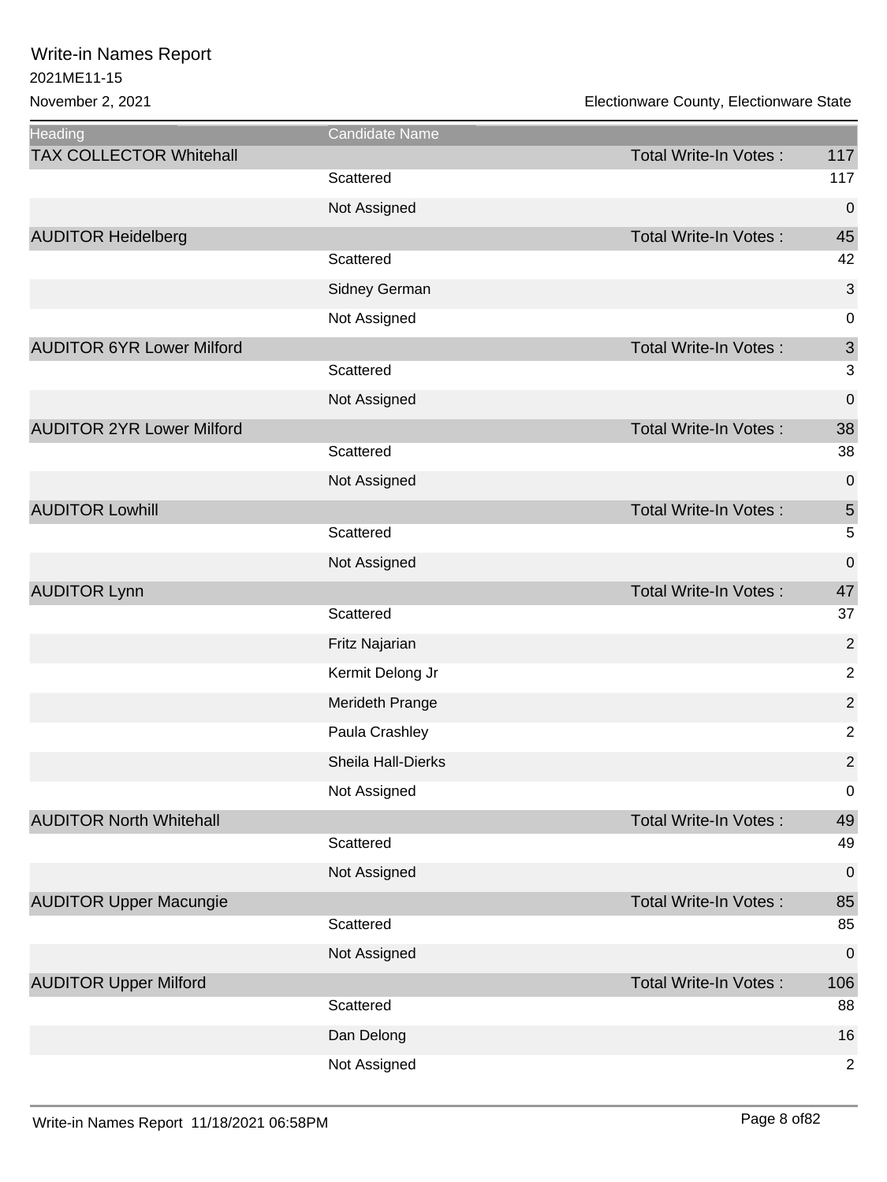| Heading | Candidate Name | | |
|---|---|---|---|
| TAX COLLECTOR Whitehall | | Total Write-In Votes : | 117 |
| | Scattered | | 117 |
| | Not Assigned | | 0 |
| AUDITOR Heidelberg | | Total Write-In Votes : | 45 |
| | Scattered | | 42 |
| | Sidney German | | 3 |
| | Not Assigned | | 0 |
| AUDITOR 6YR Lower Milford | | Total Write-In Votes : | 3 |
| | Scattered | | 3 |
| | Not Assigned | | 0 |
| AUDITOR 2YR Lower Milford | | Total Write-In Votes : | 38 |
| | Scattered | | 38 |
| | Not Assigned | | 0 |
| AUDITOR Lowhill | | Total Write-In Votes : | 5 |
| | Scattered | | 5 |
| | Not Assigned | | 0 |
| AUDITOR Lynn | | Total Write-In Votes : | 47 |
| | Scattered | | 37 |
| | Fritz Najarian | | 2 |
| | Kermit Delong Jr | | 2 |
| | Merideth Prange | | 2 |
| | Paula Crashley | | 2 |
| | Sheila Hall-Dierks | | 2 |
| | Not Assigned | | 0 |
| AUDITOR North Whitehall | | Total Write-In Votes : | 49 |
| | Scattered | | 49 |
| | Not Assigned | | 0 |
| AUDITOR Upper Macungie | | Total Write-In Votes : | 85 |
| | Scattered | | 85 |
| | Not Assigned | | 0 |
| AUDITOR Upper Milford | | Total Write-In Votes : | 106 |
| | Scattered | | 88 |
| | Dan Delong | | 16 |
| | Not Assigned | | 2 |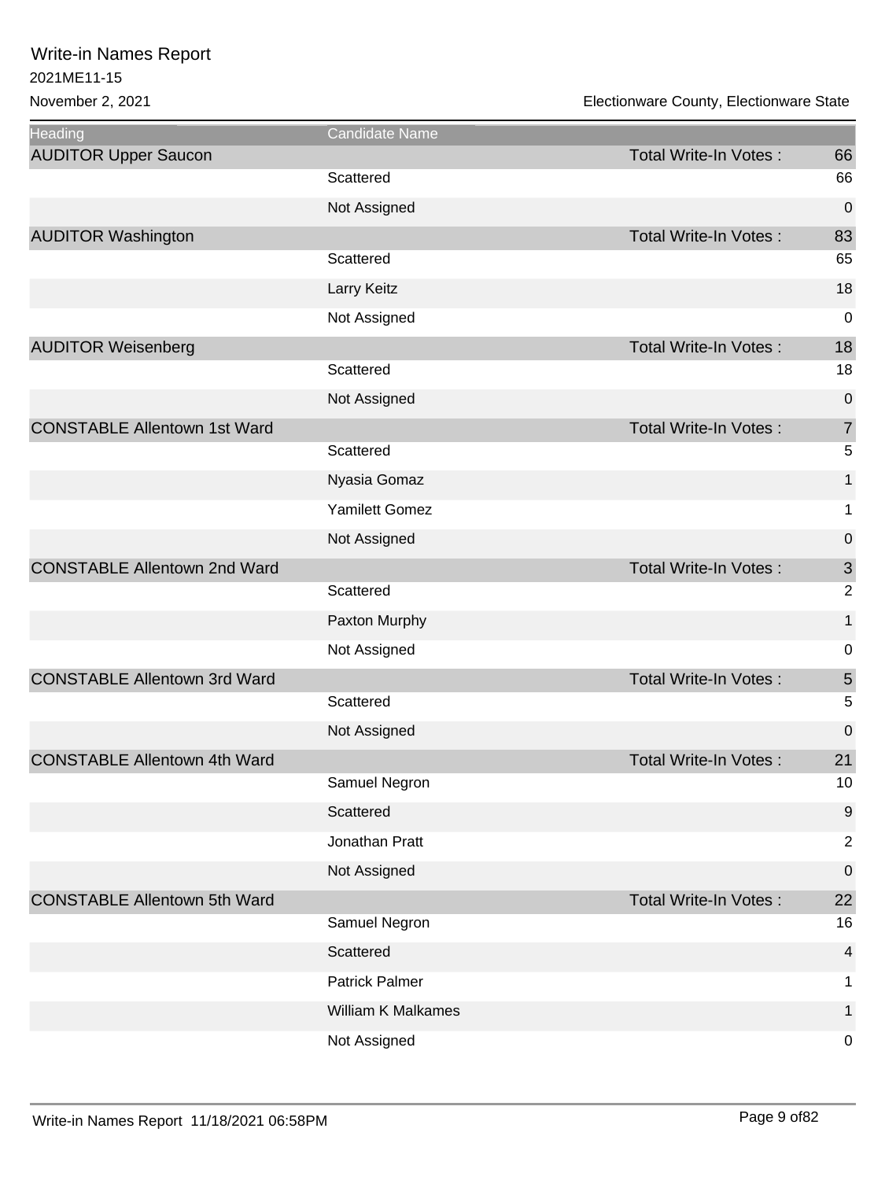Write-in Names Report

2021ME11-15

November 2, 2021

Electionware County, Electionware State

| Heading | Candidate Name | | |
|---|---|---|---|
| AUDITOR Upper Saucon | | Total Write-In Votes : | 66 |
| | Scattered | | 66 |
| | Not Assigned | | 0 |
| AUDITOR Washington | | Total Write-In Votes : | 83 |
| | Scattered | | 65 |
| | Larry Keitz | | 18 |
| | Not Assigned | | 0 |
| AUDITOR Weisenberg | | Total Write-In Votes : | 18 |
| | Scattered | | 18 |
| | Not Assigned | | 0 |
| CONSTABLE Allentown 1st Ward | | Total Write-In Votes : | 7 |
| | Scattered | | 5 |
| | Nyasia Gomaz | | 1 |
| | Yamilett Gomez | | 1 |
| | Not Assigned | | 0 |
| CONSTABLE Allentown 2nd Ward | | Total Write-In Votes : | 3 |
| | Scattered | | 2 |
| | Paxton Murphy | | 1 |
| | Not Assigned | | 0 |
| CONSTABLE Allentown 3rd Ward | | Total Write-In Votes : | 5 |
| | Scattered | | 5 |
| | Not Assigned | | 0 |
| CONSTABLE Allentown 4th Ward | | Total Write-In Votes : | 21 |
| | Samuel Negron | | 10 |
| | Scattered | | 9 |
| | Jonathan Pratt | | 2 |
| | Not Assigned | | 0 |
| CONSTABLE Allentown 5th Ward | | Total Write-In Votes : | 22 |
| | Samuel Negron | | 16 |
| | Scattered | | 4 |
| | Patrick Palmer | | 1 |
| | William K Malkames | | 1 |
| | Not Assigned | | 0 |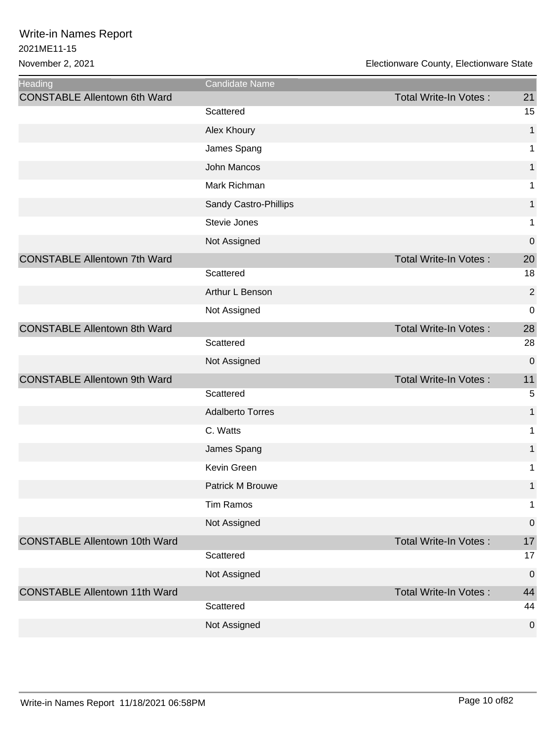# Write-in Names Report

2021ME11-15

November 2, 2021

Electionware County, Electionware State

| Heading | Candidate Name | | |
|---|---|---|---|
| CONSTABLE Allentown 6th Ward | | Total Write-In Votes : | 21 |
| | Scattered | | 15 |
| | Alex Khoury | | 1 |
| | James Spang | | 1 |
| | John Mancos | | 1 |
| | Mark Richman | | 1 |
| | Sandy Castro-Phillips | | 1 |
| | Stevie Jones | | 1 |
| | Not Assigned | | 0 |
| CONSTABLE Allentown 7th Ward | | Total Write-In Votes : | 20 |
| | Scattered | | 18 |
| | Arthur L Benson | | 2 |
| | Not Assigned | | 0 |
| CONSTABLE Allentown 8th Ward | | Total Write-In Votes : | 28 |
| | Scattered | | 28 |
| | Not Assigned | | 0 |
| CONSTABLE Allentown 9th Ward | | Total Write-In Votes : | 11 |
| | Scattered | | 5 |
| | Adalberto Torres | | 1 |
| | C. Watts | | 1 |
| | James Spang | | 1 |
| | Kevin Green | | 1 |
| | Patrick M Brouwe | | 1 |
| | Tim Ramos | | 1 |
| | Not Assigned | | 0 |
| CONSTABLE Allentown 10th Ward | | Total Write-In Votes : | 17 |
| | Scattered | | 17 |
| | Not Assigned | | 0 |
| CONSTABLE Allentown 11th Ward | | Total Write-In Votes : | 44 |
| | Scattered | | 44 |
| | Not Assigned | | 0 |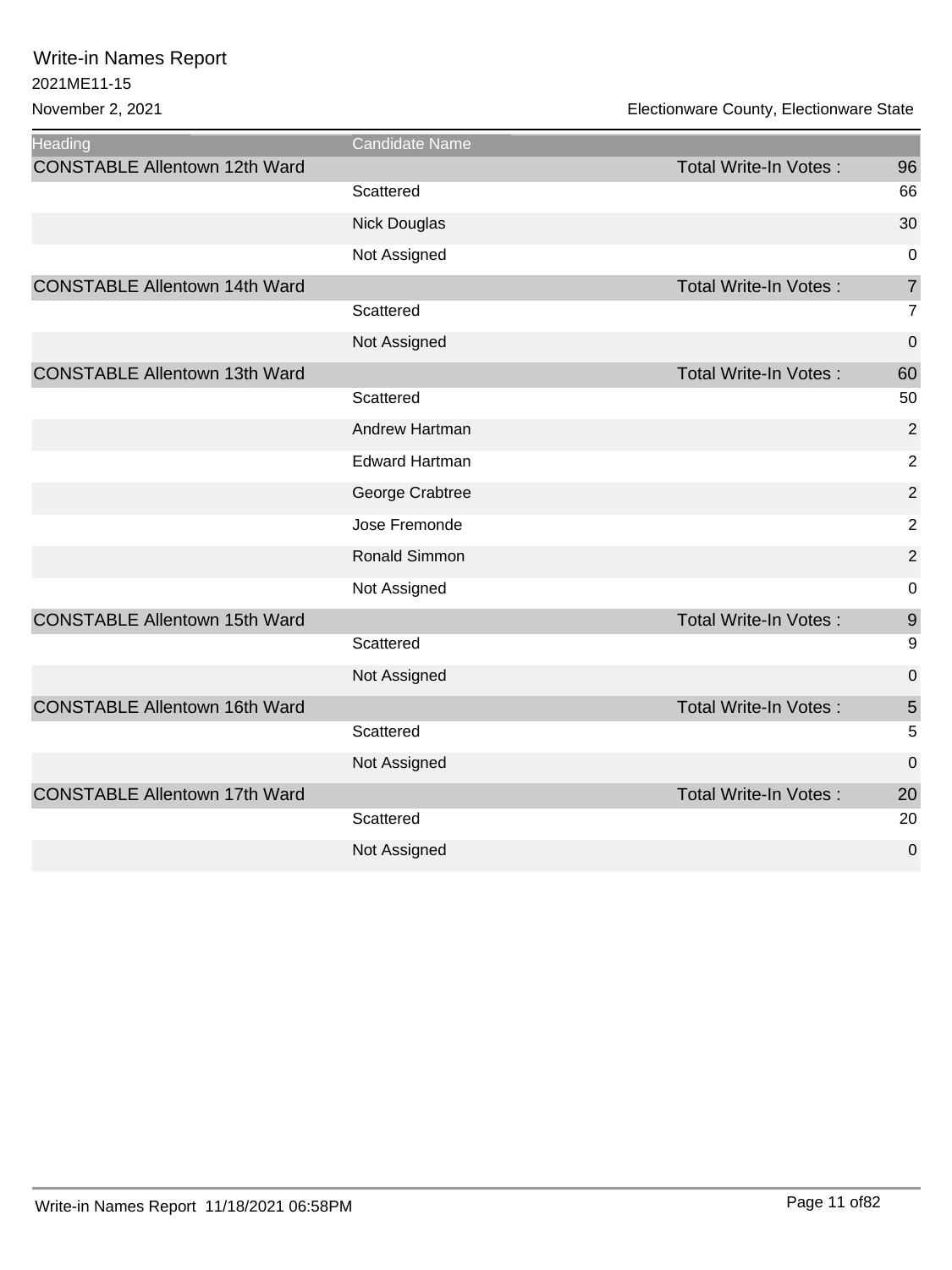# Write-in Names Report

2021ME11-15

November 2, 2021

Electionware County, Electionware State

| Heading | Candidate Name | | |
|---|---|---|---|
| CONSTABLE Allentown 12th Ward | | Total Write-In Votes : | 96 |
| | Scattered | | 66 |
| | Nick Douglas | | 30 |
| | Not Assigned | | 0 |
| CONSTABLE Allentown 14th Ward | | Total Write-In Votes : | 7 |
| | Scattered | | 7 |
| | Not Assigned | | 0 |
| CONSTABLE Allentown 13th Ward | | Total Write-In Votes : | 60 |
| | Scattered | | 50 |
| | Andrew Hartman | | 2 |
| | Edward Hartman | | 2 |
| | George Crabtree | | 2 |
| | Jose Fremonde | | 2 |
| | Ronald Simmon | | 2 |
| | Not Assigned | | 0 |
| CONSTABLE Allentown 15th Ward | | Total Write-In Votes : | 9 |
| | Scattered | | 9 |
| | Not Assigned | | 0 |
| CONSTABLE Allentown 16th Ward | | Total Write-In Votes : | 5 |
| | Scattered | | 5 |
| | Not Assigned | | 0 |
| CONSTABLE Allentown 17th Ward | | Total Write-In Votes : | 20 |
| | Scattered | | 20 |
| | Not Assigned | | 0 |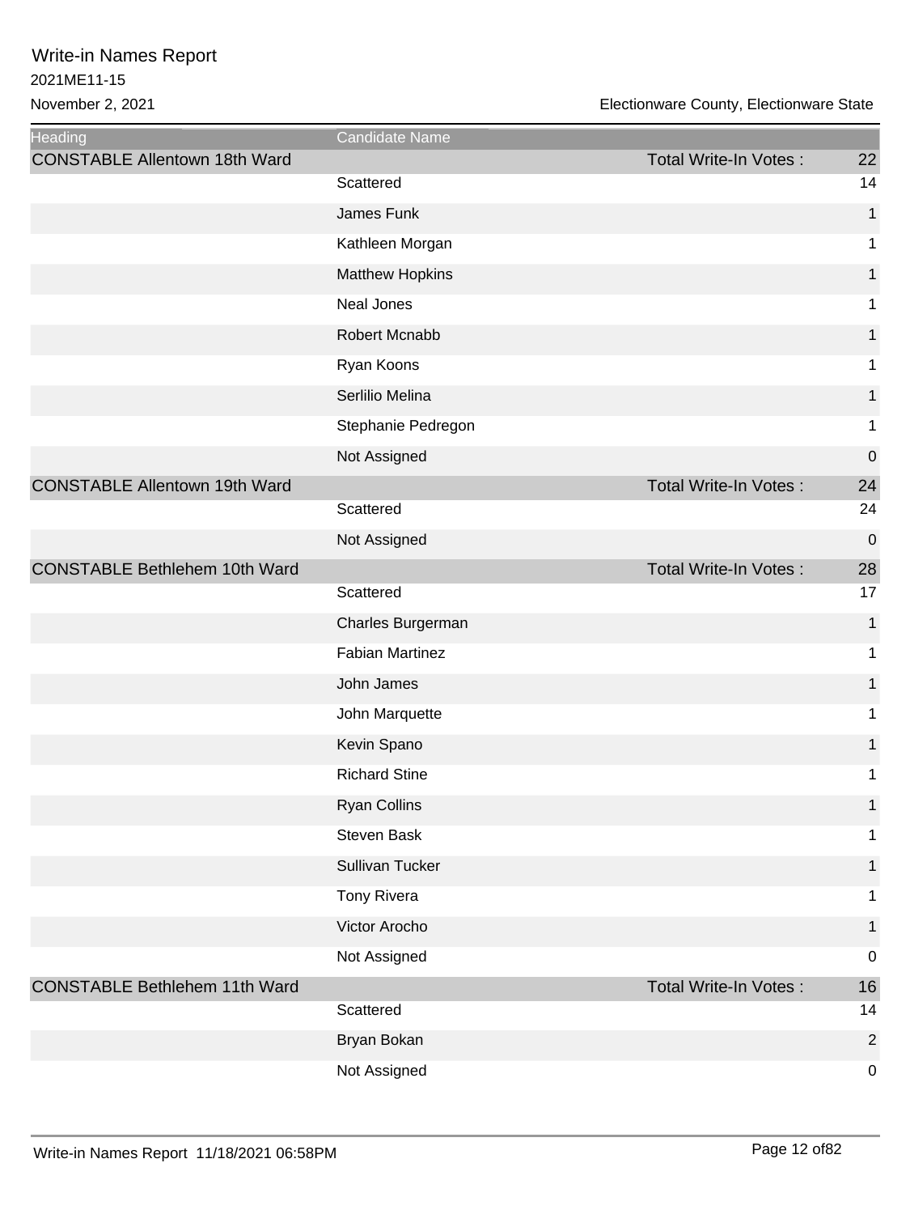# Write-in Names Report

2021ME11-15

November 2, 2021

Electionware County, Electionware State

| Heading | Candidate Name | | |
|---|---|---|---|
| CONSTABLE Allentown 18th Ward | | Total Write-In Votes : | 22 |
| | Scattered | | 14 |
| | James Funk | | 1 |
| | Kathleen Morgan | | 1 |
| | Matthew Hopkins | | 1 |
| | Neal Jones | | 1 |
| | Robert Mcnabb | | 1 |
| | Ryan Koons | | 1 |
| | Serlilio Melina | | 1 |
| | Stephanie Pedregon | | 1 |
| | Not Assigned | | 0 |
| CONSTABLE Allentown 19th Ward | | Total Write-In Votes : | 24 |
| | Scattered | | 24 |
| | Not Assigned | | 0 |
| CONSTABLE Bethlehem 10th Ward | | Total Write-In Votes : | 28 |
| | Scattered | | 17 |
| | Charles Burgerman | | 1 |
| | Fabian Martinez | | 1 |
| | John James | | 1 |
| | John Marquette | | 1 |
| | Kevin Spano | | 1 |
| | Richard Stine | | 1 |
| | Ryan Collins | | 1 |
| | Steven Bask | | 1 |
| | Sullivan Tucker | | 1 |
| | Tony Rivera | | 1 |
| | Victor Arocho | | 1 |
| | Not Assigned | | 0 |
| CONSTABLE Bethlehem 11th Ward | | Total Write-In Votes : | 16 |
| | Scattered | | 14 |
| | Bryan Bokan | | 2 |
| | Not Assigned | | 0 |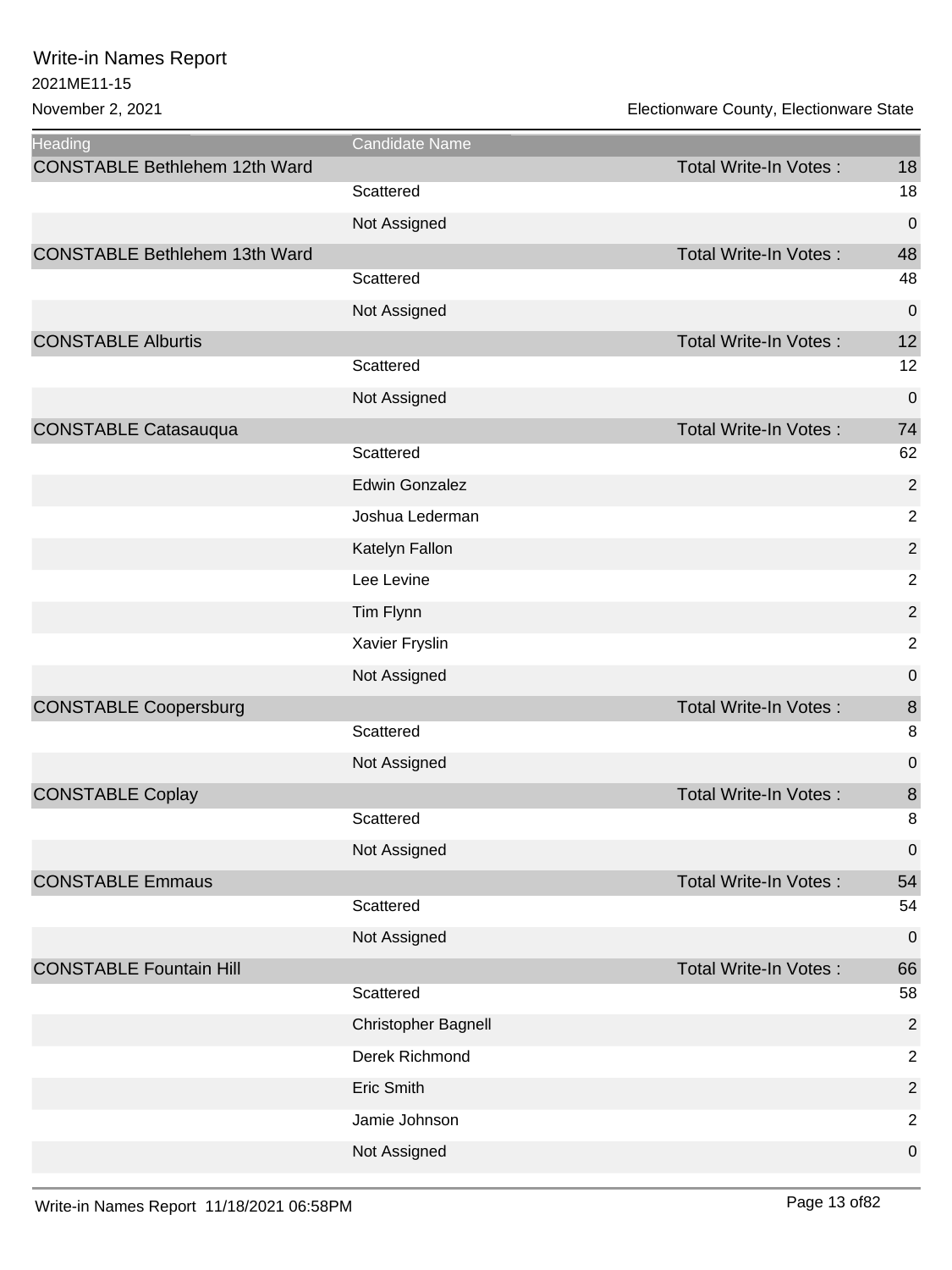# Write-in Names Report

2021ME11-15

November 2, 2021

Electionware County, Electionware State

| Heading | Candidate Name | | |
|---|---|---|---|
| CONSTABLE Bethlehem 12th Ward | | Total Write-In Votes : | 18 |
| | Scattered | | 18 |
| | Not Assigned | | 0 |
| CONSTABLE Bethlehem 13th Ward | | Total Write-In Votes : | 48 |
| | Scattered | | 48 |
| | Not Assigned | | 0 |
| CONSTABLE Alburtis | | Total Write-In Votes : | 12 |
| | Scattered | | 12 |
| | Not Assigned | | 0 |
| CONSTABLE Catasauqua | | Total Write-In Votes : | 74 |
| | Scattered | | 62 |
| | Edwin Gonzalez | | 2 |
| | Joshua Lederman | | 2 |
| | Katelyn Fallon | | 2 |
| | Lee Levine | | 2 |
| | Tim Flynn | | 2 |
| | Xavier Fryslin | | 2 |
| | Not Assigned | | 0 |
| CONSTABLE Coopersburg | | Total Write-In Votes : | 8 |
| | Scattered | | 8 |
| | Not Assigned | | 0 |
| CONSTABLE Coplay | | Total Write-In Votes : | 8 |
| | Scattered | | 8 |
| | Not Assigned | | 0 |
| CONSTABLE Emmaus | | Total Write-In Votes : | 54 |
| | Scattered | | 54 |
| | Not Assigned | | 0 |
| CONSTABLE Fountain Hill | | Total Write-In Votes : | 66 |
| | Scattered | | 58 |
| | Christopher Bagnell | | 2 |
| | Derek Richmond | | 2 |
| | Eric Smith | | 2 |
| | Jamie Johnson | | 2 |
| | Not Assigned | | 0 |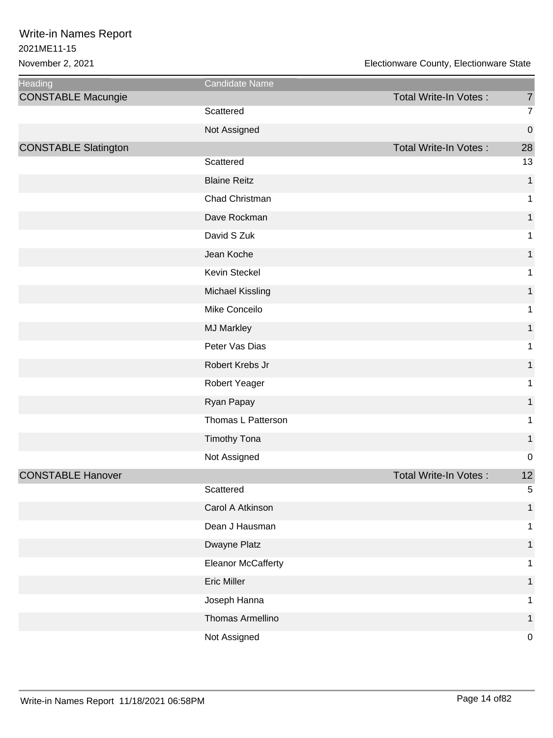Write-in Names Report
2021ME11-15
November 2, 2021

Electionware County, Electionware State

| Heading | Candidate Name | | |
|---|---|---|---|
| CONSTABLE Macungie | | Total Write-In Votes : | 7 |
| | Scattered | | 7 |
| | Not Assigned | | 0 |
| CONSTABLE Slatington | | Total Write-In Votes : | 28 |
| | Scattered | | 13 |
| | Blaine Reitz | | 1 |
| | Chad Christman | | 1 |
| | Dave Rockman | | 1 |
| | David S Zuk | | 1 |
| | Jean Koche | | 1 |
| | Kevin Steckel | | 1 |
| | Michael Kissling | | 1 |
| | Mike Conceilo | | 1 |
| | MJ Markley | | 1 |
| | Peter Vas Dias | | 1 |
| | Robert Krebs Jr | | 1 |
| | Robert Yeager | | 1 |
| | Ryan Papay | | 1 |
| | Thomas L Patterson | | 1 |
| | Timothy Tona | | 1 |
| | Not Assigned | | 0 |
| CONSTABLE Hanover | | Total Write-In Votes : | 12 |
| | Scattered | | 5 |
| | Carol A Atkinson | | 1 |
| | Dean J Hausman | | 1 |
| | Dwayne Platz | | 1 |
| | Eleanor McCafferty | | 1 |
| | Eric Miller | | 1 |
| | Joseph Hanna | | 1 |
| | Thomas Armellino | | 1 |
| | Not Assigned | | 0 |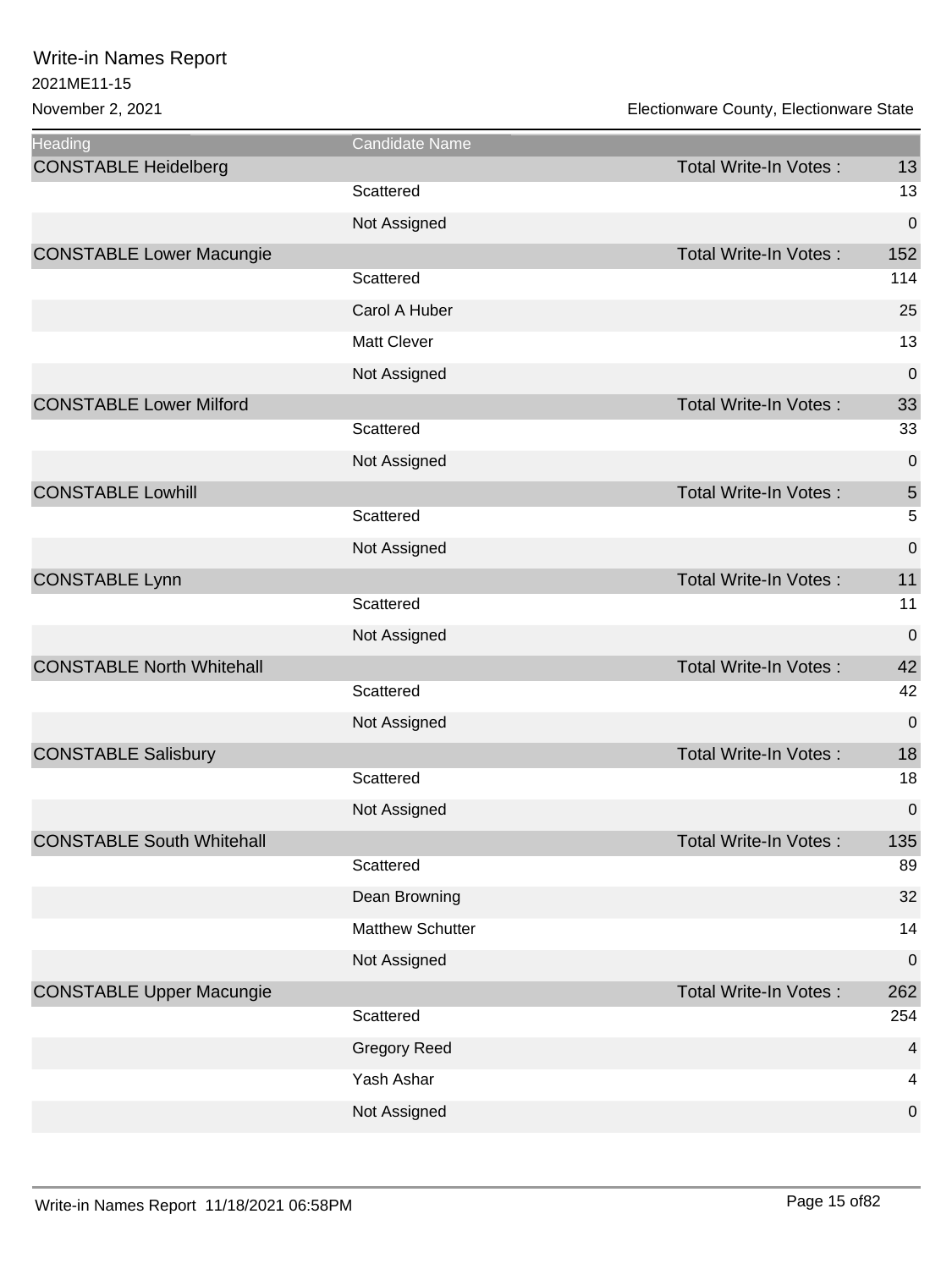# Write-in Names Report

2021ME11-15

November 2, 2021

Electionware County, Electionware State

| Heading | Candidate Name | | |
|---|---|---|---|
| CONSTABLE Heidelberg | | Total Write-In Votes : | 13 |
| | Scattered | | 13 |
| | Not Assigned | | 0 |
| CONSTABLE Lower Macungie | | Total Write-In Votes : | 152 |
| | Scattered | | 114 |
| | Carol A Huber | | 25 |
| | Matt Clever | | 13 |
| | Not Assigned | | 0 |
| CONSTABLE Lower Milford | | Total Write-In Votes : | 33 |
| | Scattered | | 33 |
| | Not Assigned | | 0 |
| CONSTABLE Lowhill | | Total Write-In Votes : | 5 |
| | Scattered | | 5 |
| | Not Assigned | | 0 |
| CONSTABLE Lynn | | Total Write-In Votes : | 11 |
| | Scattered | | 11 |
| | Not Assigned | | 0 |
| CONSTABLE North Whitehall | | Total Write-In Votes : | 42 |
| | Scattered | | 42 |
| | Not Assigned | | 0 |
| CONSTABLE Salisbury | | Total Write-In Votes : | 18 |
| | Scattered | | 18 |
| | Not Assigned | | 0 |
| CONSTABLE South Whitehall | | Total Write-In Votes : | 135 |
| | Scattered | | 89 |
| | Dean Browning | | 32 |
| | Matthew Schutter | | 14 |
| | Not Assigned | | 0 |
| CONSTABLE Upper Macungie | | Total Write-In Votes : | 262 |
| | Scattered | | 254 |
| | Gregory Reed | | 4 |
| | Yash Ashar | | 4 |
| | Not Assigned | | 0 |

Write-in Names Report 11/18/2021 06:58PM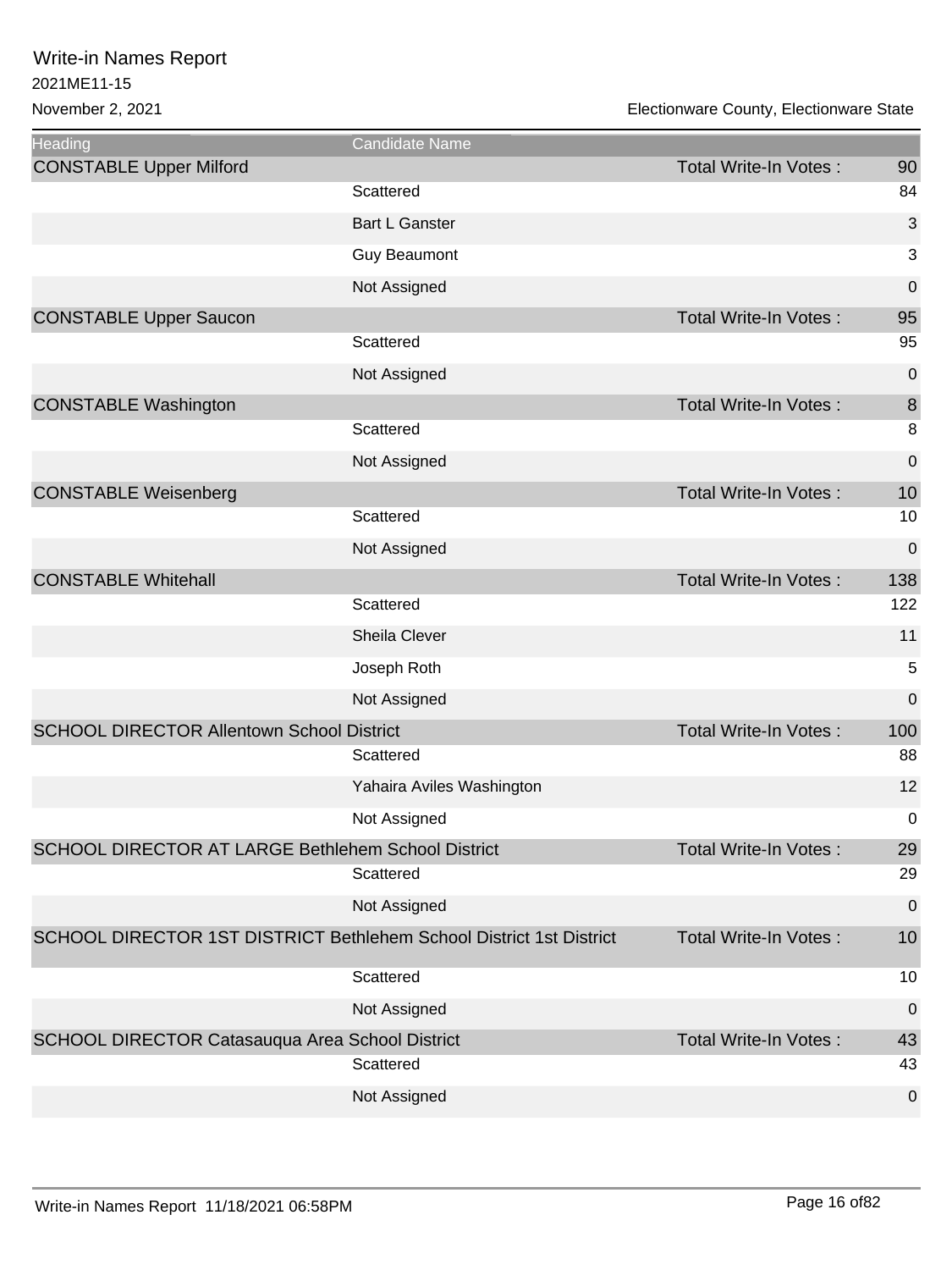Write-in Names Report
2021ME11-15
November 2, 2021

Electionware County, Electionware State

| Heading | Candidate Name | | |
|---|---|---|---|
| CONSTABLE Upper Milford | | Total Write-In Votes : | 90 |
| | Scattered | | 84 |
| | Bart L Ganster | | 3 |
| | Guy Beaumont | | 3 |
| | Not Assigned | | 0 |
| CONSTABLE Upper Saucon | | Total Write-In Votes : | 95 |
| | Scattered | | 95 |
| | Not Assigned | | 0 |
| CONSTABLE Washington | | Total Write-In Votes : | 8 |
| | Scattered | | 8 |
| | Not Assigned | | 0 |
| CONSTABLE Weisenberg | | Total Write-In Votes : | 10 |
| | Scattered | | 10 |
| | Not Assigned | | 0 |
| CONSTABLE Whitehall | | Total Write-In Votes : | 138 |
| | Scattered | | 122 |
| | Sheila Clever | | 11 |
| | Joseph Roth | | 5 |
| | Not Assigned | | 0 |
| SCHOOL DIRECTOR Allentown School District | | Total Write-In Votes : | 100 |
| | Scattered | | 88 |
| | Yahaira Aviles Washington | | 12 |
| | Not Assigned | | 0 |
| SCHOOL DIRECTOR AT LARGE Bethlehem School District | | Total Write-In Votes : | 29 |
| | Scattered | | 29 |
| | Not Assigned | | 0 |
| SCHOOL DIRECTOR 1ST DISTRICT Bethlehem School District 1st District | | Total Write-In Votes : | 10 |
| | Scattered | | 10 |
| | Not Assigned | | 0 |
| SCHOOL DIRECTOR Catasauqua Area School District | | Total Write-In Votes : | 43 |
| | Scattered | | 43 |
| | Not Assigned | | 0 |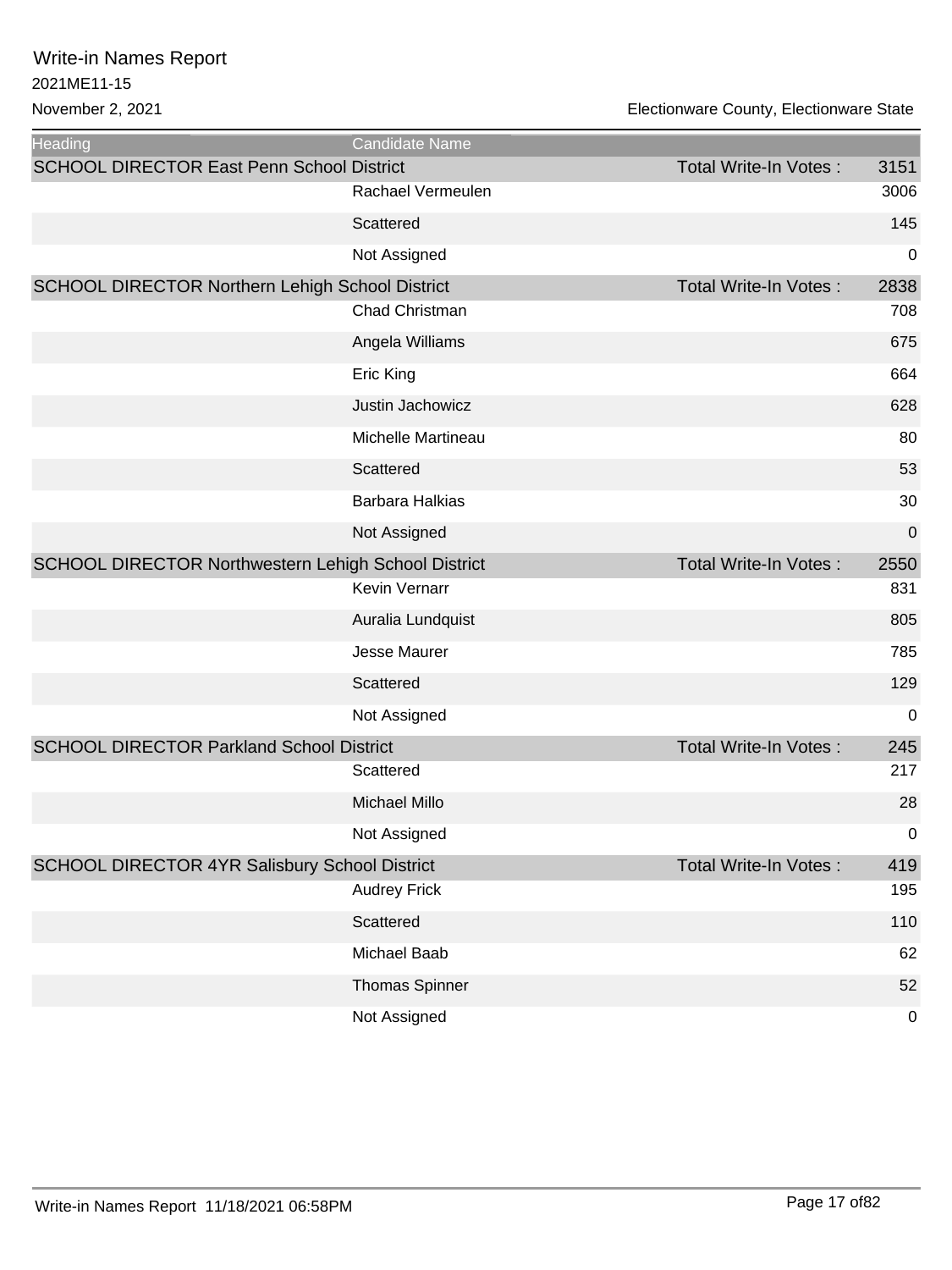# Write-in Names Report

2021ME11-15

November 2, 2021

Electionware County, Electionware State

| Heading | Candidate Name | | |
|---|---|---|---|
| SCHOOL DIRECTOR East Penn School District | | Total Write-In Votes : | 3151 |
| | Rachael Vermeulen | | 3006 |
| | Scattered | | 145 |
| | Not Assigned | | 0 |
| SCHOOL DIRECTOR Northern Lehigh School District | | Total Write-In Votes : | 2838 |
| | Chad Christman | | 708 |
| | Angela Williams | | 675 |
| | Eric King | | 664 |
| | Justin Jachowicz | | 628 |
| | Michelle Martineau | | 80 |
| | Scattered | | 53 |
| | Barbara Halkias | | 30 |
| | Not Assigned | | 0 |
| SCHOOL DIRECTOR Northwestern Lehigh School District | | Total Write-In Votes : | 2550 |
| | Kevin Vernarr | | 831 |
| | Auralia Lundquist | | 805 |
| | Jesse Maurer | | 785 |
| | Scattered | | 129 |
| | Not Assigned | | 0 |
| SCHOOL DIRECTOR Parkland School District | | Total Write-In Votes : | 245 |
| | Scattered | | 217 |
| | Michael Millo | | 28 |
| | Not Assigned | | 0 |
| SCHOOL DIRECTOR 4YR Salisbury School District | | Total Write-In Votes : | 419 |
| | Audrey Frick | | 195 |
| | Scattered | | 110 |
| | Michael Baab | | 62 |
| | Thomas Spinner | | 52 |
| | Not Assigned | | 0 |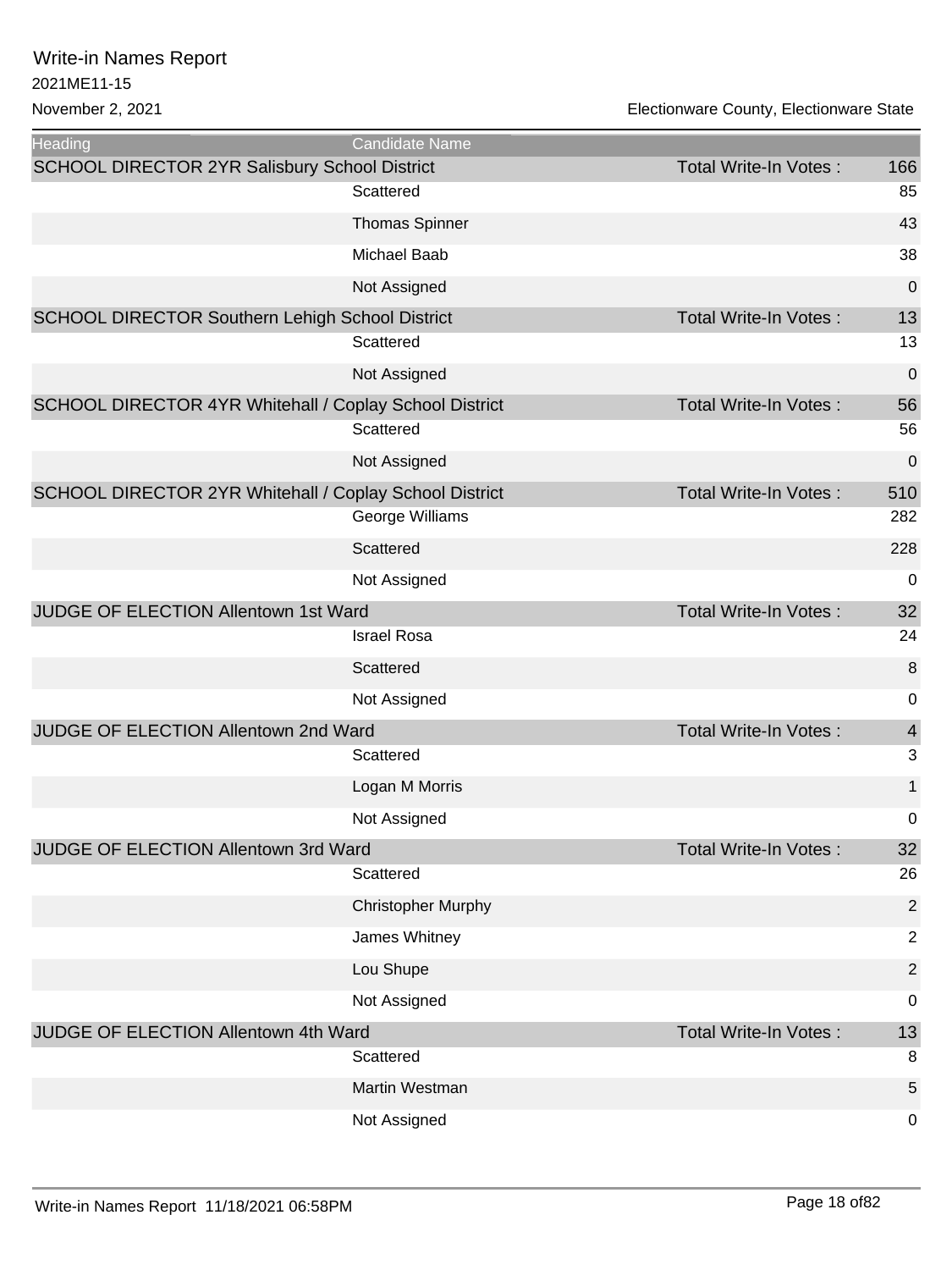# Write-in Names Report

2021ME11-15

November 2, 2021

Electionware County, Electionware State

| Heading | Candidate Name | | |
|---|---|---|---|
| SCHOOL DIRECTOR 2YR Salisbury School District | | Total Write-In Votes : | 166 |
| | Scattered | | 85 |
| | Thomas Spinner | | 43 |
| | Michael Baab | | 38 |
| | Not Assigned | | 0 |
| SCHOOL DIRECTOR Southern Lehigh School District | | Total Write-In Votes : | 13 |
| | Scattered | | 13 |
| | Not Assigned | | 0 |
| SCHOOL DIRECTOR 4YR Whitehall / Coplay School District | | Total Write-In Votes : | 56 |
| | Scattered | | 56 |
| | Not Assigned | | 0 |
| SCHOOL DIRECTOR 2YR Whitehall / Coplay School District | | Total Write-In Votes : | 510 |
| | George Williams | | 282 |
| | Scattered | | 228 |
| | Not Assigned | | 0 |
| JUDGE OF ELECTION Allentown 1st Ward | | Total Write-In Votes : | 32 |
| | Israel Rosa | | 24 |
| | Scattered | | 8 |
| | Not Assigned | | 0 |
| JUDGE OF ELECTION Allentown 2nd Ward | | Total Write-In Votes : | 4 |
| | Scattered | | 3 |
| | Logan M Morris | | 1 |
| | Not Assigned | | 0 |
| JUDGE OF ELECTION Allentown 3rd Ward | | Total Write-In Votes : | 32 |
| | Scattered | | 26 |
| | Christopher Murphy | | 2 |
| | James Whitney | | 2 |
| | Lou Shupe | | 2 |
| | Not Assigned | | 0 |
| JUDGE OF ELECTION Allentown 4th Ward | | Total Write-In Votes : | 13 |
| | Scattered | | 8 |
| | Martin Westman | | 5 |
| | Not Assigned | | 0 |

Write-in Names Report 11/18/2021 06:58PM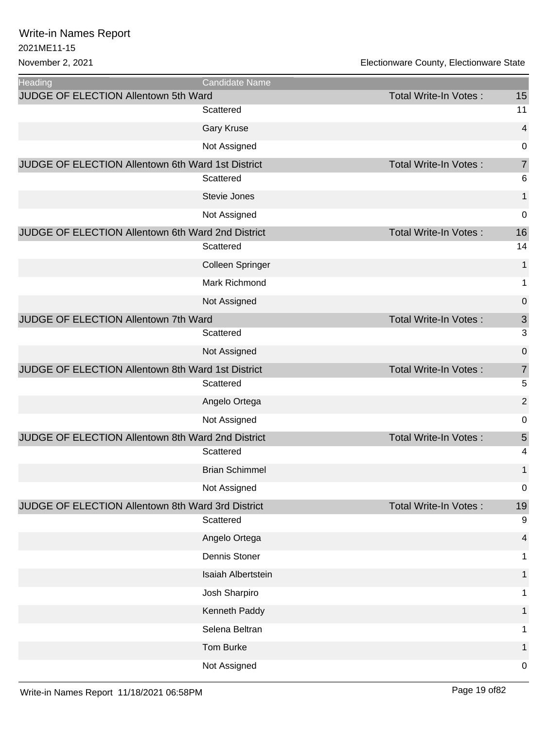# Write-in Names Report

2021ME11-15

November 2, 2021

Electionware County, Electionware State

| Heading | Candidate Name | | |
|---|---|---|---|
| JUDGE OF ELECTION Allentown 5th Ward | | Total Write-In Votes : | 15 |
| | Scattered | | 11 |
| | Gary Kruse | | 4 |
| | Not Assigned | | 0 |
| JUDGE OF ELECTION Allentown 6th Ward 1st District | | Total Write-In Votes : | 7 |
| | Scattered | | 6 |
| | Stevie Jones | | 1 |
| | Not Assigned | | 0 |
| JUDGE OF ELECTION Allentown 6th Ward 2nd District | | Total Write-In Votes : | 16 |
| | Scattered | | 14 |
| | Colleen Springer | | 1 |
| | Mark Richmond | | 1 |
| | Not Assigned | | 0 |
| JUDGE OF ELECTION Allentown 7th Ward | | Total Write-In Votes : | 3 |
| | Scattered | | 3 |
| | Not Assigned | | 0 |
| JUDGE OF ELECTION Allentown 8th Ward 1st District | | Total Write-In Votes : | 7 |
| | Scattered | | 5 |
| | Angelo Ortega | | 2 |
| | Not Assigned | | 0 |
| JUDGE OF ELECTION Allentown 8th Ward 2nd District | | Total Write-In Votes : | 5 |
| | Scattered | | 4 |
| | Brian Schimmel | | 1 |
| | Not Assigned | | 0 |
| JUDGE OF ELECTION Allentown 8th Ward 3rd District | | Total Write-In Votes : | 19 |
| | Scattered | | 9 |
| | Angelo Ortega | | 4 |
| | Dennis Stoner | | 1 |
| | Isaiah Albertstein | | 1 |
| | Josh Sharpiro | | 1 |
| | Kenneth Paddy | | 1 |
| | Selena Beltran | | 1 |
| | Tom Burke | | 1 |
| | Not Assigned | | 0 |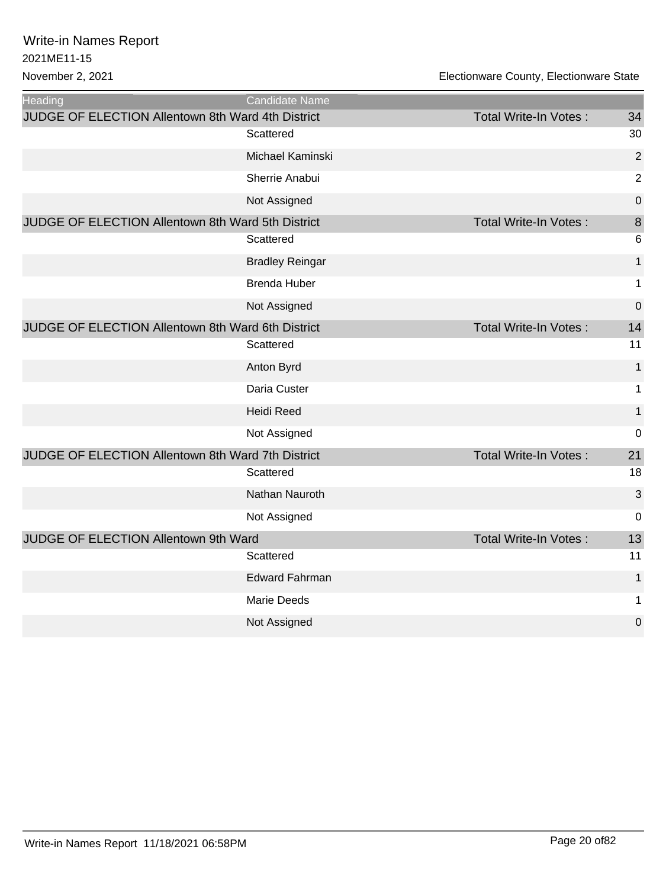| Heading | Candidate Name | | |
|---|---|---|---|
| JUDGE OF ELECTION Allentown 8th Ward 4th District | | Total Write-In Votes : | 34 |
| | Scattered | | 30 |
| | Michael Kaminski | | 2 |
| | Sherrie Anabui | | 2 |
| | Not Assigned | | 0 |
| JUDGE OF ELECTION Allentown 8th Ward 5th District | | Total Write-In Votes : | 8 |
| | Scattered | | 6 |
| | Bradley Reingar | | 1 |
| | Brenda Huber | | 1 |
| | Not Assigned | | 0 |
| JUDGE OF ELECTION Allentown 8th Ward 6th District | | Total Write-In Votes : | 14 |
| | Scattered | | 11 |
| | Anton Byrd | | 1 |
| | Daria Custer | | 1 |
| | Heidi Reed | | 1 |
| | Not Assigned | | 0 |
| JUDGE OF ELECTION Allentown 8th Ward 7th District | | Total Write-In Votes : | 21 |
| | Scattered | | 18 |
| | Nathan Nauroth | | 3 |
| | Not Assigned | | 0 |
| JUDGE OF ELECTION Allentown 9th Ward | | Total Write-In Votes : | 13 |
| | Scattered | | 11 |
| | Edward Fahrman | | 1 |
| | Marie Deeds | | 1 |
| | Not Assigned | | 0 |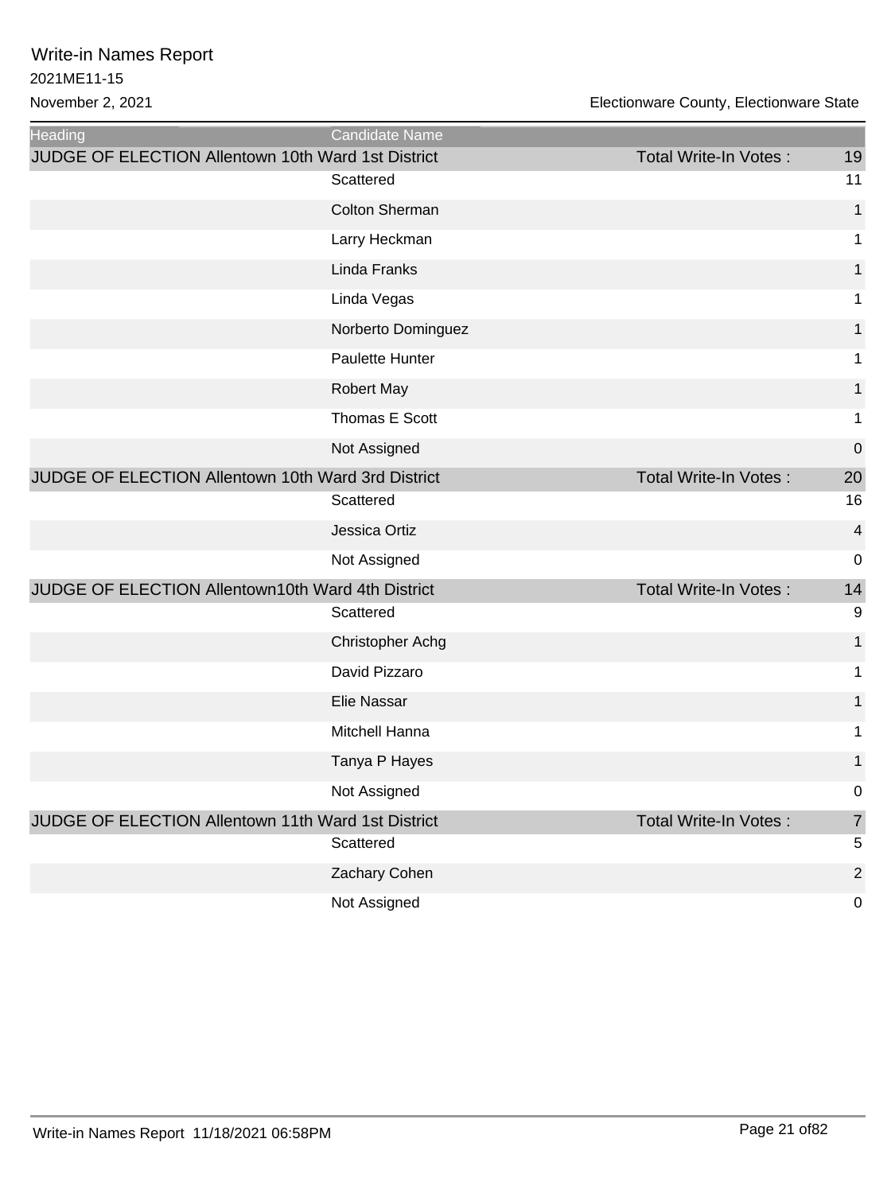# Write-in Names Report

2021ME11-15

November 2, 2021

Electionware County, Electionware State

| Heading | Candidate Name | | |
|---|---|---|---|
| JUDGE OF ELECTION Allentown 10th Ward 1st District | | Total Write-In Votes : | 19 |
| | Scattered | | 11 |
| | Colton Sherman | | 1 |
| | Larry Heckman | | 1 |
| | Linda Franks | | 1 |
| | Linda Vegas | | 1 |
| | Norberto Dominguez | | 1 |
| | Paulette Hunter | | 1 |
| | Robert May | | 1 |
| | Thomas E Scott | | 1 |
| | Not Assigned | | 0 |
| JUDGE OF ELECTION Allentown 10th Ward 3rd District | | Total Write-In Votes : | 20 |
| | Scattered | | 16 |
| | Jessica Ortiz | | 4 |
| | Not Assigned | | 0 |
| JUDGE OF ELECTION Allentown10th Ward 4th District | | Total Write-In Votes : | 14 |
| | Scattered | | 9 |
| | Christopher Achg | | 1 |
| | David Pizzaro | | 1 |
| | Elie Nassar | | 1 |
| | Mitchell Hanna | | 1 |
| | Tanya P Hayes | | 1 |
| | Not Assigned | | 0 |
| JUDGE OF ELECTION Allentown 11th Ward 1st District | | Total Write-In Votes : | 7 |
| | Scattered | | 5 |
| | Zachary Cohen | | 2 |
| | Not Assigned | | 0 |

Write-in Names Report 11/18/2021 06:58PM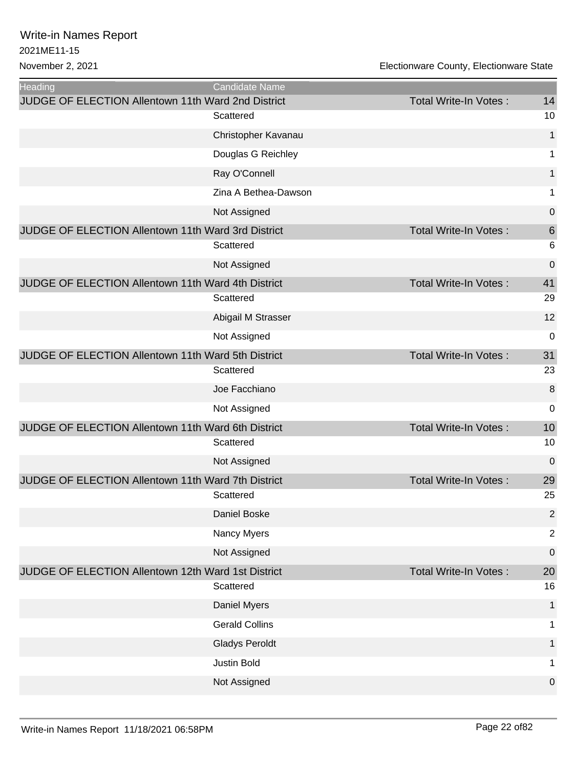# Write-in Names Report

2021ME11-15

November 2, 2021

Electionware County, Electionware State

| Heading | Candidate Name | | |
|---|---|---|---|
| JUDGE OF ELECTION Allentown 11th Ward 2nd District | | Total Write-In Votes : | 14 |
| | Scattered | | 10 |
| | Christopher Kavanau | | 1 |
| | Douglas G Reichley | | 1 |
| | Ray O'Connell | | 1 |
| | Zina A Bethea-Dawson | | 1 |
| | Not Assigned | | 0 |
| JUDGE OF ELECTION Allentown 11th Ward 3rd District | | Total Write-In Votes : | 6 |
| | Scattered | | 6 |
| | Not Assigned | | 0 |
| JUDGE OF ELECTION Allentown 11th Ward 4th District | | Total Write-In Votes : | 41 |
| | Scattered | | 29 |
| | Abigail M Strasser | | 12 |
| | Not Assigned | | 0 |
| JUDGE OF ELECTION Allentown 11th Ward 5th District | | Total Write-In Votes : | 31 |
| | Scattered | | 23 |
| | Joe Facchiano | | 8 |
| | Not Assigned | | 0 |
| JUDGE OF ELECTION Allentown 11th Ward 6th District | | Total Write-In Votes : | 10 |
| | Scattered | | 10 |
| | Not Assigned | | 0 |
| JUDGE OF ELECTION Allentown 11th Ward 7th District | | Total Write-In Votes : | 29 |
| | Scattered | | 25 |
| | Daniel Boske | | 2 |
| | Nancy Myers | | 2 |
| | Not Assigned | | 0 |
| JUDGE OF ELECTION Allentown 12th Ward 1st District | | Total Write-In Votes : | 20 |
| | Scattered | | 16 |
| | Daniel Myers | | 1 |
| | Gerald Collins | | 1 |
| | Gladys Peroldt | | 1 |
| | Justin Bold | | 1 |
| | Not Assigned | | 0 |

Write-in Names Report 11/18/2021 06:58PM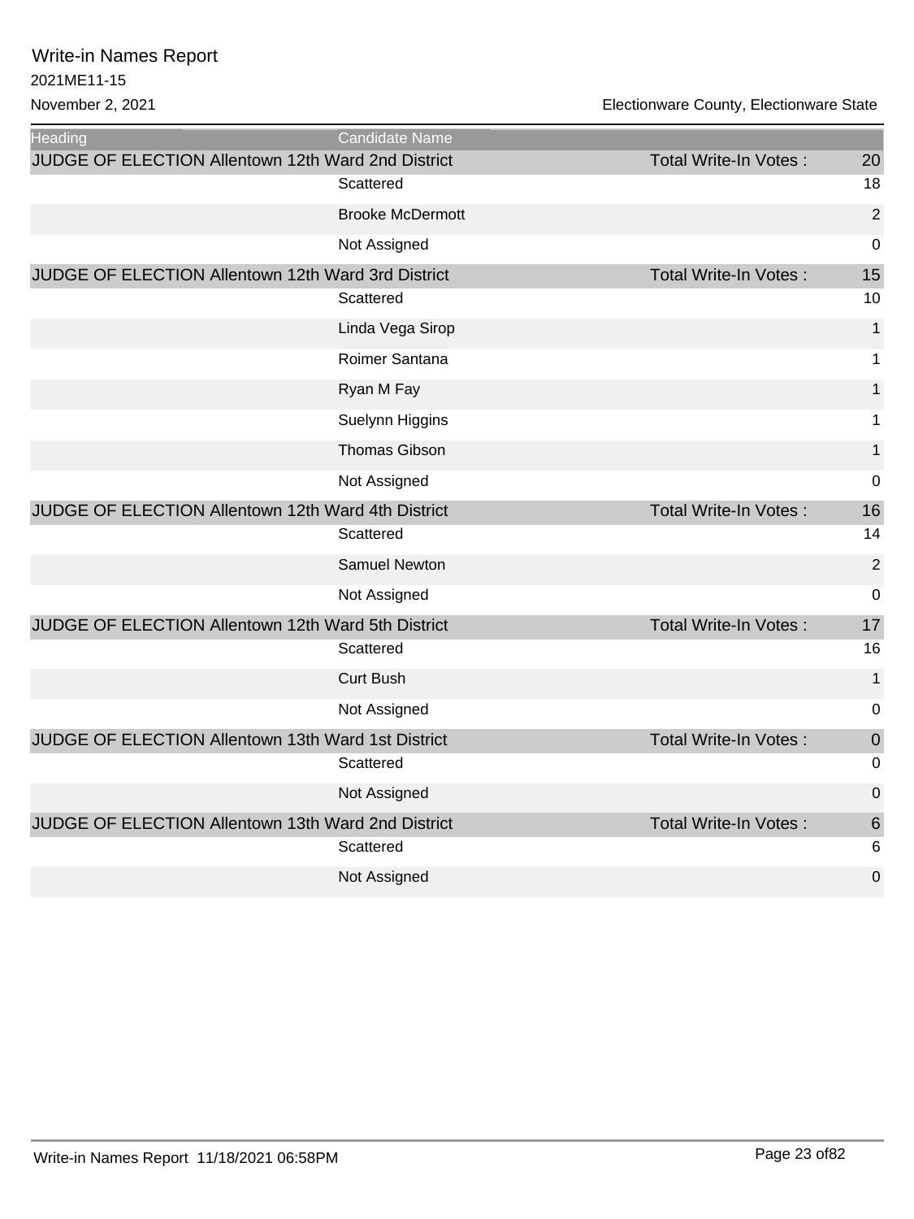Write-in Names Report
2021ME11-15
November 2, 2021

Electionware County, Electionware State

| Heading | Candidate Name | | |
|---|---|---|---|
| JUDGE OF ELECTION Allentown 12th Ward 2nd District | | Total Write-In Votes : | 20 |
| | Scattered | | 18 |
| | Brooke McDermott | | 2 |
| | Not Assigned | | 0 |
| JUDGE OF ELECTION Allentown 12th Ward 3rd District | | Total Write-In Votes : | 15 |
| | Scattered | | 10 |
| | Linda Vega Sirop | | 1 |
| | Roimer Santana | | 1 |
| | Ryan M Fay | | 1 |
| | Suelynn Higgins | | 1 |
| | Thomas Gibson | | 1 |
| | Not Assigned | | 0 |
| JUDGE OF ELECTION Allentown 12th Ward 4th District | | Total Write-In Votes : | 16 |
| | Scattered | | 14 |
| | Samuel Newton | | 2 |
| | Not Assigned | | 0 |
| JUDGE OF ELECTION Allentown 12th Ward 5th District | | Total Write-In Votes : | 17 |
| | Scattered | | 16 |
| | Curt Bush | | 1 |
| | Not Assigned | | 0 |
| JUDGE OF ELECTION Allentown 13th Ward 1st District | | Total Write-In Votes : | 0 |
| | Scattered | | 0 |
| | Not Assigned | | 0 |
| JUDGE OF ELECTION Allentown 13th Ward 2nd District | | Total Write-In Votes : | 6 |
| | Scattered | | 6 |
| | Not Assigned | | 0 |

Write-in Names Report 11/18/2021 06:58PM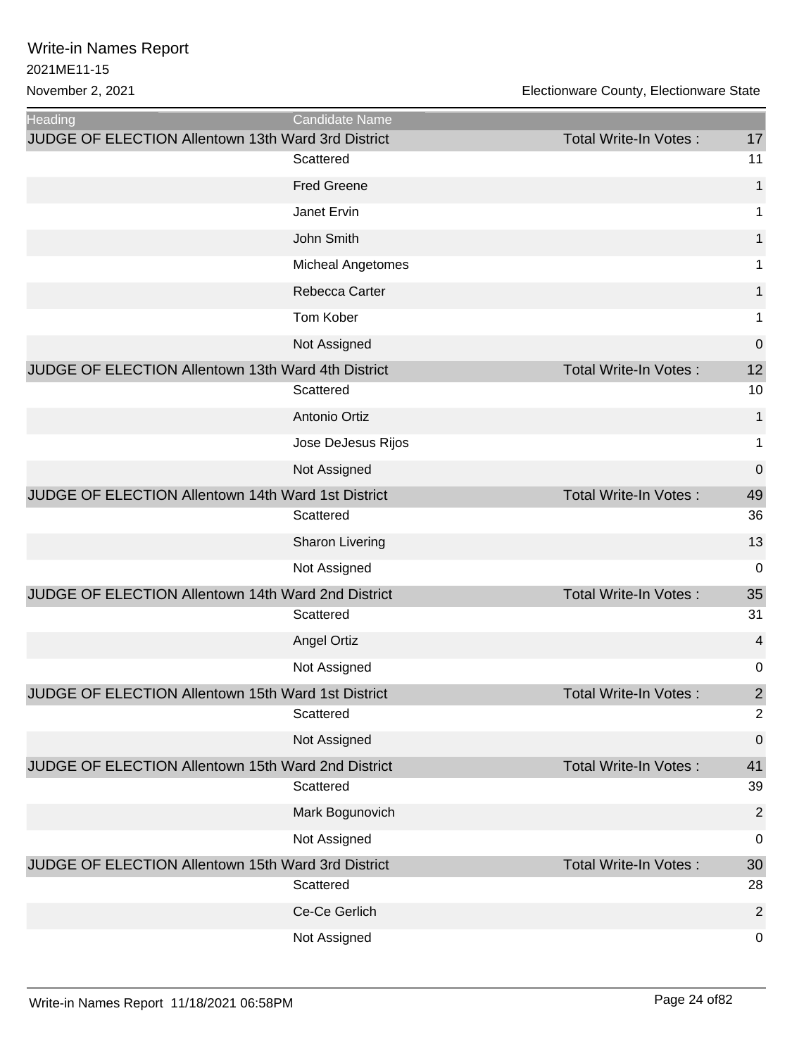# Write-in Names Report

2021ME11-15

November 2, 2021

Electionware County, Electionware State

| Heading | Candidate Name | | |
|---|---|---|---|
| JUDGE OF ELECTION Allentown 13th Ward 3rd District | | Total Write-In Votes : | 17 |
| | Scattered | | 11 |
| | Fred Greene | | 1 |
| | Janet Ervin | | 1 |
| | John Smith | | 1 |
| | Micheal Angetomes | | 1 |
| | Rebecca Carter | | 1 |
| | Tom Kober | | 1 |
| | Not Assigned | | 0 |
| JUDGE OF ELECTION Allentown 13th Ward 4th District | | Total Write-In Votes : | 12 |
| | Scattered | | 10 |
| | Antonio Ortiz | | 1 |
| | Jose DeJesus Rijos | | 1 |
| | Not Assigned | | 0 |
| JUDGE OF ELECTION Allentown 14th Ward 1st District | | Total Write-In Votes : | 49 |
| | Scattered | | 36 |
| | Sharon Livering | | 13 |
| | Not Assigned | | 0 |
| JUDGE OF ELECTION Allentown 14th Ward 2nd District | | Total Write-In Votes : | 35 |
| | Scattered | | 31 |
| | Angel Ortiz | | 4 |
| | Not Assigned | | 0 |
| JUDGE OF ELECTION Allentown 15th Ward 1st District | | Total Write-In Votes : | 2 |
| | Scattered | | 2 |
| | Not Assigned | | 0 |
| JUDGE OF ELECTION Allentown 15th Ward 2nd District | | Total Write-In Votes : | 41 |
| | Scattered | | 39 |
| | Mark Bogunovich | | 2 |
| | Not Assigned | | 0 |
| JUDGE OF ELECTION Allentown 15th Ward 3rd District | | Total Write-In Votes : | 30 |
| | Scattered | | 28 |
| | Ce-Ce Gerlich | | 2 |
| | Not Assigned | | 0 |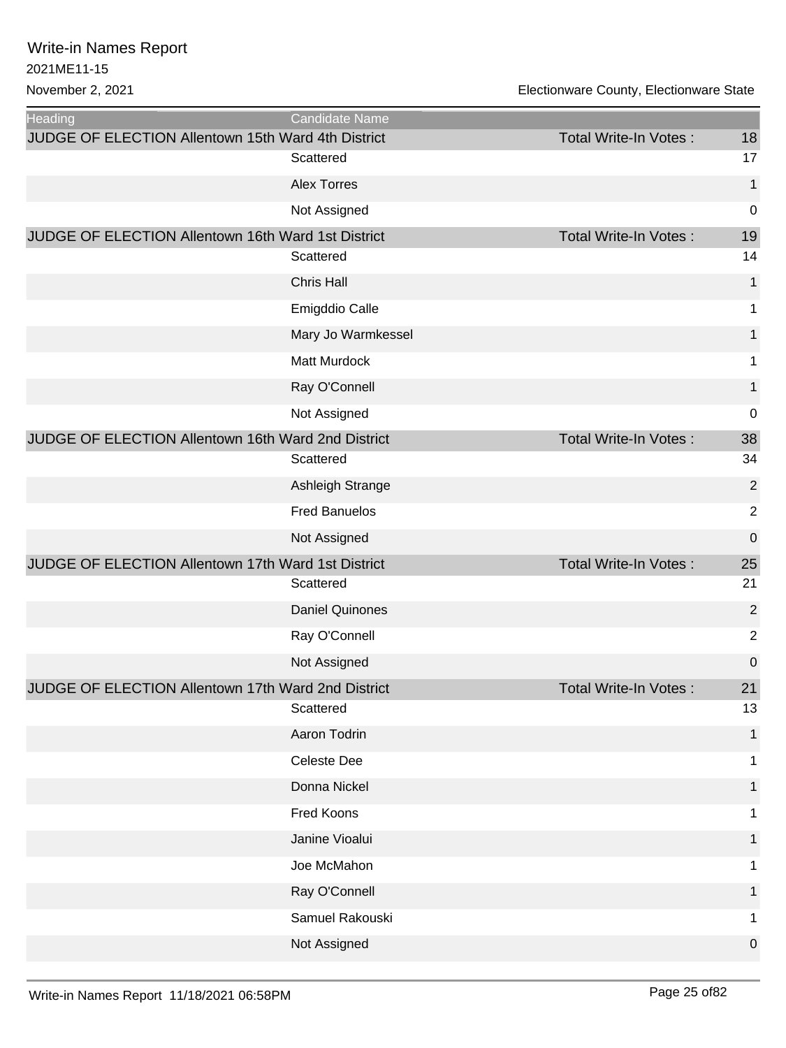# Write-in Names Report

2021ME11-15

November 2, 2021

Electionware County, Electionware State

| Heading | Candidate Name | | |
|---|---|---|---|
| JUDGE OF ELECTION Allentown 15th Ward 4th District | | Total Write-In Votes : | 18 |
| | Scattered | | 17 |
| | Alex Torres | | 1 |
| | Not Assigned | | 0 |
| JUDGE OF ELECTION Allentown 16th Ward 1st District | | Total Write-In Votes : | 19 |
| | Scattered | | 14 |
| | Chris Hall | | 1 |
| | Emigddio Calle | | 1 |
| | Mary Jo Warmkessel | | 1 |
| | Matt Murdock | | 1 |
| | Ray O'Connell | | 1 |
| | Not Assigned | | 0 |
| JUDGE OF ELECTION Allentown 16th Ward 2nd District | | Total Write-In Votes : | 38 |
| | Scattered | | 34 |
| | Ashleigh Strange | | 2 |
| | Fred Banuelos | | 2 |
| | Not Assigned | | 0 |
| JUDGE OF ELECTION Allentown 17th Ward 1st District | | Total Write-In Votes : | 25 |
| | Scattered | | 21 |
| | Daniel Quinones | | 2 |
| | Ray O'Connell | | 2 |
| | Not Assigned | | 0 |
| JUDGE OF ELECTION Allentown 17th Ward 2nd District | | Total Write-In Votes : | 21 |
| | Scattered | | 13 |
| | Aaron Todrin | | 1 |
| | Celeste Dee | | 1 |
| | Donna Nickel | | 1 |
| | Fred Koons | | 1 |
| | Janine Vioalui | | 1 |
| | Joe McMahon | | 1 |
| | Ray O'Connell | | 1 |
| | Samuel Rakouski | | 1 |
| | Not Assigned | | 0 |

Write-in Names Report 11/18/2021 06:58PM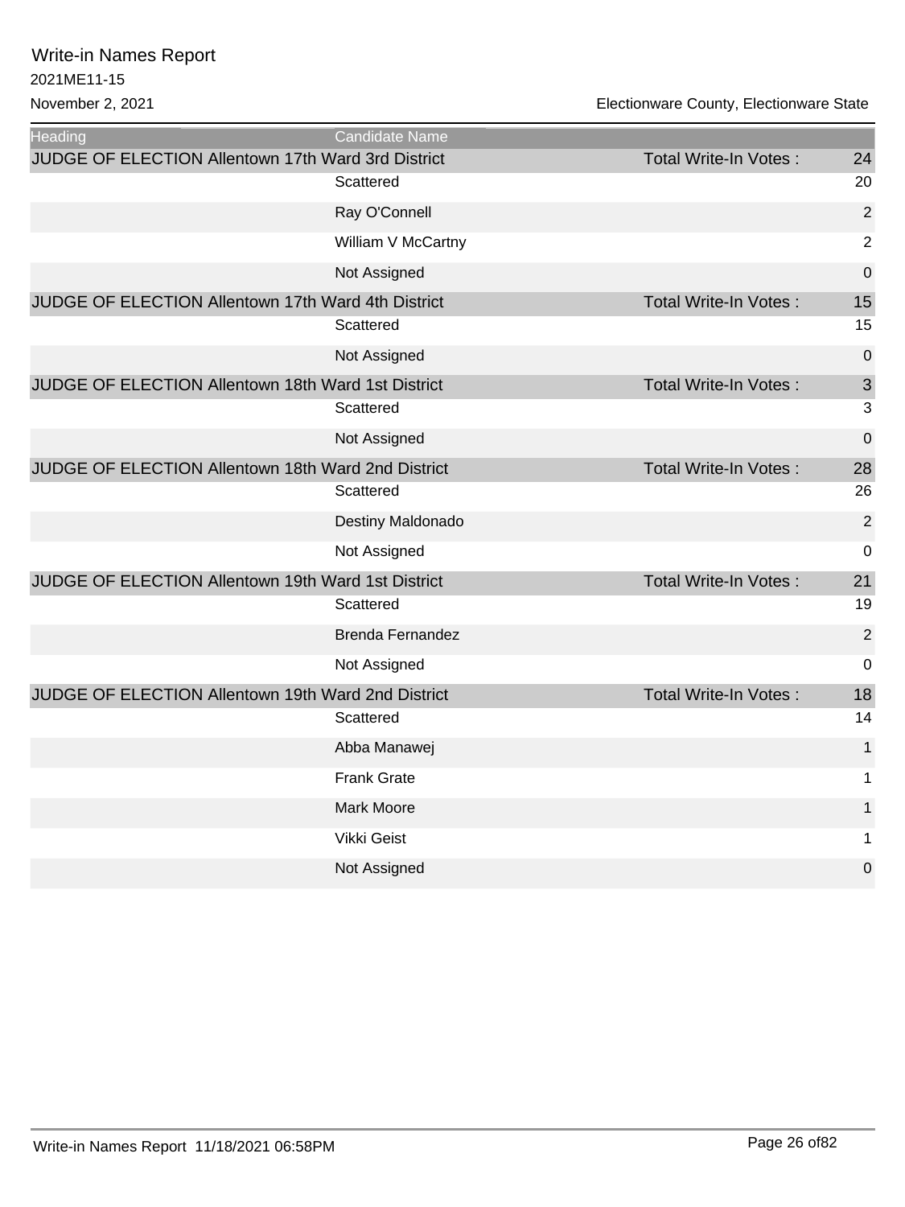Write-in Names Report

2021ME11-15

November 2, 2021

Electionware County, Electionware State

| Heading | Candidate Name | | |
|---|---|---|---|
| JUDGE OF ELECTION Allentown 17th Ward 3rd District | | Total Write-In Votes : | 24 |
| | Scattered | | 20 |
| | Ray O'Connell | | 2 |
| | William V McCartny | | 2 |
| | Not Assigned | | 0 |
| JUDGE OF ELECTION Allentown 17th Ward 4th District | | Total Write-In Votes : | 15 |
| | Scattered | | 15 |
| | Not Assigned | | 0 |
| JUDGE OF ELECTION Allentown 18th Ward 1st District | | Total Write-In Votes : | 3 |
| | Scattered | | 3 |
| | Not Assigned | | 0 |
| JUDGE OF ELECTION Allentown 18th Ward 2nd District | | Total Write-In Votes : | 28 |
| | Scattered | | 26 |
| | Destiny Maldonado | | 2 |
| | Not Assigned | | 0 |
| JUDGE OF ELECTION Allentown 19th Ward 1st District | | Total Write-In Votes : | 21 |
| | Scattered | | 19 |
| | Brenda Fernandez | | 2 |
| | Not Assigned | | 0 |
| JUDGE OF ELECTION Allentown 19th Ward 2nd District | | Total Write-In Votes : | 18 |
| | Scattered | | 14 |
| | Abba Manawej | | 1 |
| | Frank Grate | | 1 |
| | Mark Moore | | 1 |
| | Vikki Geist | | 1 |
| | Not Assigned | | 0 |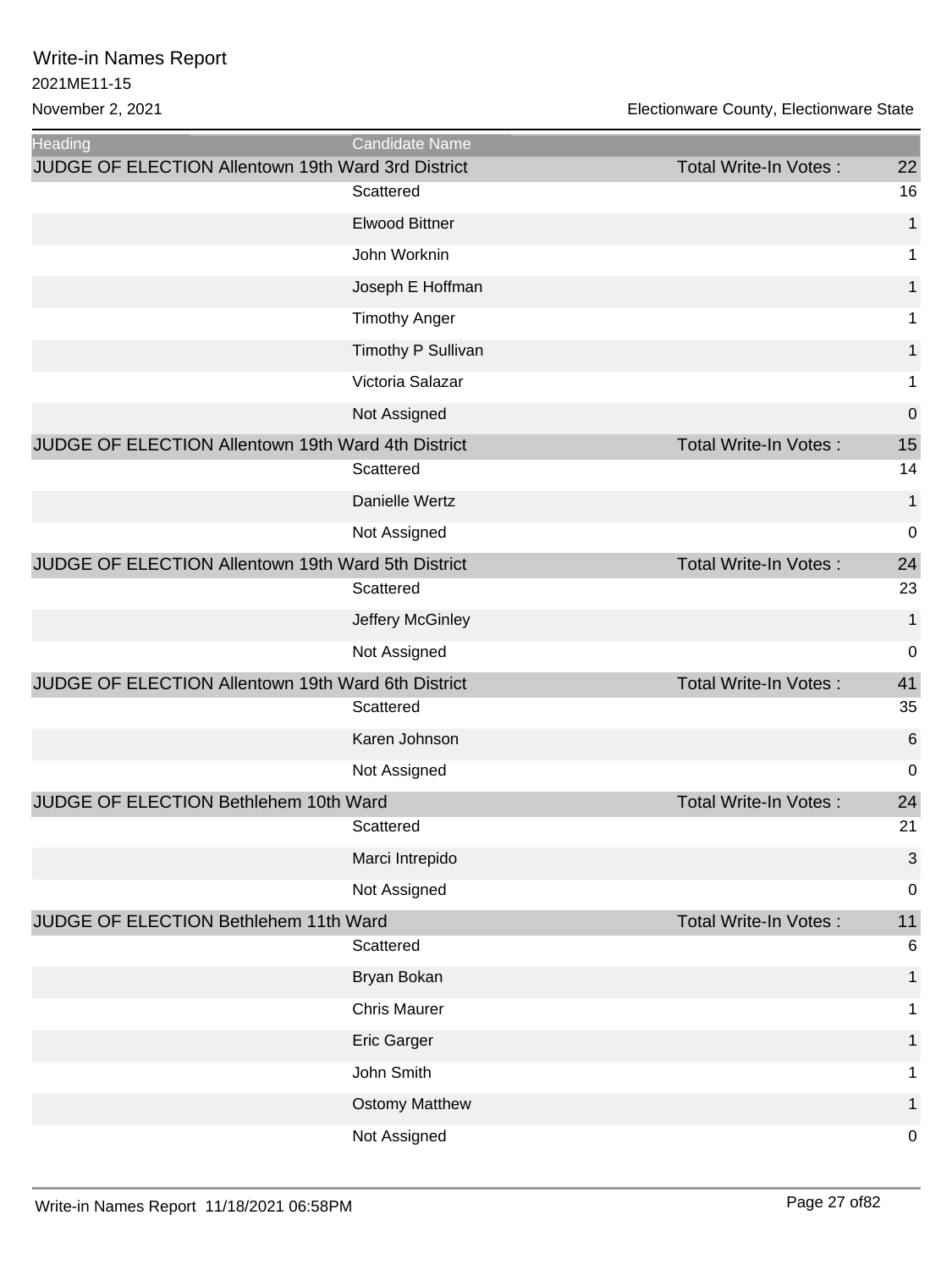# Write-in Names Report

2021ME11-15

November 2, 2021

Electionware County, Electionware State

| Heading | Candidate Name | | |
|---|---|---|---|
| JUDGE OF ELECTION Allentown 19th Ward 3rd District | | Total Write-In Votes : | 22 |
| | Scattered | | 16 |
| | Elwood Bittner | | 1 |
| | John Worknin | | 1 |
| | Joseph E Hoffman | | 1 |
| | Timothy Anger | | 1 |
| | Timothy P Sullivan | | 1 |
| | Victoria Salazar | | 1 |
| | Not Assigned | | 0 |
| JUDGE OF ELECTION Allentown 19th Ward 4th District | | Total Write-In Votes : | 15 |
| | Scattered | | 14 |
| | Danielle Wertz | | 1 |
| | Not Assigned | | 0 |
| JUDGE OF ELECTION Allentown 19th Ward 5th District | | Total Write-In Votes : | 24 |
| | Scattered | | 23 |
| | Jeffery McGinley | | 1 |
| | Not Assigned | | 0 |
| JUDGE OF ELECTION Allentown 19th Ward 6th District | | Total Write-In Votes : | 41 |
| | Scattered | | 35 |
| | Karen Johnson | | 6 |
| | Not Assigned | | 0 |
| JUDGE OF ELECTION Bethlehem 10th Ward | | Total Write-In Votes : | 24 |
| | Scattered | | 21 |
| | Marci Intrepido | | 3 |
| | Not Assigned | | 0 |
| JUDGE OF ELECTION Bethlehem 11th Ward | | Total Write-In Votes : | 11 |
| | Scattered | | 6 |
| | Bryan Bokan | | 1 |
| | Chris Maurer | | 1 |
| | Eric Garger | | 1 |
| | John Smith | | 1 |
| | Ostomy Matthew | | 1 |
| | Not Assigned | | 0 |

Write-in Names Report 11/18/2021 06:58PM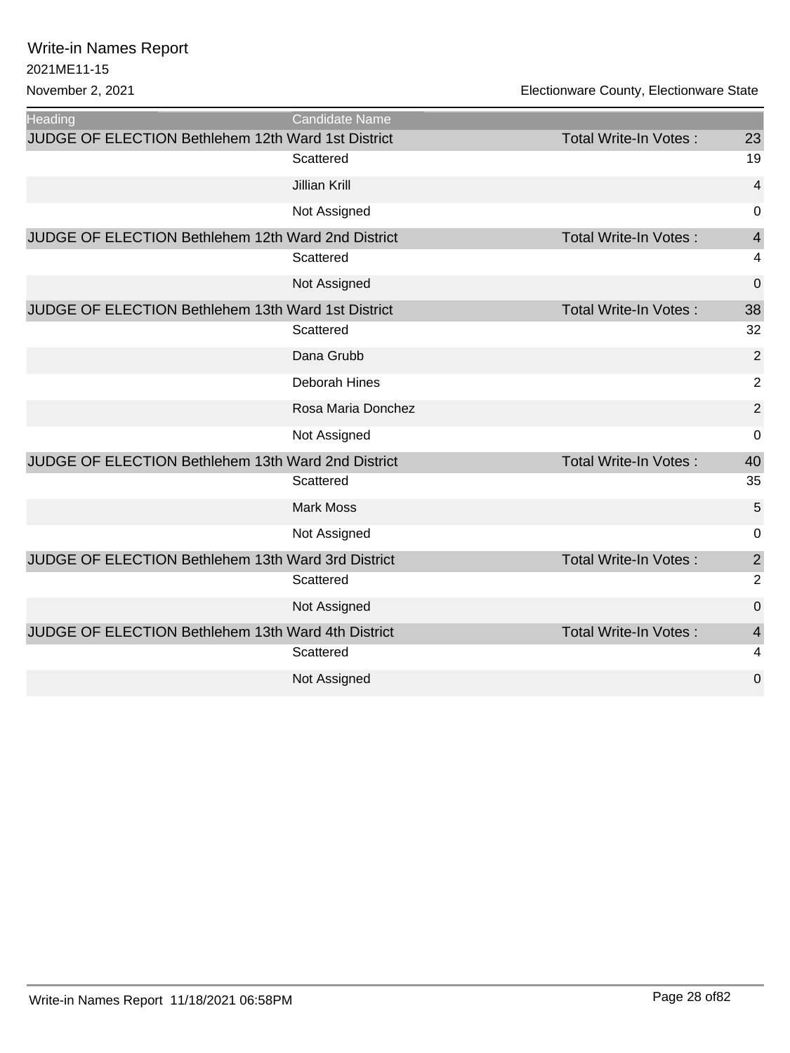# Write-in Names Report

2021ME11-15

November 2, 2021 | Electionware County, Electionware State

| Heading | Candidate Name | | |
|---|---|---|---|
| JUDGE OF ELECTION Bethlehem 12th Ward 1st District | | Total Write-In Votes : | 23 |
| | Scattered | | 19 |
| | Jillian Krill | | 4 |
| | Not Assigned | | 0 |
| JUDGE OF ELECTION Bethlehem 12th Ward 2nd District | | Total Write-In Votes : | 4 |
| | Scattered | | 4 |
| | Not Assigned | | 0 |
| JUDGE OF ELECTION Bethlehem 13th Ward 1st District | | Total Write-In Votes : | 38 |
| | Scattered | | 32 |
| | Dana Grubb | | 2 |
| | Deborah Hines | | 2 |
| | Rosa Maria Donchez | | 2 |
| | Not Assigned | | 0 |
| JUDGE OF ELECTION Bethlehem 13th Ward 2nd District | | Total Write-In Votes : | 40 |
| | Scattered | | 35 |
| | Mark Moss | | 5 |
| | Not Assigned | | 0 |
| JUDGE OF ELECTION Bethlehem 13th Ward 3rd District | | Total Write-In Votes : | 2 |
| | Scattered | | 2 |
| | Not Assigned | | 0 |
| JUDGE OF ELECTION Bethlehem 13th Ward 4th District | | Total Write-In Votes : | 4 |
| | Scattered | | 4 |
| | Not Assigned | | 0 |

Write-in Names Report 11/18/2021 06:58PM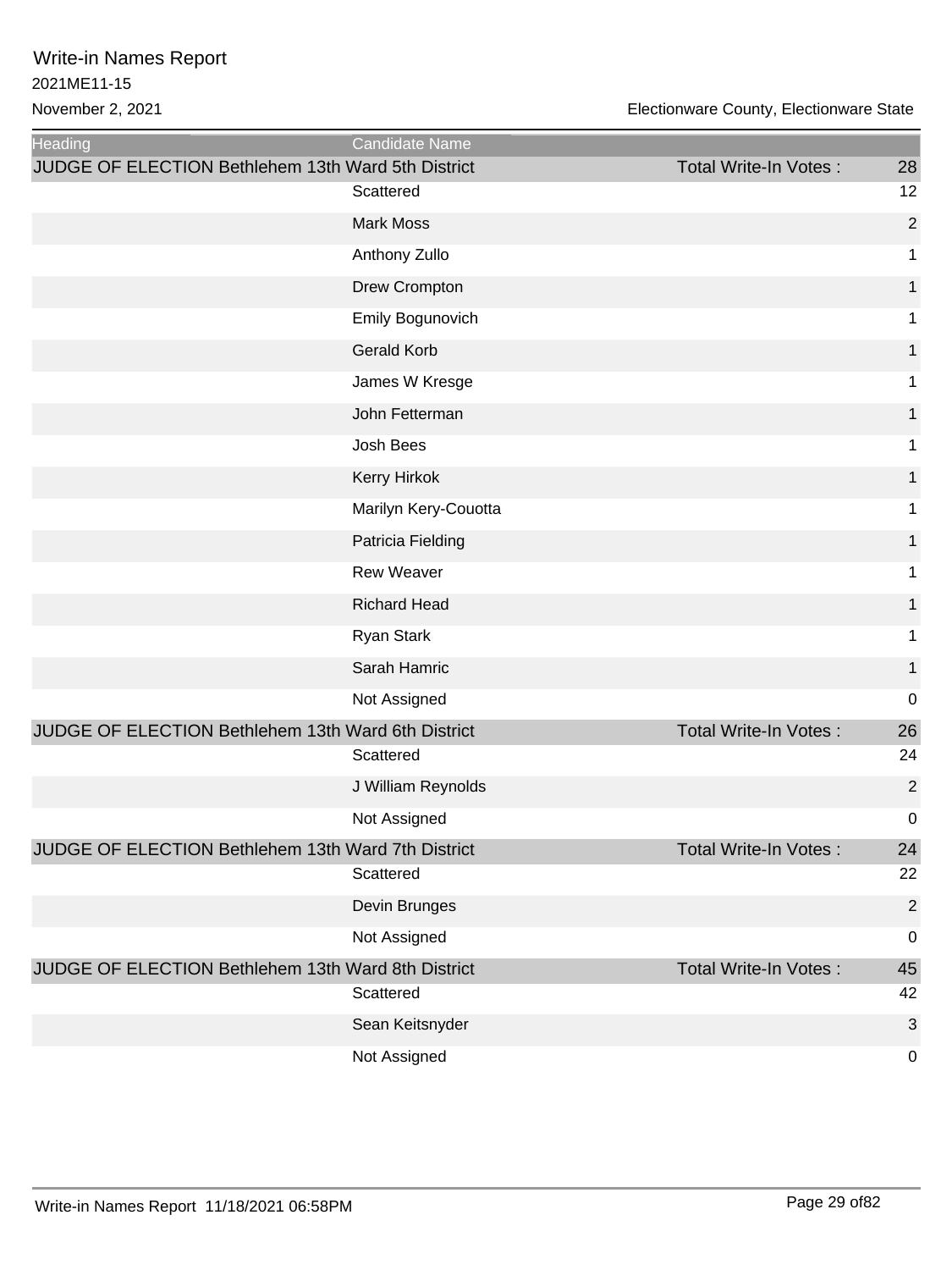# Write-in Names Report

2021ME11-15

November 2, 2021

Electionware County, Electionware State

| Heading | Candidate Name | | |
|---|---|---|---|
| JUDGE OF ELECTION Bethlehem 13th Ward 5th District | | Total Write-In Votes : | 28 |
| | Scattered | | 12 |
| | Mark Moss | | 2 |
| | Anthony Zullo | | 1 |
| | Drew Crompton | | 1 |
| | Emily Bogunovich | | 1 |
| | Gerald Korb | | 1 |
| | James W Kresge | | 1 |
| | John Fetterman | | 1 |
| | Josh Bees | | 1 |
| | Kerry Hirkok | | 1 |
| | Marilyn Kery-Couotta | | 1 |
| | Patricia Fielding | | 1 |
| | Rew Weaver | | 1 |
| | Richard Head | | 1 |
| | Ryan Stark | | 1 |
| | Sarah Hamric | | 1 |
| | Not Assigned | | 0 |
| JUDGE OF ELECTION Bethlehem 13th Ward 6th District | | Total Write-In Votes : | 26 |
| | Scattered | | 24 |
| | J William Reynolds | | 2 |
| | Not Assigned | | 0 |
| JUDGE OF ELECTION Bethlehem 13th Ward 7th District | | Total Write-In Votes : | 24 |
| | Scattered | | 22 |
| | Devin Brunges | | 2 |
| | Not Assigned | | 0 |
| JUDGE OF ELECTION Bethlehem 13th Ward 8th District | | Total Write-In Votes : | 45 |
| | Scattered | | 42 |
| | Sean Keitsnyder | | 3 |
| | Not Assigned | | 0 |

Write-in Names Report 11/18/2021 06:58PM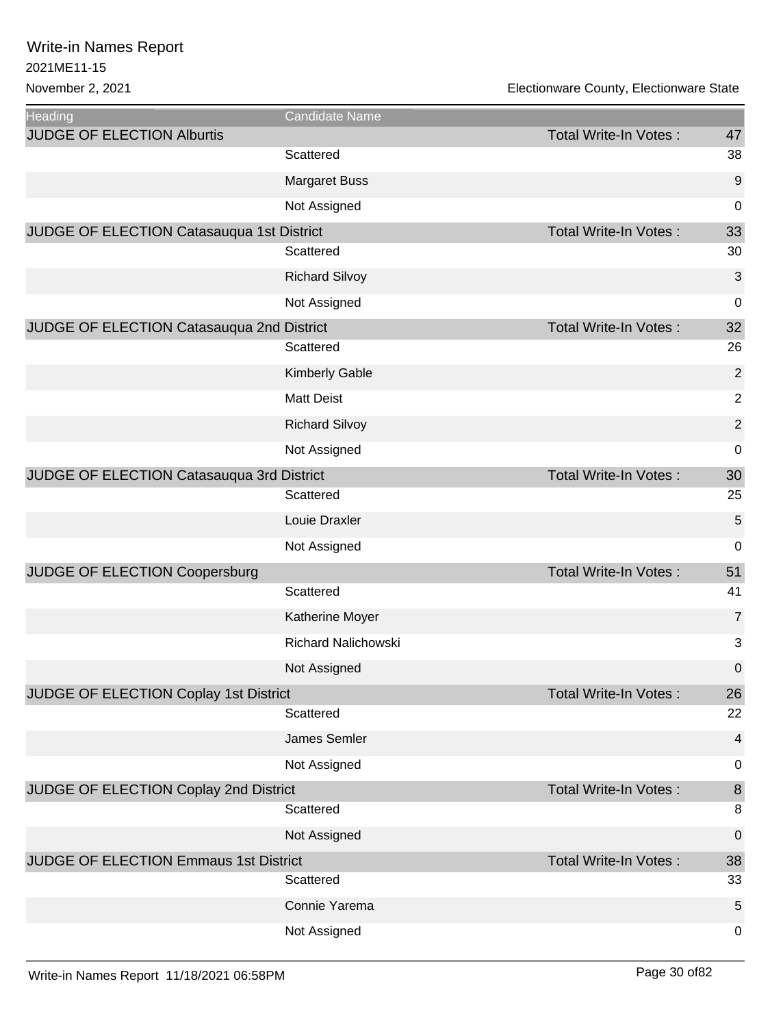# Write-in Names Report

2021ME11-15

November 2, 2021

Electionware County, Electionware State

| Heading | Candidate Name | | |
|---|---|---|---|
| JUDGE OF ELECTION Alburtis | | Total Write-In Votes : | 47 |
| | Scattered | | 38 |
| | Margaret Buss | | 9 |
| | Not Assigned | | 0 |
| JUDGE OF ELECTION Catasauqua 1st District | | Total Write-In Votes : | 33 |
| | Scattered | | 30 |
| | Richard Silvoy | | 3 |
| | Not Assigned | | 0 |
| JUDGE OF ELECTION Catasauqua 2nd District | | Total Write-In Votes : | 32 |
| | Scattered | | 26 |
| | Kimberly Gable | | 2 |
| | Matt Deist | | 2 |
| | Richard Silvoy | | 2 |
| | Not Assigned | | 0 |
| JUDGE OF ELECTION Catasauqua 3rd District | | Total Write-In Votes : | 30 |
| | Scattered | | 25 |
| | Louie Draxler | | 5 |
| | Not Assigned | | 0 |
| JUDGE OF ELECTION Coopersburg | | Total Write-In Votes : | 51 |
| | Scattered | | 41 |
| | Katherine Moyer | | 7 |
| | Richard Nalichowski | | 3 |
| | Not Assigned | | 0 |
| JUDGE OF ELECTION Coplay 1st District | | Total Write-In Votes : | 26 |
| | Scattered | | 22 |
| | James Semler | | 4 |
| | Not Assigned | | 0 |
| JUDGE OF ELECTION Coplay 2nd District | | Total Write-In Votes : | 8 |
| | Scattered | | 8 |
| | Not Assigned | | 0 |
| JUDGE OF ELECTION Emmaus 1st District | | Total Write-In Votes : | 38 |
| | Scattered | | 33 |
| | Connie Yarema | | 5 |
| | Not Assigned | | 0 |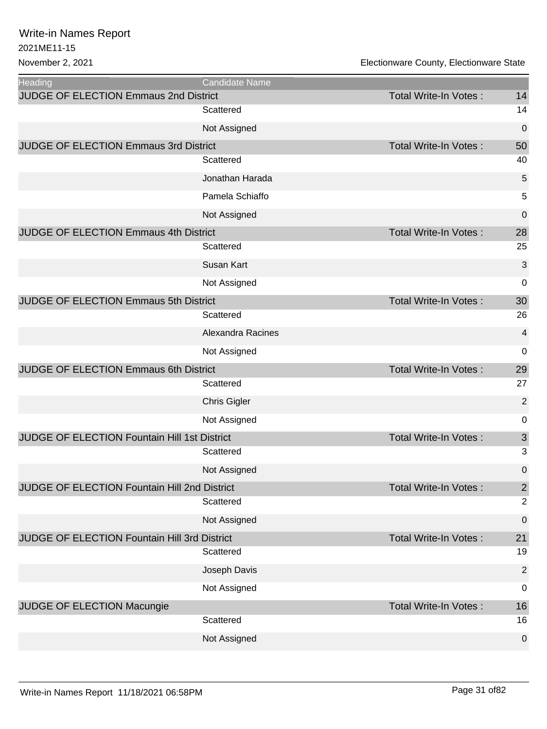# Write-in Names Report

2021ME11-15

November 2, 2021

Electionware County, Electionware State

| Heading | Candidate Name | | |
|---|---|---|---|
| JUDGE OF ELECTION Emmaus 2nd District | | Total Write-In Votes : | 14 |
| | Scattered | | 14 |
| | Not Assigned | | 0 |
| JUDGE OF ELECTION Emmaus 3rd District | | Total Write-In Votes : | 50 |
| | Scattered | | 40 |
| | Jonathan Harada | | 5 |
| | Pamela Schiaffo | | 5 |
| | Not Assigned | | 0 |
| JUDGE OF ELECTION Emmaus 4th District | | Total Write-In Votes : | 28 |
| | Scattered | | 25 |
| | Susan Kart | | 3 |
| | Not Assigned | | 0 |
| JUDGE OF ELECTION Emmaus 5th District | | Total Write-In Votes : | 30 |
| | Scattered | | 26 |
| | Alexandra Racines | | 4 |
| | Not Assigned | | 0 |
| JUDGE OF ELECTION Emmaus 6th District | | Total Write-In Votes : | 29 |
| | Scattered | | 27 |
| | Chris Gigler | | 2 |
| | Not Assigned | | 0 |
| JUDGE OF ELECTION Fountain Hill 1st District | | Total Write-In Votes : | 3 |
| | Scattered | | 3 |
| | Not Assigned | | 0 |
| JUDGE OF ELECTION Fountain Hill 2nd District | | Total Write-In Votes : | 2 |
| | Scattered | | 2 |
| | Not Assigned | | 0 |
| JUDGE OF ELECTION Fountain Hill 3rd District | | Total Write-In Votes : | 21 |
| | Scattered | | 19 |
| | Joseph Davis | | 2 |
| | Not Assigned | | 0 |
| JUDGE OF ELECTION Macungie | | Total Write-In Votes : | 16 |
| | Scattered | | 16 |
| | Not Assigned | | 0 |

Write-in Names Report 11/18/2021 06:58PM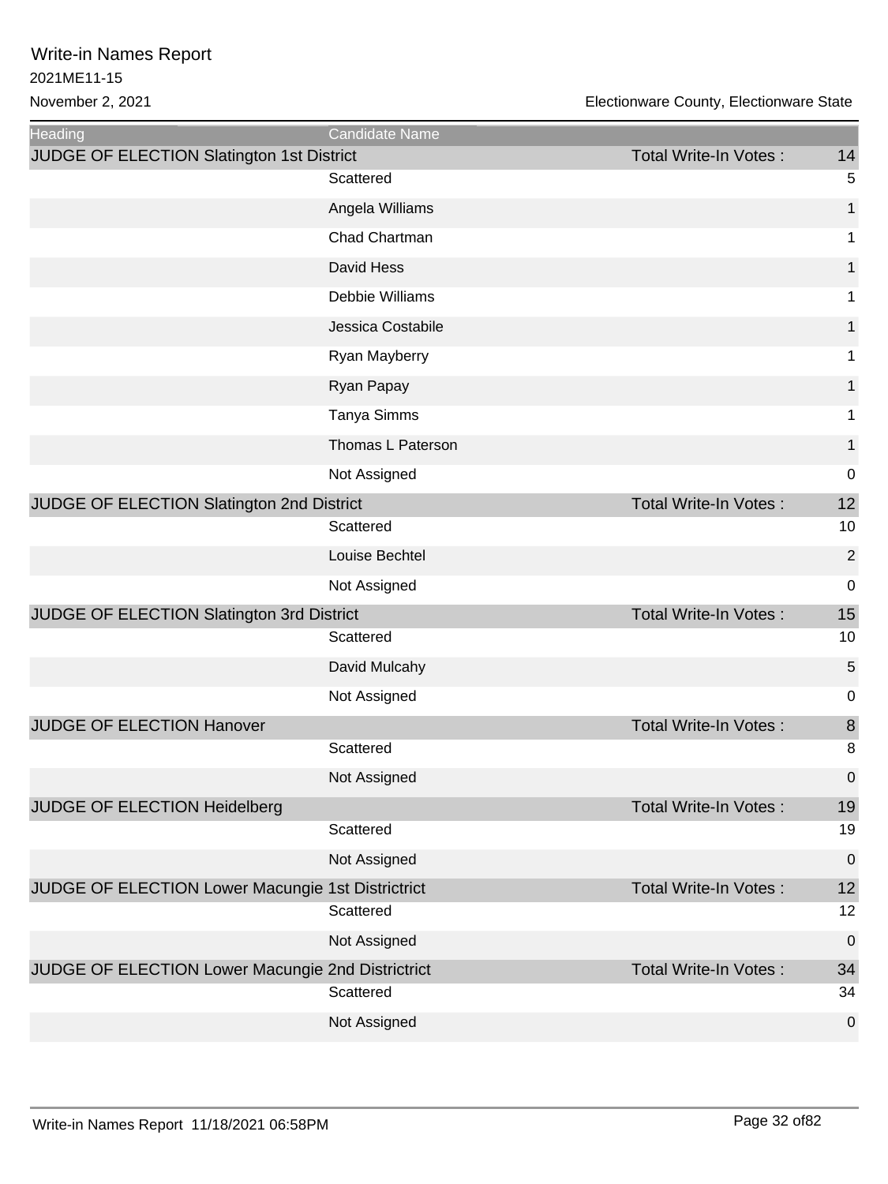# Write-in Names Report

2021ME11-15

November 2, 2021

Electionware County, Electionware State

| Heading | Candidate Name | | |
|---|---|---|---|
| JUDGE OF ELECTION Slatington 1st District | | Total Write-In Votes : | 14 |
| | Scattered | | 5 |
| | Angela Williams | | 1 |
| | Chad Chartman | | 1 |
| | David Hess | | 1 |
| | Debbie Williams | | 1 |
| | Jessica Costabile | | 1 |
| | Ryan Mayberry | | 1 |
| | Ryan Papay | | 1 |
| | Tanya Simms | | 1 |
| | Thomas L Paterson | | 1 |
| | Not Assigned | | 0 |
| JUDGE OF ELECTION Slatington 2nd District | | Total Write-In Votes : | 12 |
| | Scattered | | 10 |
| | Louise Bechtel | | 2 |
| | Not Assigned | | 0 |
| JUDGE OF ELECTION Slatington 3rd District | | Total Write-In Votes : | 15 |
| | Scattered | | 10 |
| | David Mulcahy | | 5 |
| | Not Assigned | | 0 |
| JUDGE OF ELECTION Hanover | | Total Write-In Votes : | 8 |
| | Scattered | | 8 |
| | Not Assigned | | 0 |
| JUDGE OF ELECTION Heidelberg | | Total Write-In Votes : | 19 |
| | Scattered | | 19 |
| | Not Assigned | | 0 |
| JUDGE OF ELECTION Lower Macungie 1st Districtrict | | Total Write-In Votes : | 12 |
| | Scattered | | 12 |
| | Not Assigned | | 0 |
| JUDGE OF ELECTION Lower Macungie 2nd Districtrict | | Total Write-In Votes : | 34 |
| | Scattered | | 34 |
| | Not Assigned | | 0 |

Write-in Names Report 11/18/2021 06:58PM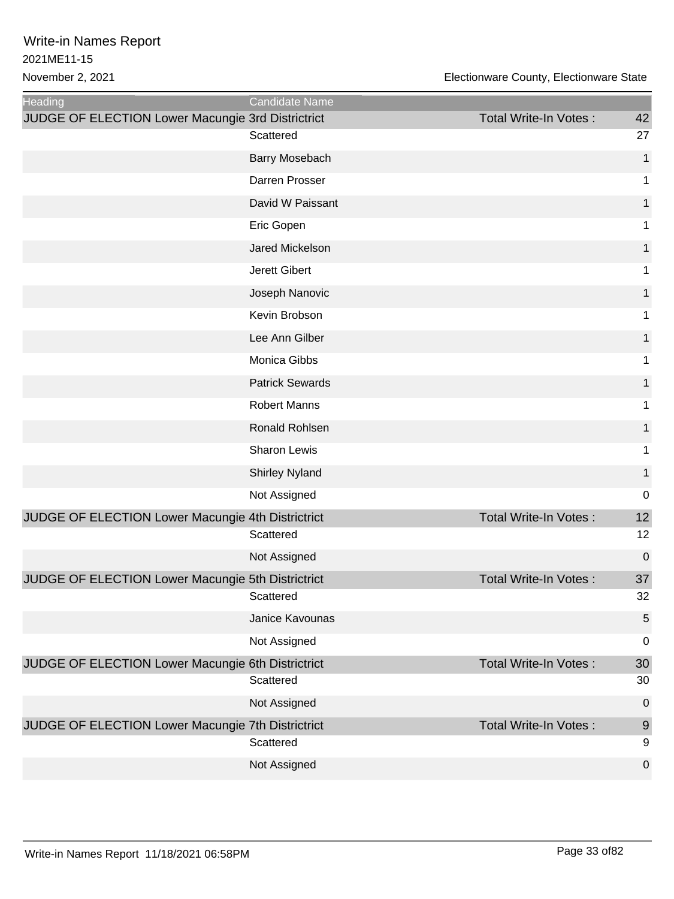# Write-in Names Report

2021ME11-15

November 2, 2021

Electionware County, Electionware State

| Heading | Candidate Name | | |
|---|---|---|---|
| JUDGE OF ELECTION Lower Macungie 3rd Districtrict | | Total Write-In Votes : | 42 |
| | Scattered | | 27 |
| | Barry Mosebach | | 1 |
| | Darren Prosser | | 1 |
| | David W Paissant | | 1 |
| | Eric Gopen | | 1 |
| | Jared Mickelson | | 1 |
| | Jerett Gibert | | 1 |
| | Joseph Nanovic | | 1 |
| | Kevin Brobson | | 1 |
| | Lee Ann Gilber | | 1 |
| | Monica Gibbs | | 1 |
| | Patrick Sewards | | 1 |
| | Robert Manns | | 1 |
| | Ronald Rohlsen | | 1 |
| | Sharon Lewis | | 1 |
| | Shirley Nyland | | 1 |
| | Not Assigned | | 0 |
| JUDGE OF ELECTION Lower Macungie 4th Districtrict | | Total Write-In Votes : | 12 |
| | Scattered | | 12 |
| | Not Assigned | | 0 |
| JUDGE OF ELECTION Lower Macungie 5th Districtrict | | Total Write-In Votes : | 37 |
| | Scattered | | 32 |
| | Janice Kavounas | | 5 |
| | Not Assigned | | 0 |
| JUDGE OF ELECTION Lower Macungie 6th Districtrict | | Total Write-In Votes : | 30 |
| | Scattered | | 30 |
| | Not Assigned | | 0 |
| JUDGE OF ELECTION Lower Macungie 7th Districtrict | | Total Write-In Votes : | 9 |
| | Scattered | | 9 |
| | Not Assigned | | 0 |

Write-in Names Report 11/18/2021 06:58PM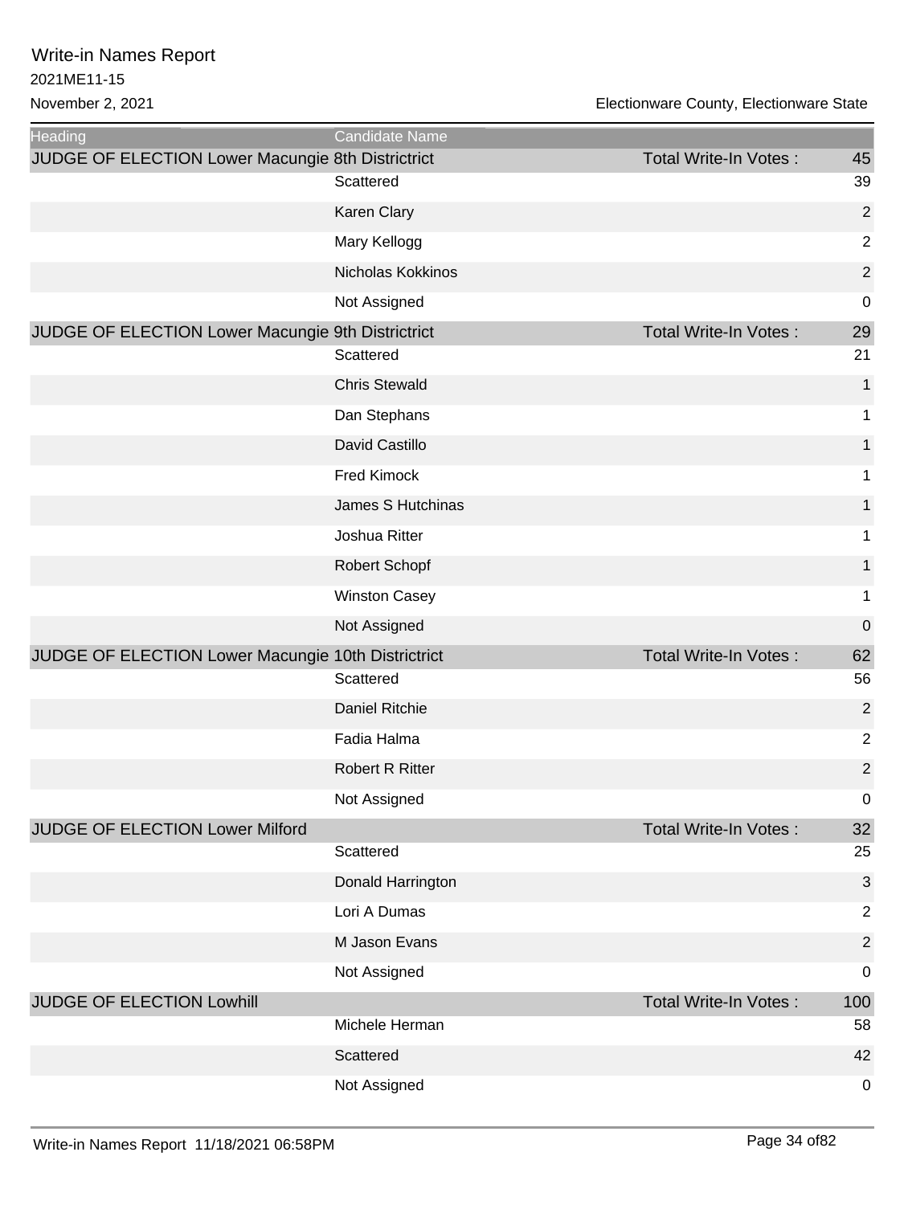# Write-in Names Report

2021ME11-15

November 2, 2021

Electionware County, Electionware State

| Heading | Candidate Name | | |
|---|---|---|---|
| JUDGE OF ELECTION Lower Macungie 8th Districtrict | | Total Write-In Votes : | 45 |
| | Scattered | | 39 |
| | Karen Clary | | 2 |
| | Mary Kellogg | | 2 |
| | Nicholas Kokkinos | | 2 |
| | Not Assigned | | 0 |
| JUDGE OF ELECTION Lower Macungie 9th Districtrict | | Total Write-In Votes : | 29 |
| | Scattered | | 21 |
| | Chris Stewald | | 1 |
| | Dan Stephans | | 1 |
| | David Castillo | | 1 |
| | Fred Kimock | | 1 |
| | James S Hutchinas | | 1 |
| | Joshua Ritter | | 1 |
| | Robert Schopf | | 1 |
| | Winston Casey | | 1 |
| | Not Assigned | | 0 |
| JUDGE OF ELECTION Lower Macungie 10th Districtrict | | Total Write-In Votes : | 62 |
| | Scattered | | 56 |
| | Daniel Ritchie | | 2 |
| | Fadia Halma | | 2 |
| | Robert R Ritter | | 2 |
| | Not Assigned | | 0 |
| JUDGE OF ELECTION Lower Milford | | Total Write-In Votes : | 32 |
| | Scattered | | 25 |
| | Donald Harrington | | 3 |
| | Lori A Dumas | | 2 |
| | M Jason Evans | | 2 |
| | Not Assigned | | 0 |
| JUDGE OF ELECTION Lowhill | | Total Write-In Votes : | 100 |
| | Michele Herman | | 58 |
| | Scattered | | 42 |
| | Not Assigned | | 0 |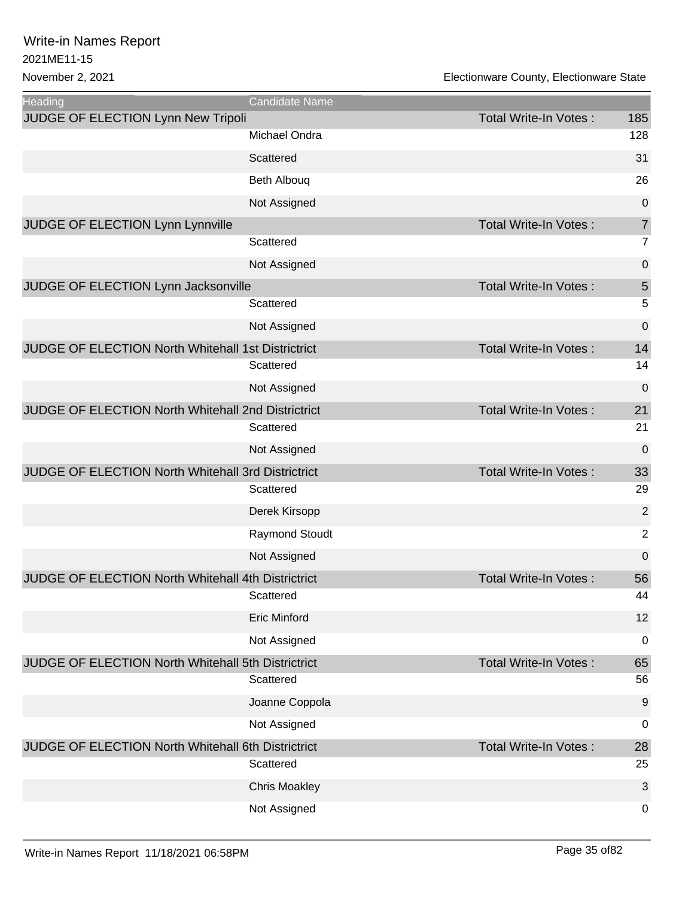# Write-in Names Report

2021ME11-15

November 2, 2021

Electionware County, Electionware State

| Heading | Candidate Name | | |
|---|---|---|---|
| JUDGE OF ELECTION Lynn New Tripoli | | Total Write-In Votes : | 185 |
| | Michael Ondra | | 128 |
| | Scattered | | 31 |
| | Beth Albouq | | 26 |
| | Not Assigned | | 0 |
| JUDGE OF ELECTION Lynn Lynnville | | Total Write-In Votes : | 7 |
| | Scattered | | 7 |
| | Not Assigned | | 0 |
| JUDGE OF ELECTION Lynn Jacksonville | | Total Write-In Votes : | 5 |
| | Scattered | | 5 |
| | Not Assigned | | 0 |
| JUDGE OF ELECTION North Whitehall 1st Districtrict | | Total Write-In Votes : | 14 |
| | Scattered | | 14 |
| | Not Assigned | | 0 |
| JUDGE OF ELECTION North Whitehall 2nd Districtrict | | Total Write-In Votes : | 21 |
| | Scattered | | 21 |
| | Not Assigned | | 0 |
| JUDGE OF ELECTION North Whitehall 3rd Districtrict | | Total Write-In Votes : | 33 |
| | Scattered | | 29 |
| | Derek Kirsopp | | 2 |
| | Raymond Stoudt | | 2 |
| | Not Assigned | | 0 |
| JUDGE OF ELECTION North Whitehall 4th Districtrict | | Total Write-In Votes : | 56 |
| | Scattered | | 44 |
| | Eric Minford | | 12 |
| | Not Assigned | | 0 |
| JUDGE OF ELECTION North Whitehall 5th Districtrict | | Total Write-In Votes : | 65 |
| | Scattered | | 56 |
| | Joanne Coppola | | 9 |
| | Not Assigned | | 0 |
| JUDGE OF ELECTION North Whitehall 6th Districtrict | | Total Write-In Votes : | 28 |
| | Scattered | | 25 |
| | Chris Moakley | | 3 |
| | Not Assigned | | 0 |

Write-in Names Report 11/18/2021 06:58PM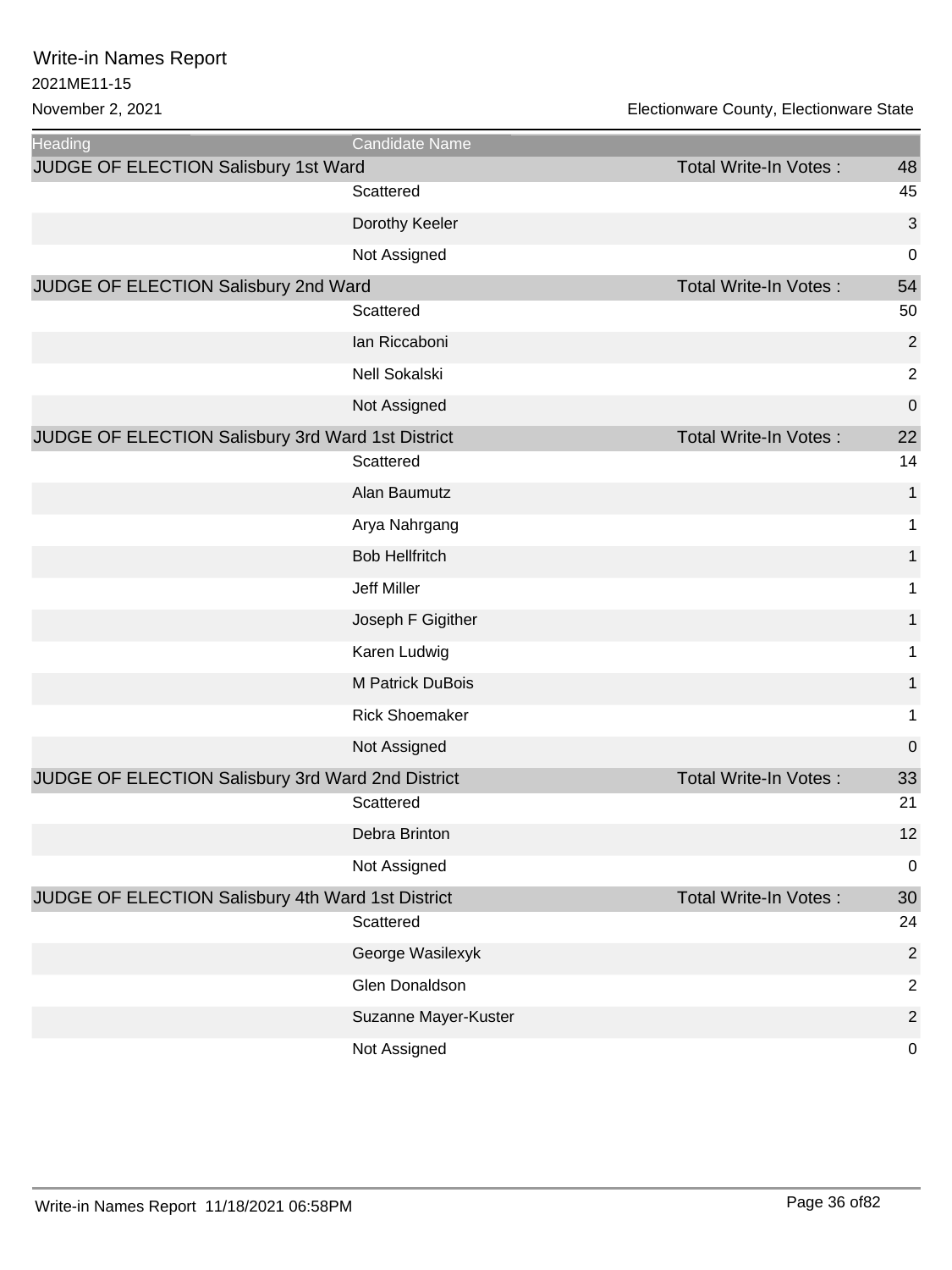# Write-in Names Report

2021ME11-15

November 2, 2021

Electionware County, Electionware State

| Heading | Candidate Name | | |
|---|---|---|---|
| JUDGE OF ELECTION Salisbury 1st Ward | | Total Write-In Votes : | 48 |
| | Scattered | | 45 |
| | Dorothy Keeler | | 3 |
| | Not Assigned | | 0 |
| JUDGE OF ELECTION Salisbury 2nd Ward | | Total Write-In Votes : | 54 |
| | Scattered | | 50 |
| | Ian Riccaboni | | 2 |
| | Nell Sokalski | | 2 |
| | Not Assigned | | 0 |
| JUDGE OF ELECTION Salisbury 3rd Ward 1st District | | Total Write-In Votes : | 22 |
| | Scattered | | 14 |
| | Alan Baumutz | | 1 |
| | Arya Nahrgang | | 1 |
| | Bob Hellfritch | | 1 |
| | Jeff Miller | | 1 |
| | Joseph F Gigither | | 1 |
| | Karen Ludwig | | 1 |
| | M Patrick DuBois | | 1 |
| | Rick Shoemaker | | 1 |
| | Not Assigned | | 0 |
| JUDGE OF ELECTION Salisbury 3rd Ward 2nd District | | Total Write-In Votes : | 33 |
| | Scattered | | 21 |
| | Debra Brinton | | 12 |
| | Not Assigned | | 0 |
| JUDGE OF ELECTION Salisbury 4th Ward 1st District | | Total Write-In Votes : | 30 |
| | Scattered | | 24 |
| | George Wasilexyk | | 2 |
| | Glen Donaldson | | 2 |
| | Suzanne Mayer-Kuster | | 2 |
| | Not Assigned | | 0 |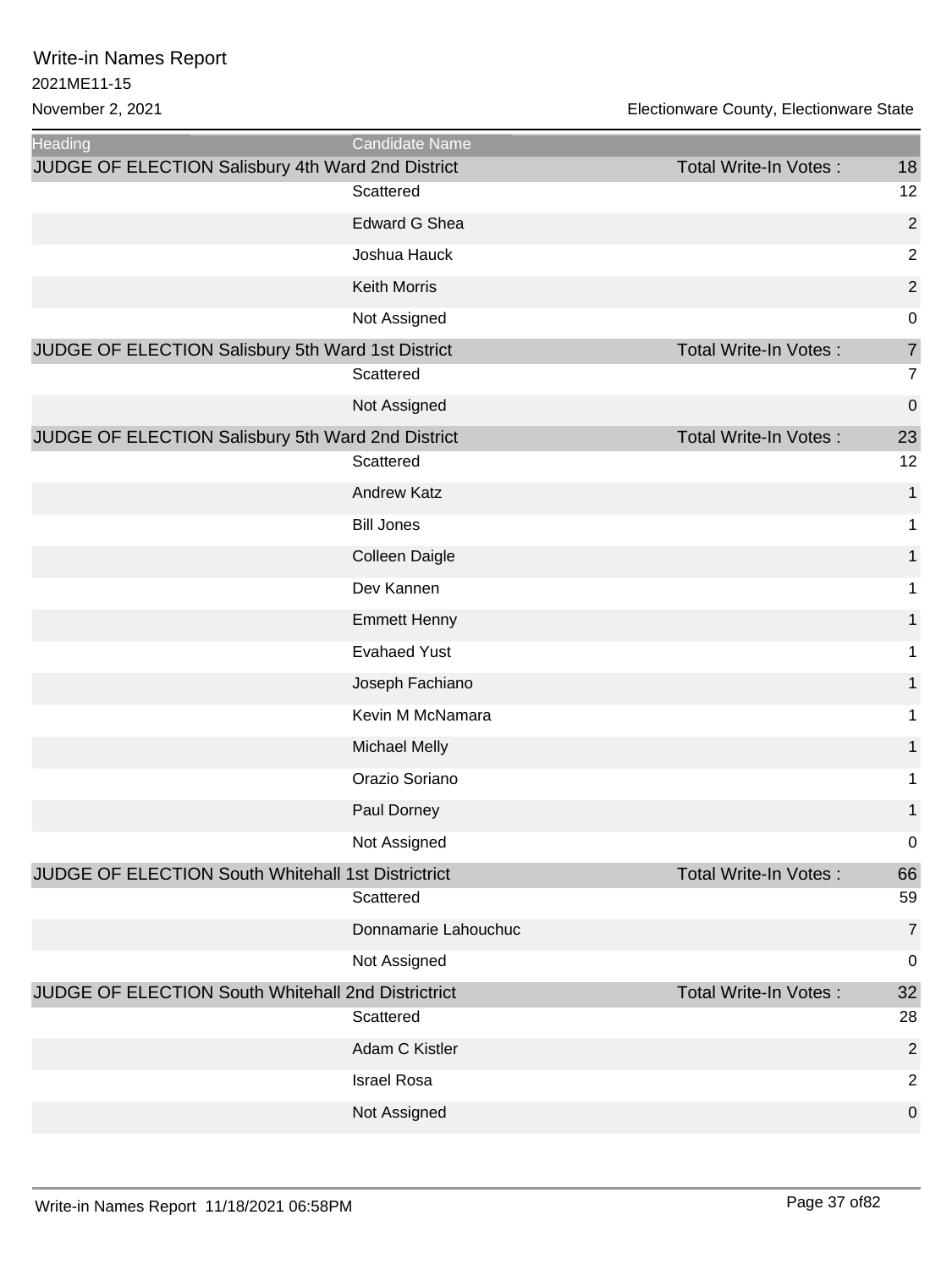# Write-in Names Report

2021ME11-15

November 2, 2021

Electionware County, Electionware State

| Heading | Candidate Name | | |
|---|---|---|---|
| JUDGE OF ELECTION Salisbury 4th Ward 2nd District | | Total Write-In Votes : | 18 |
| | Scattered | | 12 |
| | Edward G Shea | | 2 |
| | Joshua Hauck | | 2 |
| | Keith Morris | | 2 |
| | Not Assigned | | 0 |
| JUDGE OF ELECTION Salisbury 5th Ward 1st District | | Total Write-In Votes : | 7 |
| | Scattered | | 7 |
| | Not Assigned | | 0 |
| JUDGE OF ELECTION Salisbury 5th Ward 2nd District | | Total Write-In Votes : | 23 |
| | Scattered | | 12 |
| | Andrew Katz | | 1 |
| | Bill Jones | | 1 |
| | Colleen Daigle | | 1 |
| | Dev Kannen | | 1 |
| | Emmett Henny | | 1 |
| | Evahaed Yust | | 1 |
| | Joseph Fachiano | | 1 |
| | Kevin M McNamara | | 1 |
| | Michael Melly | | 1 |
| | Orazio Soriano | | 1 |
| | Paul Dorney | | 1 |
| | Not Assigned | | 0 |
| JUDGE OF ELECTION South Whitehall 1st Districtrict | | Total Write-In Votes : | 66 |
| | Scattered | | 59 |
| | Donnamarie Lahouchuc | | 7 |
| | Not Assigned | | 0 |
| JUDGE OF ELECTION South Whitehall 2nd Districtrict | | Total Write-In Votes : | 32 |
| | Scattered | | 28 |
| | Adam C Kistler | | 2 |
| | Israel Rosa | | 2 |
| | Not Assigned | | 0 |

Write-in Names Report 11/18/2021 06:58PM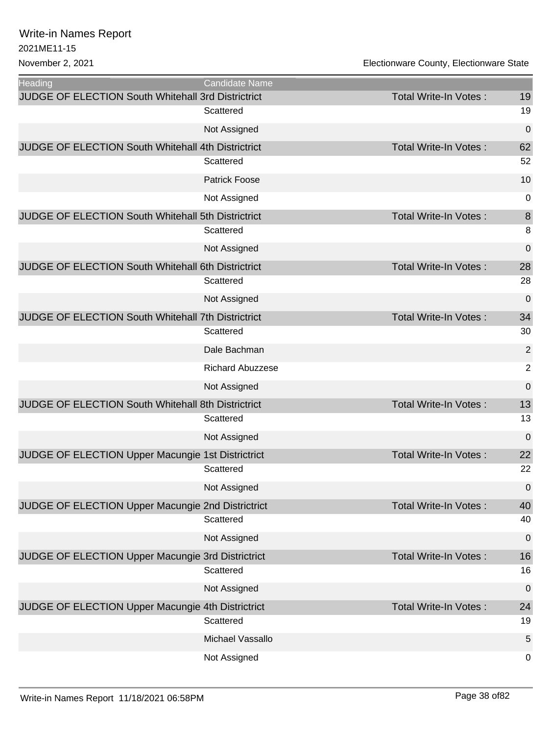# Write-in Names Report

2021ME11-15

November 2, 2021

Electionware County, Electionware State

| Heading | Candidate Name | | |
|---|---|---|---|
| JUDGE OF ELECTION South Whitehall 3rd Districtrict | | Total Write-In Votes : | 19 |
| | Scattered | | 19 |
| | Not Assigned | | 0 |
| JUDGE OF ELECTION South Whitehall 4th Districtrict | | Total Write-In Votes : | 62 |
| | Scattered | | 52 |
| | Patrick Foose | | 10 |
| | Not Assigned | | 0 |
| JUDGE OF ELECTION South Whitehall 5th Districtrict | | Total Write-In Votes : | 8 |
| | Scattered | | 8 |
| | Not Assigned | | 0 |
| JUDGE OF ELECTION South Whitehall 6th Districtrict | | Total Write-In Votes : | 28 |
| | Scattered | | 28 |
| | Not Assigned | | 0 |
| JUDGE OF ELECTION South Whitehall 7th Districtrict | | Total Write-In Votes : | 34 |
| | Scattered | | 30 |
| | Dale Bachman | | 2 |
| | Richard Abuzzese | | 2 |
| | Not Assigned | | 0 |
| JUDGE OF ELECTION South Whitehall 8th Districtrict | | Total Write-In Votes : | 13 |
| | Scattered | | 13 |
| | Not Assigned | | 0 |
| JUDGE OF ELECTION Upper Macungie 1st Districtrict | | Total Write-In Votes : | 22 |
| | Scattered | | 22 |
| | Not Assigned | | 0 |
| JUDGE OF ELECTION Upper Macungie 2nd Districtrict | | Total Write-In Votes : | 40 |
| | Scattered | | 40 |
| | Not Assigned | | 0 |
| JUDGE OF ELECTION Upper Macungie 3rd Districtrict | | Total Write-In Votes : | 16 |
| | Scattered | | 16 |
| | Not Assigned | | 0 |
| JUDGE OF ELECTION Upper Macungie 4th Districtrict | | Total Write-In Votes : | 24 |
| | Scattered | | 19 |
| | Michael Vassallo | | 5 |
| | Not Assigned | | 0 |

Write-in Names Report 11/18/2021 06:58PM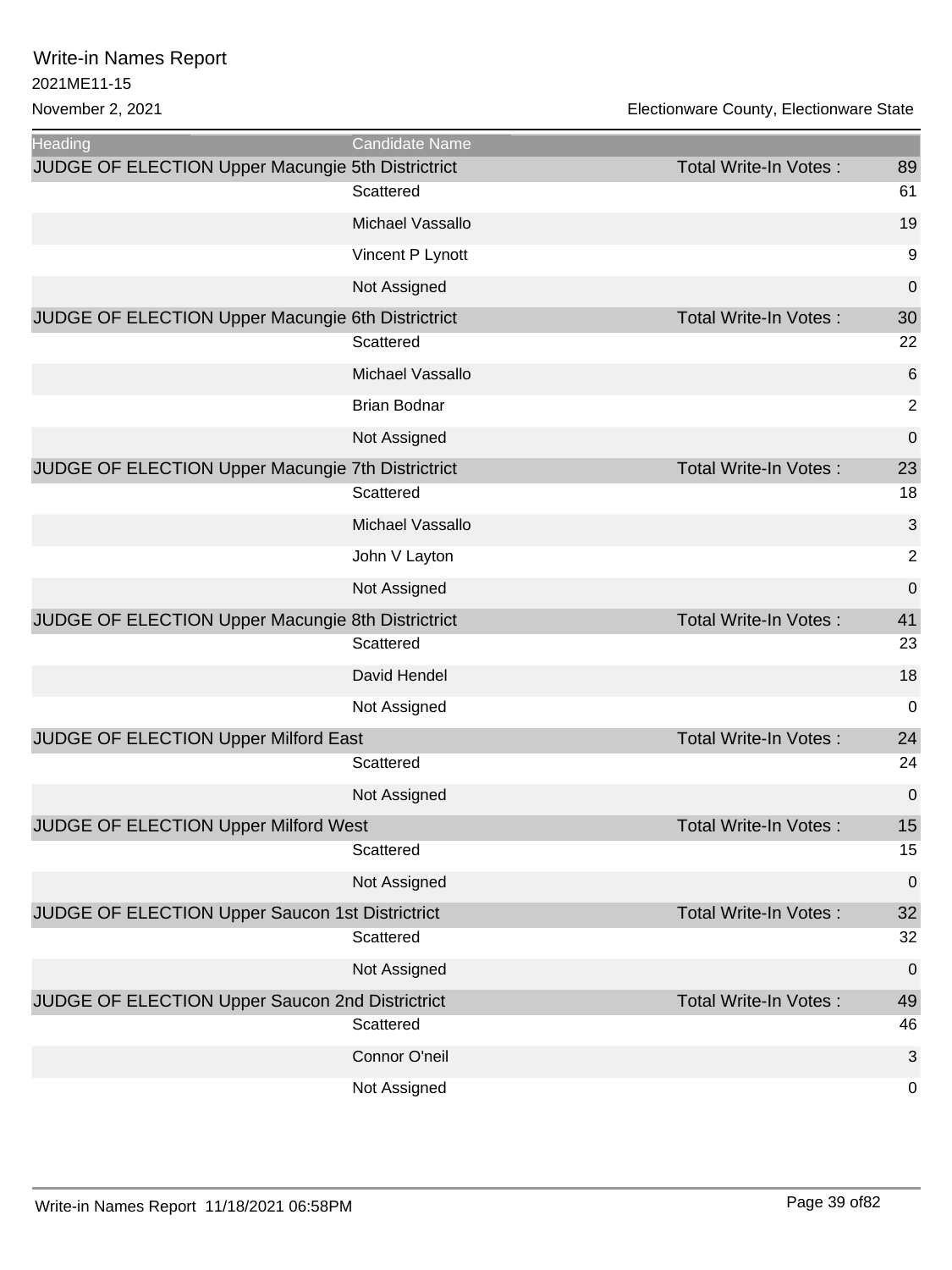Write-in Names Report

2021ME11-15

November 2, 2021

Electionware County, Electionware State

| Heading | Candidate Name | | |
|---|---|---|---|
| JUDGE OF ELECTION Upper Macungie 5th Districtrict | | Total Write-In Votes : | 89 |
| | Scattered | | 61 |
| | Michael Vassallo | | 19 |
| | Vincent P Lynott | | 9 |
| | Not Assigned | | 0 |
| JUDGE OF ELECTION Upper Macungie 6th Districtrict | | Total Write-In Votes : | 30 |
| | Scattered | | 22 |
| | Michael Vassallo | | 6 |
| | Brian Bodnar | | 2 |
| | Not Assigned | | 0 |
| JUDGE OF ELECTION Upper Macungie 7th Districtrict | | Total Write-In Votes : | 23 |
| | Scattered | | 18 |
| | Michael Vassallo | | 3 |
| | John V Layton | | 2 |
| | Not Assigned | | 0 |
| JUDGE OF ELECTION Upper Macungie 8th Districtrict | | Total Write-In Votes : | 41 |
| | Scattered | | 23 |
| | David Hendel | | 18 |
| | Not Assigned | | 0 |
| JUDGE OF ELECTION Upper Milford East | | Total Write-In Votes : | 24 |
| | Scattered | | 24 |
| | Not Assigned | | 0 |
| JUDGE OF ELECTION Upper Milford West | | Total Write-In Votes : | 15 |
| | Scattered | | 15 |
| | Not Assigned | | 0 |
| JUDGE OF ELECTION Upper Saucon 1st Districtrict | | Total Write-In Votes : | 32 |
| | Scattered | | 32 |
| | Not Assigned | | 0 |
| JUDGE OF ELECTION Upper Saucon 2nd Districtrict | | Total Write-In Votes : | 49 |
| | Scattered | | 46 |
| | Connor O'neil | | 3 |
| | Not Assigned | | 0 |

Write-in Names Report 11/18/2021 06:58PM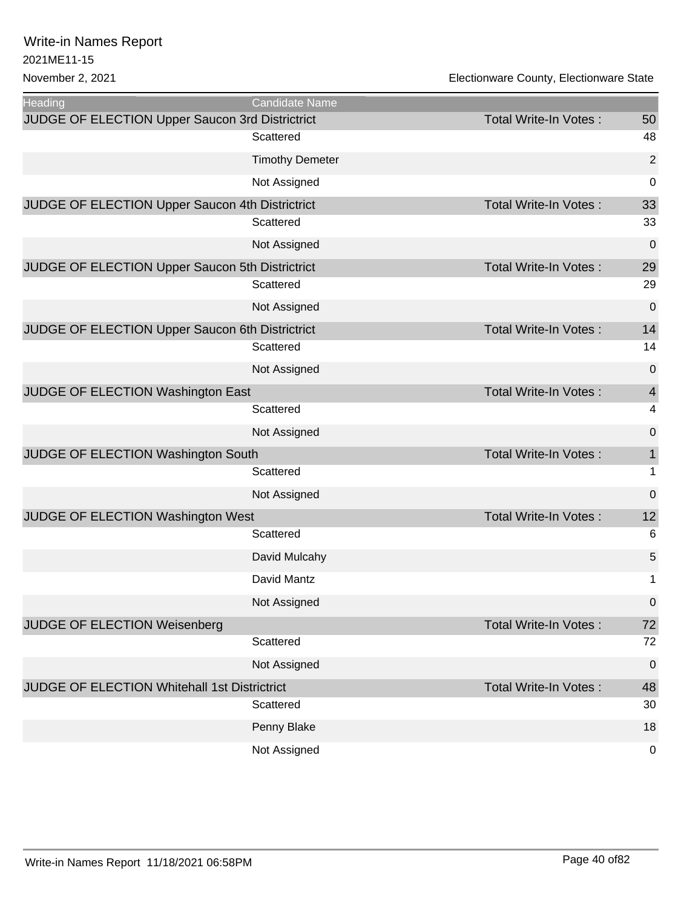# Write-in Names Report

2021ME11-15

November 2, 2021

Electionware County, Electionware State

| Heading | Candidate Name | | |
|---|---|---|---|
| JUDGE OF ELECTION Upper Saucon 3rd Districtrict | | Total Write-In Votes : | 50 |
| | Scattered | | 48 |
| | Timothy Demeter | | 2 |
| | Not Assigned | | 0 |
| JUDGE OF ELECTION Upper Saucon 4th Districtrict | | Total Write-In Votes : | 33 |
| | Scattered | | 33 |
| | Not Assigned | | 0 |
| JUDGE OF ELECTION Upper Saucon 5th Districtrict | | Total Write-In Votes : | 29 |
| | Scattered | | 29 |
| | Not Assigned | | 0 |
| JUDGE OF ELECTION Upper Saucon 6th Districtrict | | Total Write-In Votes : | 14 |
| | Scattered | | 14 |
| | Not Assigned | | 0 |
| JUDGE OF ELECTION Washington East | | Total Write-In Votes : | 4 |
| | Scattered | | 4 |
| | Not Assigned | | 0 |
| JUDGE OF ELECTION Washington South | | Total Write-In Votes : | 1 |
| | Scattered | | 1 |
| | Not Assigned | | 0 |
| JUDGE OF ELECTION Washington West | | Total Write-In Votes : | 12 |
| | Scattered | | 6 |
| | David Mulcahy | | 5 |
| | David Mantz | | 1 |
| | Not Assigned | | 0 |
| JUDGE OF ELECTION Weisenberg | | Total Write-In Votes : | 72 |
| | Scattered | | 72 |
| | Not Assigned | | 0 |
| JUDGE OF ELECTION Whitehall 1st Districtrict | | Total Write-In Votes : | 48 |
| | Scattered | | 30 |
| | Penny Blake | | 18 |
| | Not Assigned | | 0 |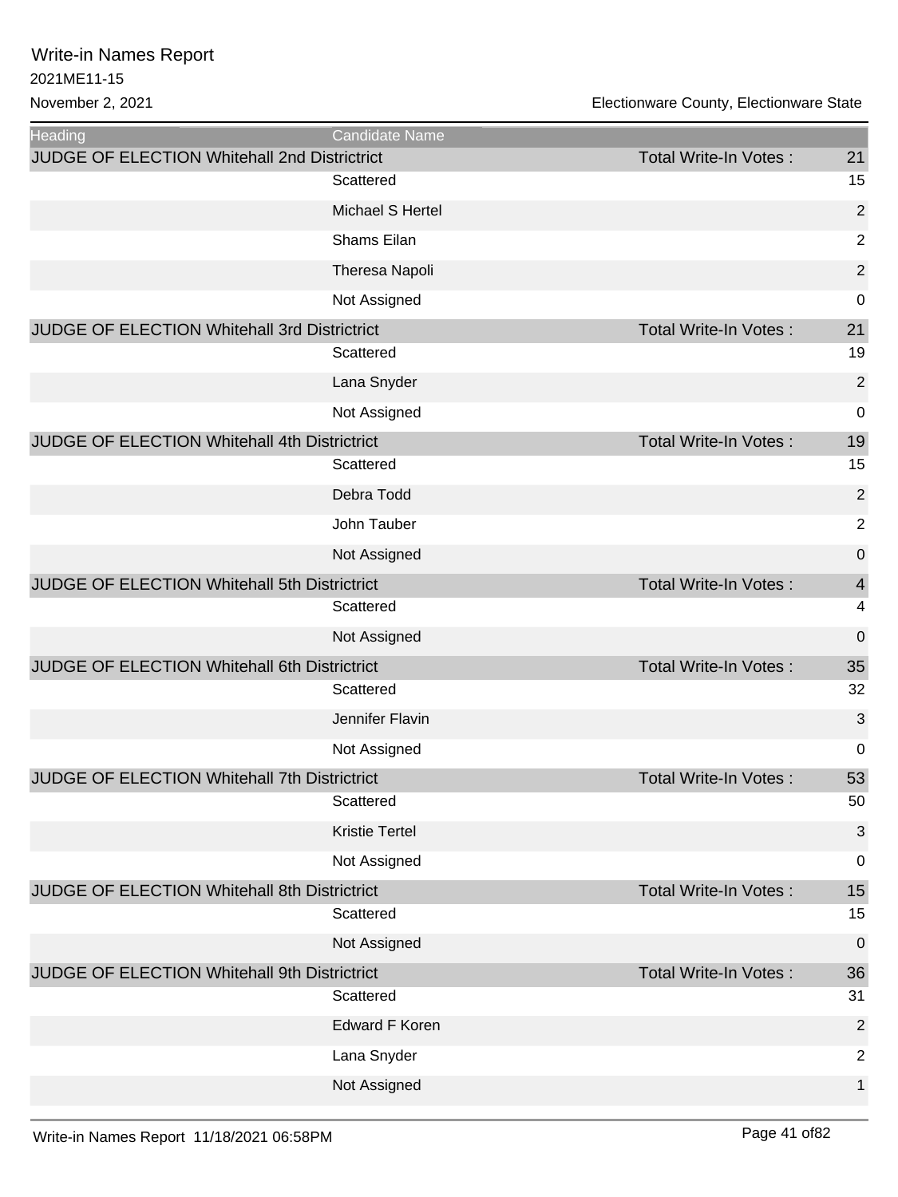# Write-in Names Report

2021ME11-15

November 2, 2021

Electionware County, Electionware State

| Heading | Candidate Name | | |
|---|---|---|---|
| JUDGE OF ELECTION Whitehall 2nd Districtrict | | Total Write-In Votes : | 21 |
| | Scattered | | 15 |
| | Michael S Hertel | | 2 |
| | Shams Eilan | | 2 |
| | Theresa Napoli | | 2 |
| | Not Assigned | | 0 |
| JUDGE OF ELECTION Whitehall 3rd Districtrict | | Total Write-In Votes : | 21 |
| | Scattered | | 19 |
| | Lana Snyder | | 2 |
| | Not Assigned | | 0 |
| JUDGE OF ELECTION Whitehall 4th Districtrict | | Total Write-In Votes : | 19 |
| | Scattered | | 15 |
| | Debra Todd | | 2 |
| | John Tauber | | 2 |
| | Not Assigned | | 0 |
| JUDGE OF ELECTION Whitehall 5th Districtrict | | Total Write-In Votes : | 4 |
| | Scattered | | 4 |
| | Not Assigned | | 0 |
| JUDGE OF ELECTION Whitehall 6th Districtrict | | Total Write-In Votes : | 35 |
| | Scattered | | 32 |
| | Jennifer Flavin | | 3 |
| | Not Assigned | | 0 |
| JUDGE OF ELECTION Whitehall 7th Districtrict | | Total Write-In Votes : | 53 |
| | Scattered | | 50 |
| | Kristie Tertel | | 3 |
| | Not Assigned | | 0 |
| JUDGE OF ELECTION Whitehall 8th Districtrict | | Total Write-In Votes : | 15 |
| | Scattered | | 15 |
| | Not Assigned | | 0 |
| JUDGE OF ELECTION Whitehall 9th Districtrict | | Total Write-In Votes : | 36 |
| | Scattered | | 31 |
| | Edward F Koren | | 2 |
| | Lana Snyder | | 2 |
| | Not Assigned | | 1 |

Write-in Names Report 11/18/2021 06:58PM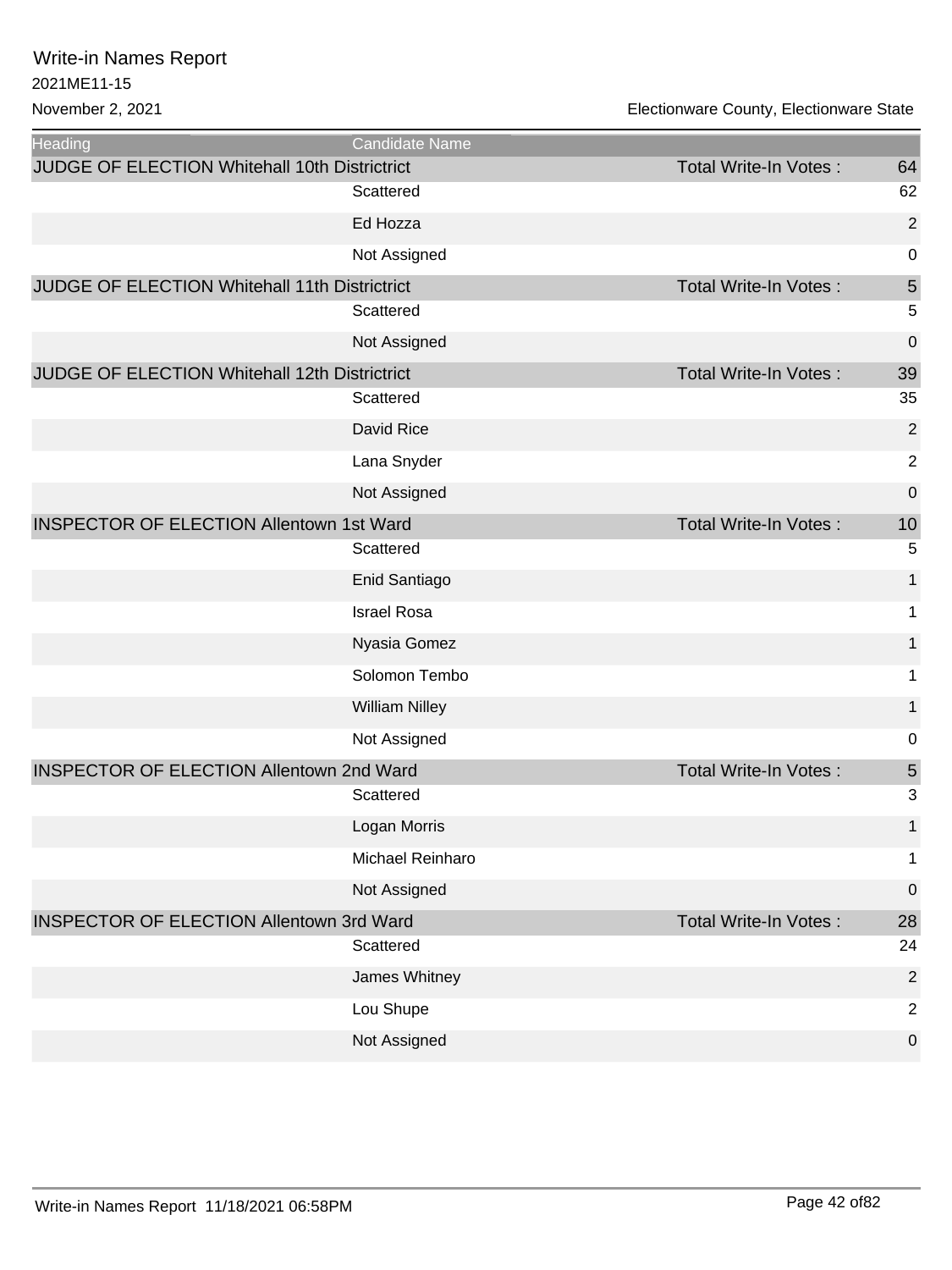# Write-in Names Report

2021ME11-15

November 2, 2021

Electionware County, Electionware State

| Heading | Candidate Name | | |
|---|---|---|---|
| JUDGE OF ELECTION Whitehall 10th Districtrict | | Total Write-In Votes : | 64 |
| | Scattered | | 62 |
| | Ed Hozza | | 2 |
| | Not Assigned | | 0 |
| JUDGE OF ELECTION Whitehall 11th Districtrict | | Total Write-In Votes : | 5 |
| | Scattered | | 5 |
| | Not Assigned | | 0 |
| JUDGE OF ELECTION Whitehall 12th Districtrict | | Total Write-In Votes : | 39 |
| | Scattered | | 35 |
| | David Rice | | 2 |
| | Lana Snyder | | 2 |
| | Not Assigned | | 0 |
| INSPECTOR OF ELECTION Allentown 1st Ward | | Total Write-In Votes : | 10 |
| | Scattered | | 5 |
| | Enid Santiago | | 1 |
| | Israel Rosa | | 1 |
| | Nyasia Gomez | | 1 |
| | Solomon Tembo | | 1 |
| | William Nilley | | 1 |
| | Not Assigned | | 0 |
| INSPECTOR OF ELECTION Allentown 2nd Ward | | Total Write-In Votes : | 5 |
| | Scattered | | 3 |
| | Logan Morris | | 1 |
| | Michael Reinharo | | 1 |
| | Not Assigned | | 0 |
| INSPECTOR OF ELECTION Allentown 3rd Ward | | Total Write-In Votes : | 28 |
| | Scattered | | 24 |
| | James Whitney | | 2 |
| | Lou Shupe | | 2 |
| | Not Assigned | | 0 |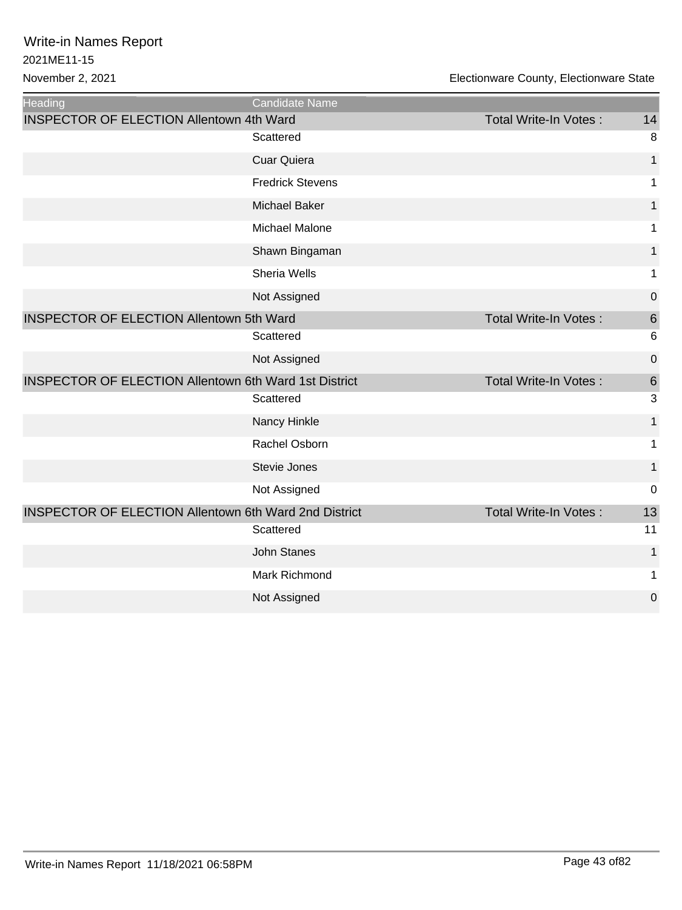# Write-in Names Report

2021ME11-15

November 2, 2021

Electionware County, Electionware State

| Heading | Candidate Name | | |
|---|---|---|---|
| INSPECTOR OF ELECTION Allentown 4th Ward | | Total Write-In Votes : | 14 |
| | Scattered | | 8 |
| | Cuar Quiera | | 1 |
| | Fredrick Stevens | | 1 |
| | Michael Baker | | 1 |
| | Michael Malone | | 1 |
| | Shawn Bingaman | | 1 |
| | Sheria Wells | | 1 |
| | Not Assigned | | 0 |
| INSPECTOR OF ELECTION Allentown 5th Ward | | Total Write-In Votes : | 6 |
| | Scattered | | 6 |
| | Not Assigned | | 0 |
| INSPECTOR OF ELECTION Allentown 6th Ward 1st District | | Total Write-In Votes : | 6 |
| | Scattered | | 3 |
| | Nancy Hinkle | | 1 |
| | Rachel Osborn | | 1 |
| | Stevie Jones | | 1 |
| | Not Assigned | | 0 |
| INSPECTOR OF ELECTION Allentown 6th Ward 2nd District | | Total Write-In Votes : | 13 |
| | Scattered | | 11 |
| | John Stanes | | 1 |
| | Mark Richmond | | 1 |
| | Not Assigned | | 0 |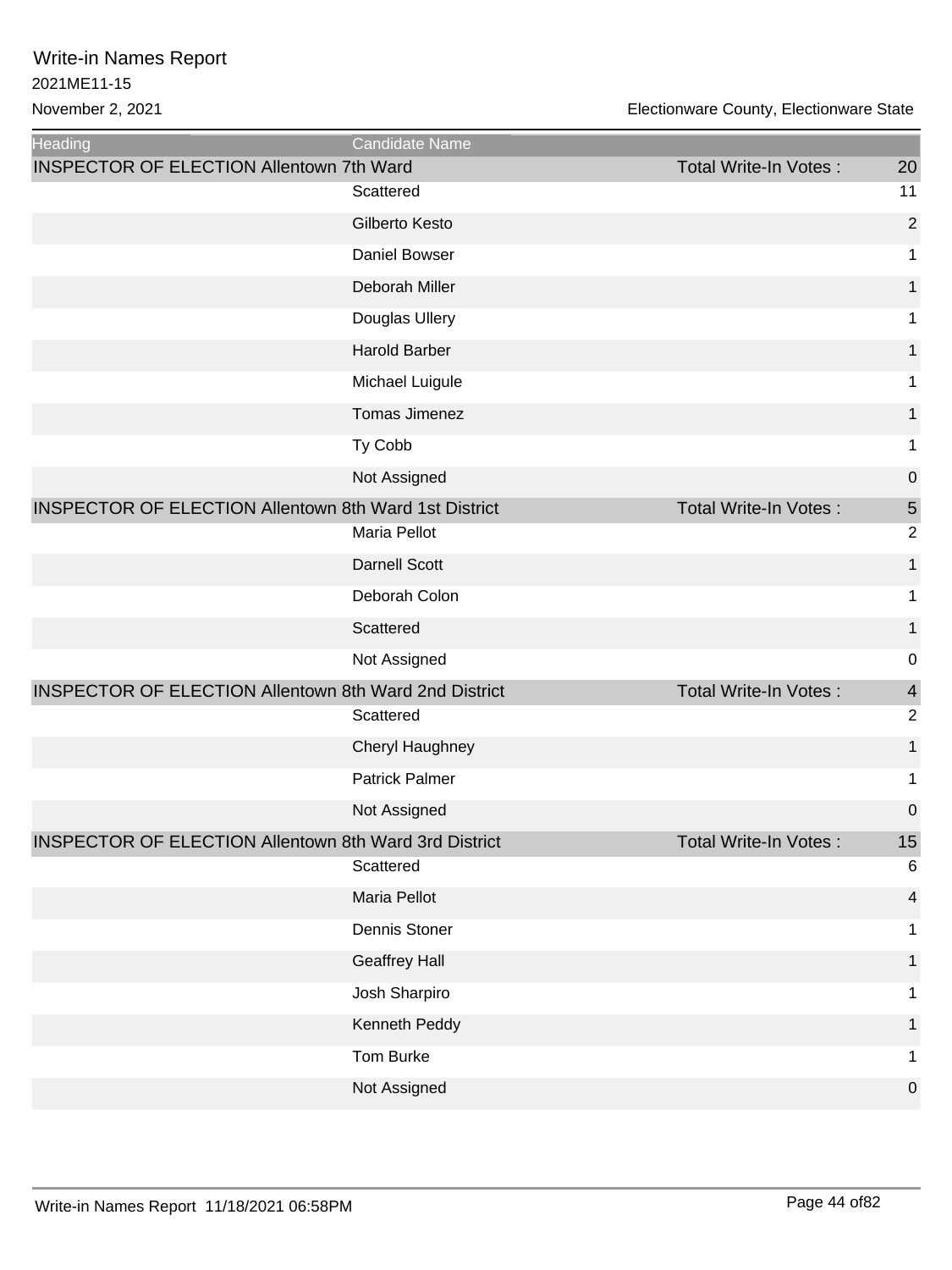# Write-in Names Report

2021ME11-15

November 2, 2021

Electionware County, Electionware State

| Heading | Candidate Name | | |
|---|---|---|---|
| INSPECTOR OF ELECTION Allentown 7th Ward | | Total Write-In Votes : | 20 |
| | Scattered | | 11 |
| | Gilberto Kesto | | 2 |
| | Daniel Bowser | | 1 |
| | Deborah Miller | | 1 |
| | Douglas Ullery | | 1 |
| | Harold Barber | | 1 |
| | Michael Luigule | | 1 |
| | Tomas Jimenez | | 1 |
| | Ty Cobb | | 1 |
| | Not Assigned | | 0 |
| INSPECTOR OF ELECTION Allentown 8th Ward 1st District | | Total Write-In Votes : | 5 |
| | Maria Pellot | | 2 |
| | Darnell Scott | | 1 |
| | Deborah Colon | | 1 |
| | Scattered | | 1 |
| | Not Assigned | | 0 |
| INSPECTOR OF ELECTION Allentown 8th Ward 2nd District | | Total Write-In Votes : | 4 |
| | Scattered | | 2 |
| | Cheryl Haughney | | 1 |
| | Patrick Palmer | | 1 |
| | Not Assigned | | 0 |
| INSPECTOR OF ELECTION Allentown 8th Ward 3rd District | | Total Write-In Votes : | 15 |
| | Scattered | | 6 |
| | Maria Pellot | | 4 |
| | Dennis Stoner | | 1 |
| | Geaffrey Hall | | 1 |
| | Josh Sharpiro | | 1 |
| | Kenneth Peddy | | 1 |
| | Tom Burke | | 1 |
| | Not Assigned | | 0 |

Write-in Names Report 11/18/2021 06:58PM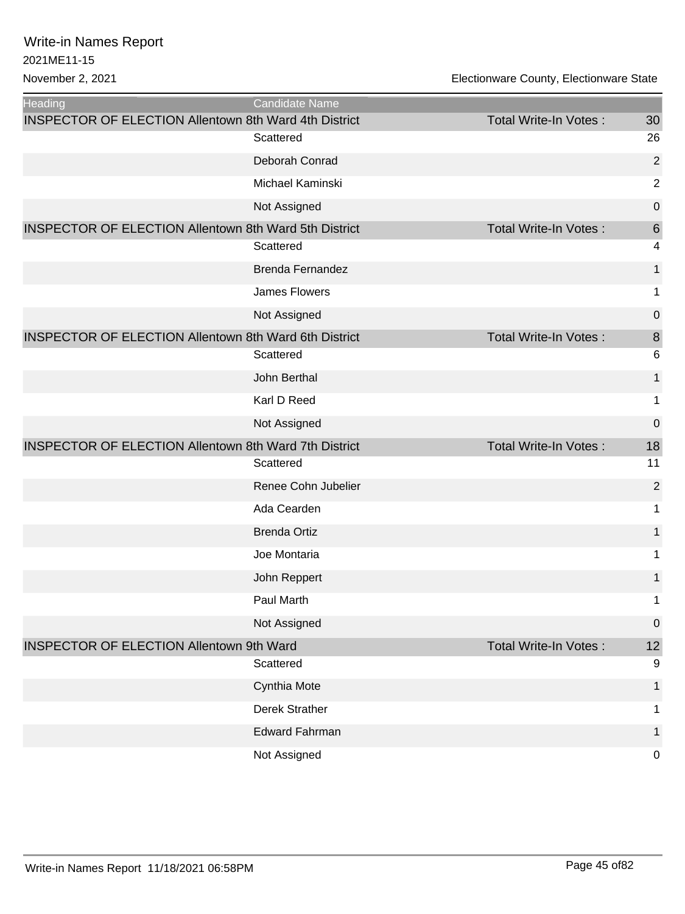# Write-in Names Report

2021ME11-15

November 2, 2021

Electionware County, Electionware State

| Heading | Candidate Name | | |
|---|---|---|---|
| INSPECTOR OF ELECTION Allentown 8th Ward 4th District | | Total Write-In Votes : | 30 |
| | Scattered | | 26 |
| | Deborah Conrad | | 2 |
| | Michael Kaminski | | 2 |
| | Not Assigned | | 0 |
| INSPECTOR OF ELECTION Allentown 8th Ward 5th District | | Total Write-In Votes : | 6 |
| | Scattered | | 4 |
| | Brenda Fernandez | | 1 |
| | James Flowers | | 1 |
| | Not Assigned | | 0 |
| INSPECTOR OF ELECTION Allentown 8th Ward 6th District | | Total Write-In Votes : | 8 |
| | Scattered | | 6 |
| | John Berthal | | 1 |
| | Karl D Reed | | 1 |
| | Not Assigned | | 0 |
| INSPECTOR OF ELECTION Allentown 8th Ward 7th District | | Total Write-In Votes : | 18 |
| | Scattered | | 11 |
| | Renee Cohn Jubelier | | 2 |
| | Ada Cearden | | 1 |
| | Brenda Ortiz | | 1 |
| | Joe Montaria | | 1 |
| | John Reppert | | 1 |
| | Paul Marth | | 1 |
| | Not Assigned | | 0 |
| INSPECTOR OF ELECTION Allentown 9th Ward | | Total Write-In Votes : | 12 |
| | Scattered | | 9 |
| | Cynthia Mote | | 1 |
| | Derek Strather | | 1 |
| | Edward Fahrman | | 1 |
| | Not Assigned | | 0 |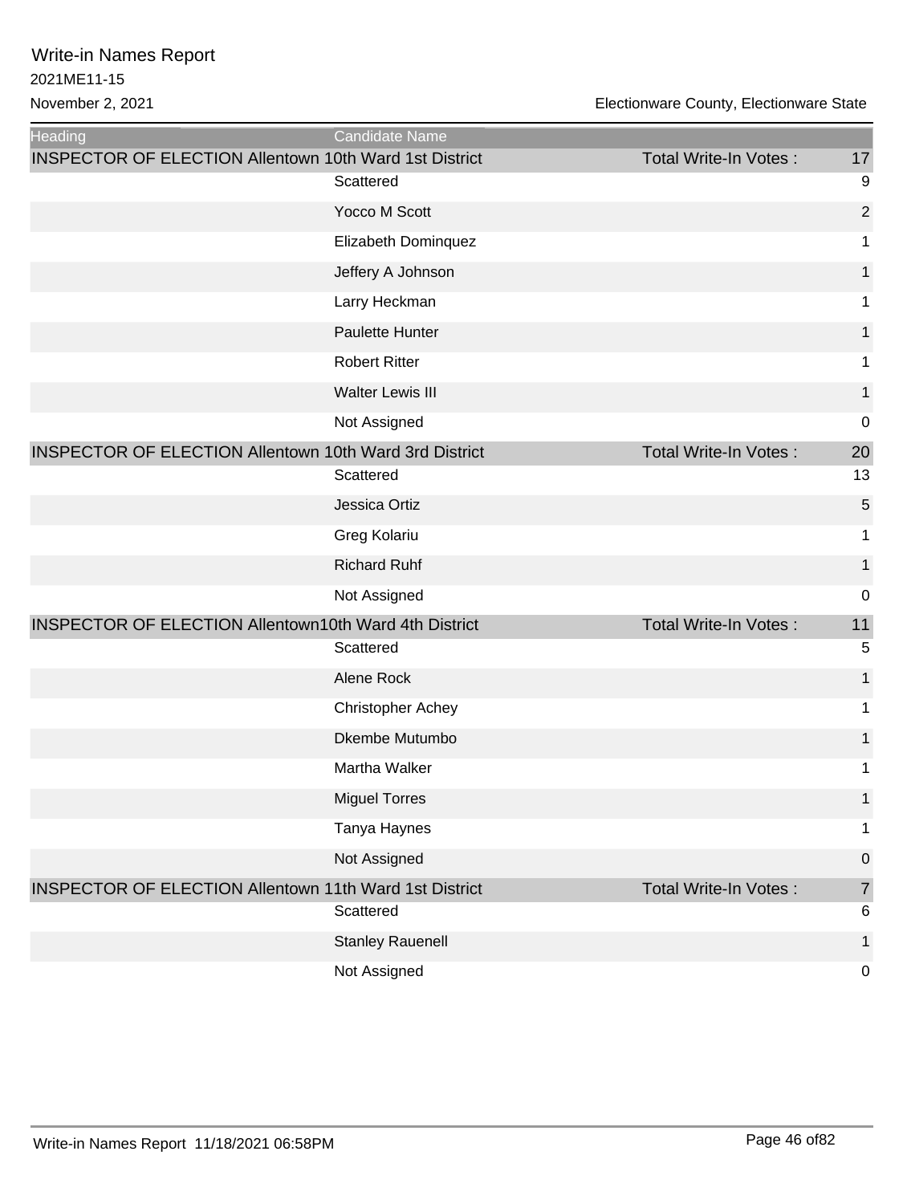# Write-in Names Report

2021ME11-15

November 2, 2021

Electionware County, Electionware State

| Heading | Candidate Name | | |
|---|---|---|---|
| INSPECTOR OF ELECTION Allentown 10th Ward 1st District | | Total Write-In Votes : | 17 |
| | Scattered | | 9 |
| | Yocco M Scott | | 2 |
| | Elizabeth Dominquez | | 1 |
| | Jeffery A Johnson | | 1 |
| | Larry Heckman | | 1 |
| | Paulette Hunter | | 1 |
| | Robert Ritter | | 1 |
| | Walter Lewis III | | 1 |
| | Not Assigned | | 0 |
| INSPECTOR OF ELECTION Allentown 10th Ward 3rd District | | Total Write-In Votes : | 20 |
| | Scattered | | 13 |
| | Jessica Ortiz | | 5 |
| | Greg Kolariu | | 1 |
| | Richard Ruhf | | 1 |
| | Not Assigned | | 0 |
| INSPECTOR OF ELECTION Allentown10th Ward 4th District | | Total Write-In Votes : | 11 |
| | Scattered | | 5 |
| | Alene Rock | | 1 |
| | Christopher Achey | | 1 |
| | Dkembe Mutumbo | | 1 |
| | Martha Walker | | 1 |
| | Miguel Torres | | 1 |
| | Tanya Haynes | | 1 |
| | Not Assigned | | 0 |
| INSPECTOR OF ELECTION Allentown 11th Ward 1st District | | Total Write-In Votes : | 7 |
| | Scattered | | 6 |
| | Stanley Rauenell | | 1 |
| | Not Assigned | | 0 |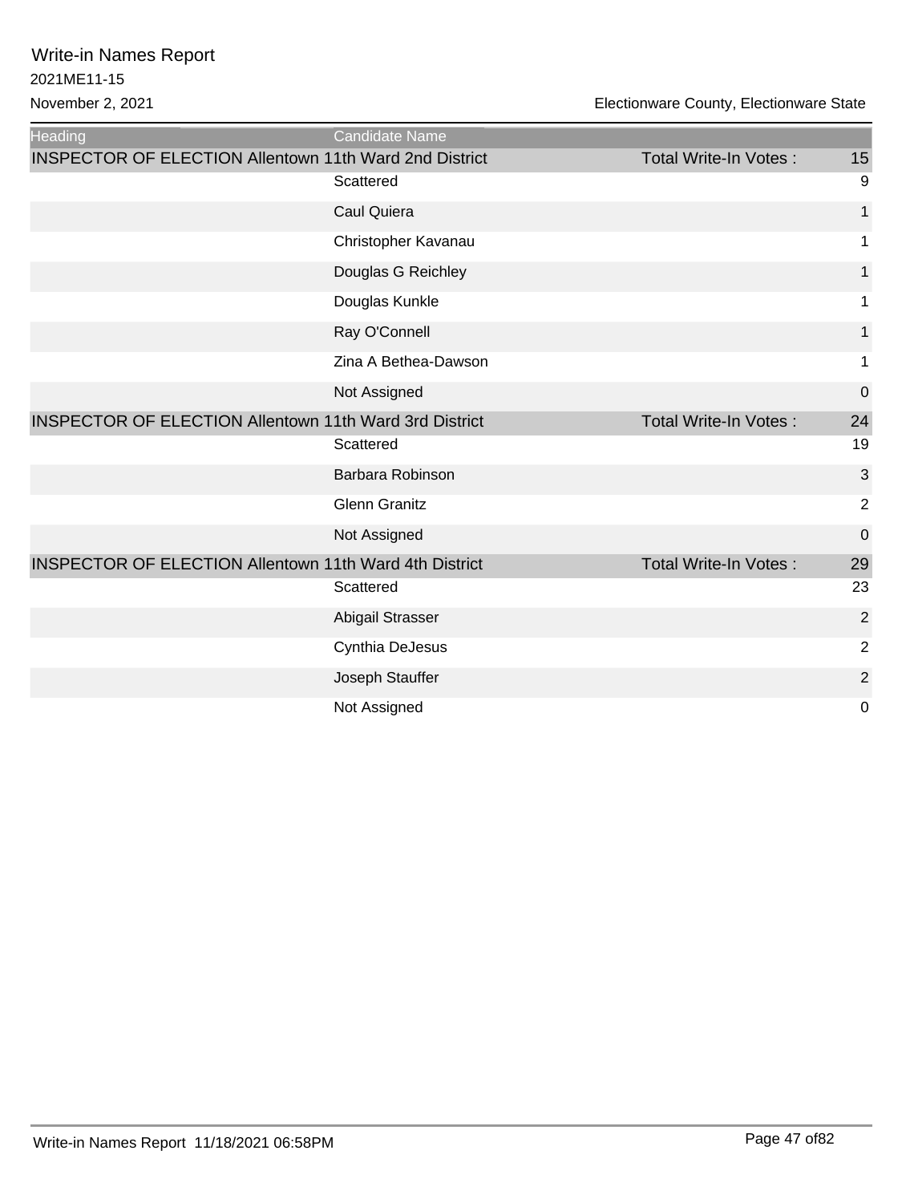# Write-in Names Report

2021ME11-15

November 2, 2021

Electionware County, Electionware State

| Heading | Candidate Name | | |
|---|---|---|---|
| INSPECTOR OF ELECTION Allentown 11th Ward 2nd District | | Total Write-In Votes : | 15 |
| | Scattered | | 9 |
| | Caul Quiera | | 1 |
| | Christopher Kavanau | | 1 |
| | Douglas G Reichley | | 1 |
| | Douglas Kunkle | | 1 |
| | Ray O'Connell | | 1 |
| | Zina A Bethea-Dawson | | 1 |
| | Not Assigned | | 0 |
| INSPECTOR OF ELECTION Allentown 11th Ward 3rd District | | Total Write-In Votes : | 24 |
| | Scattered | | 19 |
| | Barbara Robinson | | 3 |
| | Glenn Granitz | | 2 |
| | Not Assigned | | 0 |
| INSPECTOR OF ELECTION Allentown 11th Ward 4th District | | Total Write-In Votes : | 29 |
| | Scattered | | 23 |
| | Abigail Strasser | | 2 |
| | Cynthia DeJesus | | 2 |
| | Joseph Stauffer | | 2 |
| | Not Assigned | | 0 |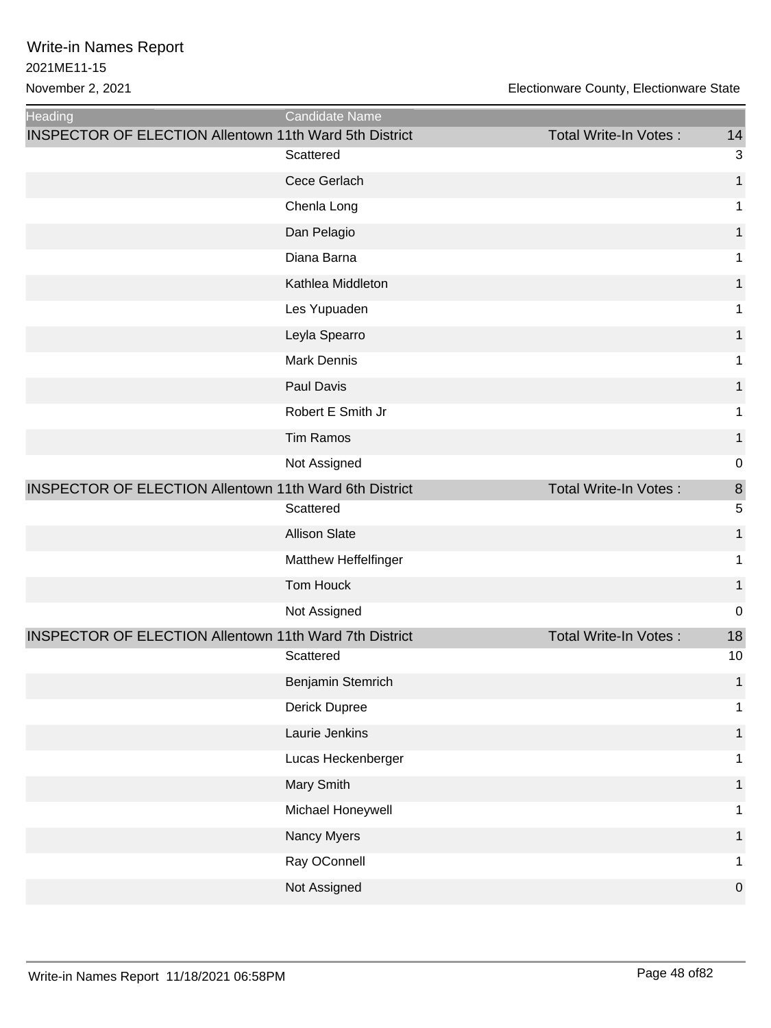# Write-in Names Report

2021ME11-15

November 2, 2021

Electionware County, Electionware State

| Heading | Candidate Name | | |
|---|---|---|---|
| INSPECTOR OF ELECTION Allentown 11th Ward 5th District | | Total Write-In Votes : | 14 |
| | Scattered | | 3 |
| | Cece Gerlach | | 1 |
| | Chenla Long | | 1 |
| | Dan Pelagio | | 1 |
| | Diana Barna | | 1 |
| | Kathlea Middleton | | 1 |
| | Les Yupuaden | | 1 |
| | Leyla Spearro | | 1 |
| | Mark Dennis | | 1 |
| | Paul Davis | | 1 |
| | Robert E Smith Jr | | 1 |
| | Tim Ramos | | 1 |
| | Not Assigned | | 0 |
| INSPECTOR OF ELECTION Allentown 11th Ward 6th District | | Total Write-In Votes : | 8 |
| | Scattered | | 5 |
| | Allison Slate | | 1 |
| | Matthew Heffelfinger | | 1 |
| | Tom Houck | | 1 |
| | Not Assigned | | 0 |
| INSPECTOR OF ELECTION Allentown 11th Ward 7th District | | Total Write-In Votes : | 18 |
| | Scattered | | 10 |
| | Benjamin Stemrich | | 1 |
| | Derick Dupree | | 1 |
| | Laurie Jenkins | | 1 |
| | Lucas Heckenberger | | 1 |
| | Mary Smith | | 1 |
| | Michael Honeywell | | 1 |
| | Nancy Myers | | 1 |
| | Ray OConnell | | 1 |
| | Not Assigned | | 0 |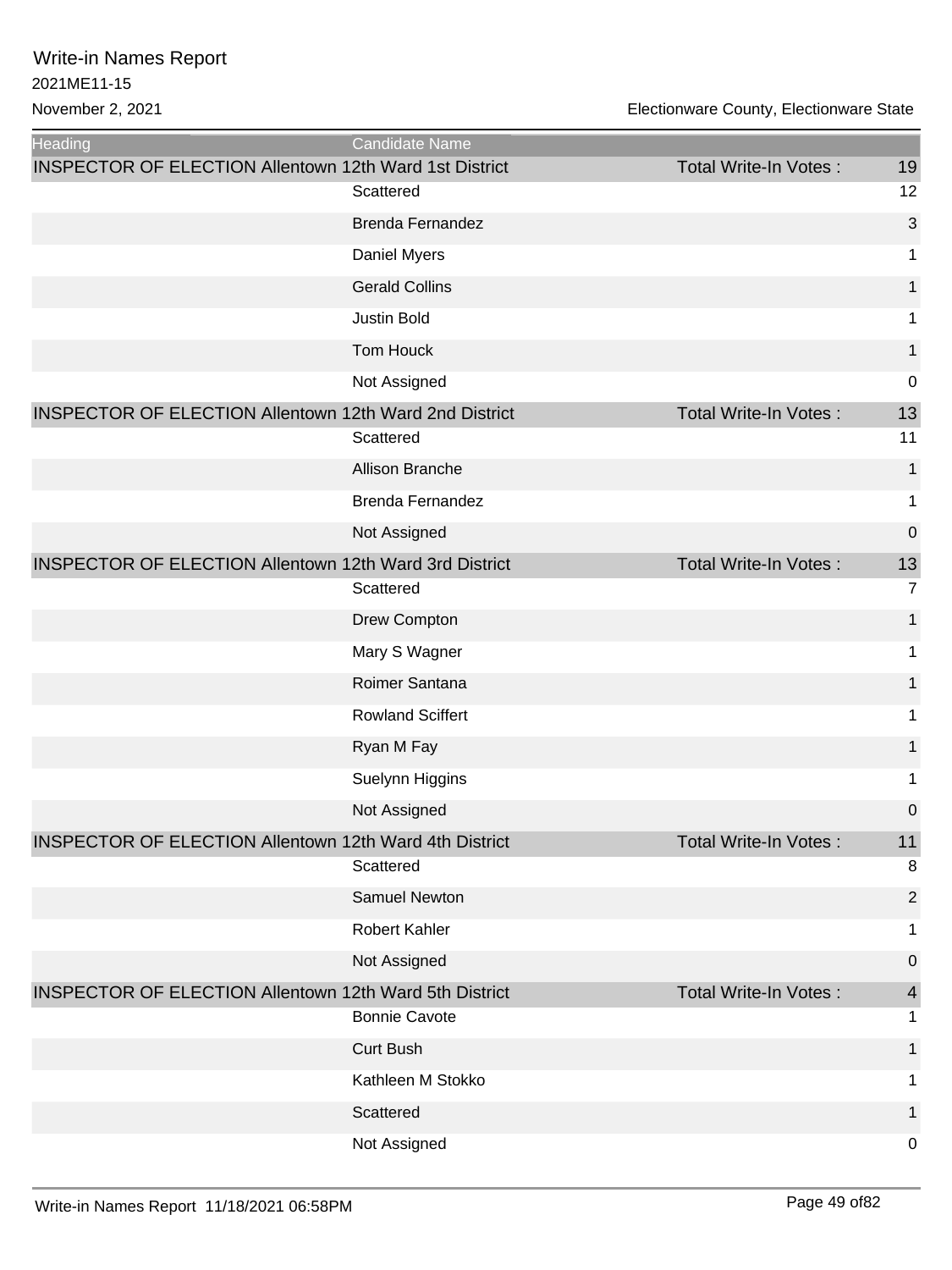# Write-in Names Report

2021ME11-15

November 2, 2021

Electionware County, Electionware State

| Heading | Candidate Name | | |
|---|---|---|---|
| INSPECTOR OF ELECTION Allentown 12th Ward 1st District | | Total Write-In Votes : | 19 |
| | Scattered | | 12 |
| | Brenda Fernandez | | 3 |
| | Daniel Myers | | 1 |
| | Gerald Collins | | 1 |
| | Justin Bold | | 1 |
| | Tom Houck | | 1 |
| | Not Assigned | | 0 |
| INSPECTOR OF ELECTION Allentown 12th Ward 2nd District | | Total Write-In Votes : | 13 |
| | Scattered | | 11 |
| | Allison Branche | | 1 |
| | Brenda Fernandez | | 1 |
| | Not Assigned | | 0 |
| INSPECTOR OF ELECTION Allentown 12th Ward 3rd District | | Total Write-In Votes : | 13 |
| | Scattered | | 7 |
| | Drew Compton | | 1 |
| | Mary S Wagner | | 1 |
| | Roimer Santana | | 1 |
| | Rowland Sciffert | | 1 |
| | Ryan M Fay | | 1 |
| | Suelynn Higgins | | 1 |
| | Not Assigned | | 0 |
| INSPECTOR OF ELECTION Allentown 12th Ward 4th District | | Total Write-In Votes : | 11 |
| | Scattered | | 8 |
| | Samuel Newton | | 2 |
| | Robert Kahler | | 1 |
| | Not Assigned | | 0 |
| INSPECTOR OF ELECTION Allentown 12th Ward 5th District | | Total Write-In Votes : | 4 |
| | Bonnie Cavote | | 1 |
| | Curt Bush | | 1 |
| | Kathleen M Stokko | | 1 |
| | Scattered | | 1 |
| | Not Assigned | | 0 |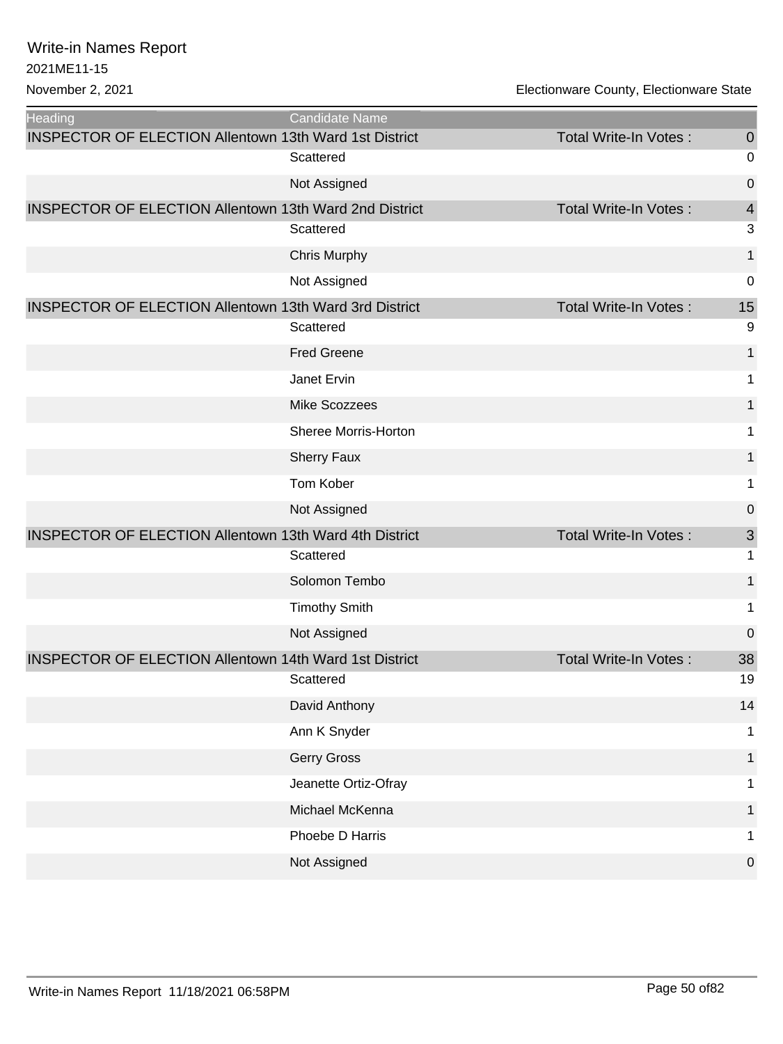Write-in Names Report
2021ME11-15
November 2, 2021

Electionware County, Electionware State

| Heading | Candidate Name | | |
|---|---|---|---|
| INSPECTOR OF ELECTION Allentown 13th Ward 1st District | | Total Write-In Votes : | 0 |
| | Scattered | | 0 |
| | Not Assigned | | 0 |
| INSPECTOR OF ELECTION Allentown 13th Ward 2nd District | | Total Write-In Votes : | 4 |
| | Scattered | | 3 |
| | Chris Murphy | | 1 |
| | Not Assigned | | 0 |
| INSPECTOR OF ELECTION Allentown 13th Ward 3rd District | | Total Write-In Votes : | 15 |
| | Scattered | | 9 |
| | Fred Greene | | 1 |
| | Janet Ervin | | 1 |
| | Mike Scozzees | | 1 |
| | Sheree Morris-Horton | | 1 |
| | Sherry Faux | | 1 |
| | Tom Kober | | 1 |
| | Not Assigned | | 0 |
| INSPECTOR OF ELECTION Allentown 13th Ward 4th District | | Total Write-In Votes : | 3 |
| | Scattered | | 1 |
| | Solomon Tembo | | 1 |
| | Timothy Smith | | 1 |
| | Not Assigned | | 0 |
| INSPECTOR OF ELECTION Allentown 14th Ward 1st District | | Total Write-In Votes : | 38 |
| | Scattered | | 19 |
| | David Anthony | | 14 |
| | Ann K Snyder | | 1 |
| | Gerry Gross | | 1 |
| | Jeanette Ortiz-Ofray | | 1 |
| | Michael McKenna | | 1 |
| | Phoebe D Harris | | 1 |
| | Not Assigned | | 0 |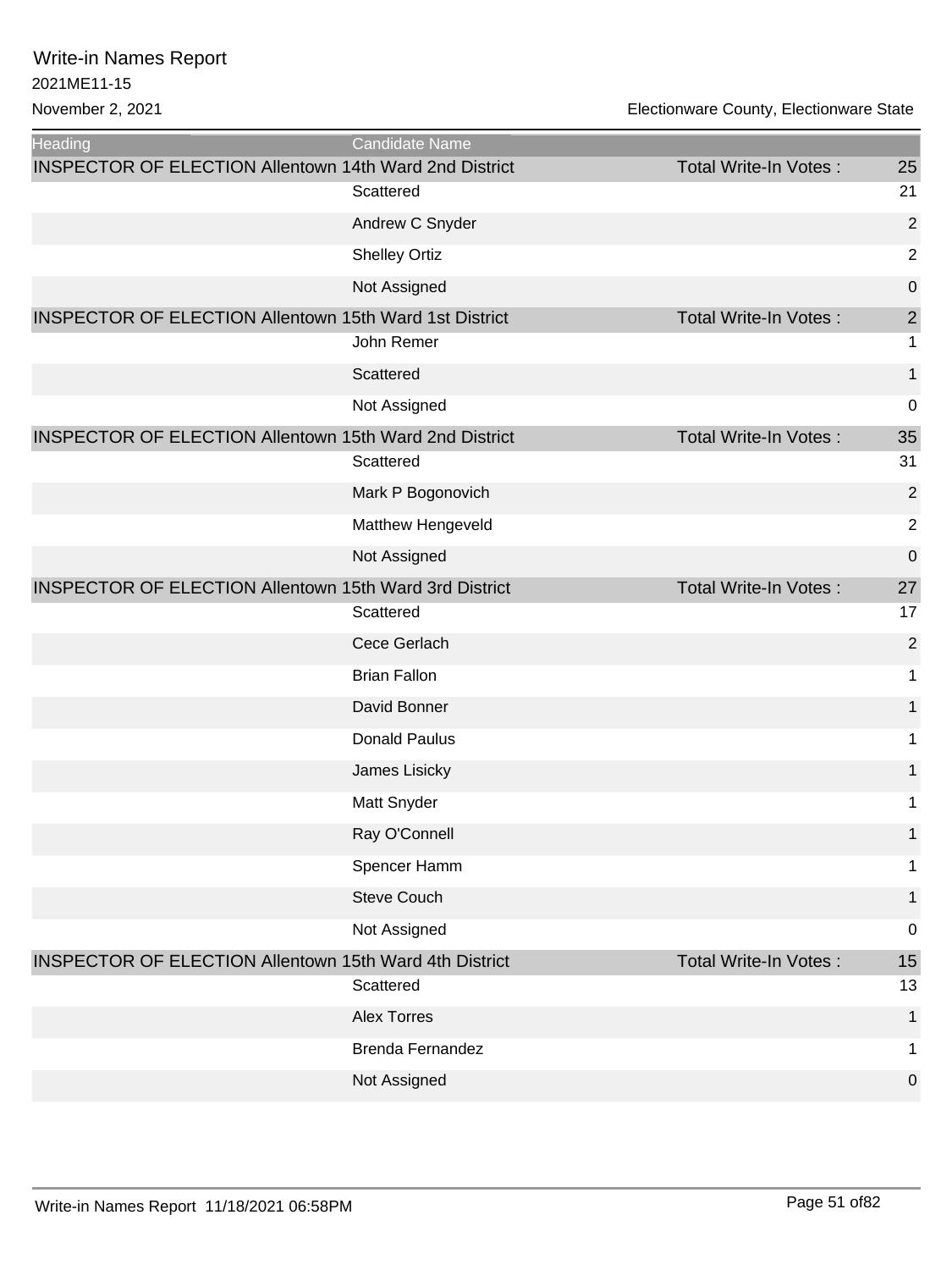| Heading | Candidate Name | | |
|---|---|---|---|
| INSPECTOR OF ELECTION Allentown 14th Ward 2nd District | | Total Write-In Votes : | 25 |
| | Scattered | | 21 |
| | Andrew C Snyder | | 2 |
| | Shelley Ortiz | | 2 |
| | Not Assigned | | 0 |
| INSPECTOR OF ELECTION Allentown 15th Ward 1st District | | Total Write-In Votes : | 2 |
| | John Remer | | 1 |
| | Scattered | | 1 |
| | Not Assigned | | 0 |
| INSPECTOR OF ELECTION Allentown 15th Ward 2nd District | | Total Write-In Votes : | 35 |
| | Scattered | | 31 |
| | Mark P Bogonovich | | 2 |
| | Matthew Hengeveld | | 2 |
| | Not Assigned | | 0 |
| INSPECTOR OF ELECTION Allentown 15th Ward 3rd District | | Total Write-In Votes : | 27 |
| | Scattered | | 17 |
| | Cece Gerlach | | 2 |
| | Brian Fallon | | 1 |
| | David Bonner | | 1 |
| | Donald Paulus | | 1 |
| | James Lisicky | | 1 |
| | Matt Snyder | | 1 |
| | Ray O'Connell | | 1 |
| | Spencer Hamm | | 1 |
| | Steve Couch | | 1 |
| | Not Assigned | | 0 |
| INSPECTOR OF ELECTION Allentown 15th Ward 4th District | | Total Write-In Votes : | 15 |
| | Scattered | | 13 |
| | Alex Torres | | 1 |
| | Brenda Fernandez | | 1 |
| | Not Assigned | | 0 |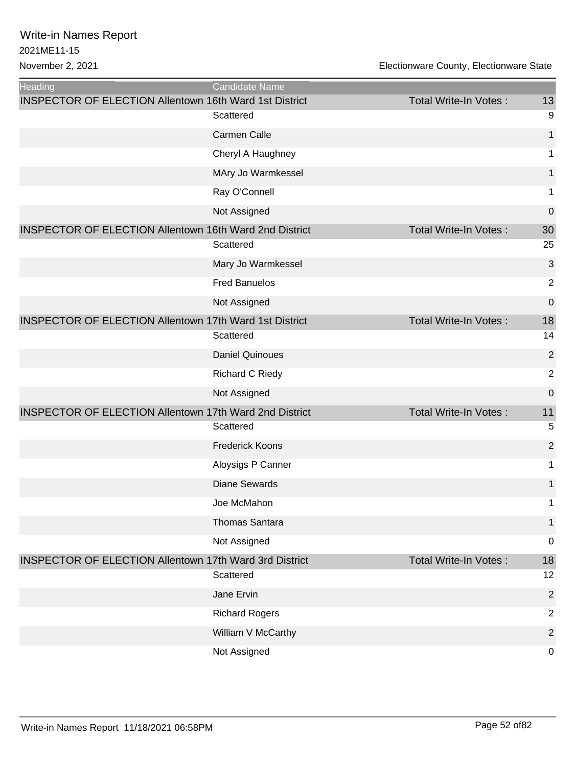Write-in Names Report
2021ME11-15
November 2, 2021

Electionware County, Electionware State

| Heading | Candidate Name | | |
|---|---|---|---|
| INSPECTOR OF ELECTION Allentown 16th Ward 1st District | | Total Write-In Votes : | 13 |
| | Scattered | | 9 |
| | Carmen Calle | | 1 |
| | Cheryl A Haughney | | 1 |
| | MAry Jo Warmkessel | | 1 |
| | Ray O'Connell | | 1 |
| | Not Assigned | | 0 |
| INSPECTOR OF ELECTION Allentown 16th Ward 2nd District | | Total Write-In Votes : | 30 |
| | Scattered | | 25 |
| | Mary Jo Warmkessel | | 3 |
| | Fred Banuelos | | 2 |
| | Not Assigned | | 0 |
| INSPECTOR OF ELECTION Allentown 17th Ward 1st District | | Total Write-In Votes : | 18 |
| | Scattered | | 14 |
| | Daniel Quinoues | | 2 |
| | Richard C Riedy | | 2 |
| | Not Assigned | | 0 |
| INSPECTOR OF ELECTION Allentown 17th Ward 2nd District | | Total Write-In Votes : | 11 |
| | Scattered | | 5 |
| | Frederick Koons | | 2 |
| | Aloysigs P Canner | | 1 |
| | Diane Sewards | | 1 |
| | Joe McMahon | | 1 |
| | Thomas Santara | | 1 |
| | Not Assigned | | 0 |
| INSPECTOR OF ELECTION Allentown 17th Ward 3rd District | | Total Write-In Votes : | 18 |
| | Scattered | | 12 |
| | Jane Ervin | | 2 |
| | Richard Rogers | | 2 |
| | William V McCarthy | | 2 |
| | Not Assigned | | 0 |

Write-in Names Report 11/18/2021 06:58PM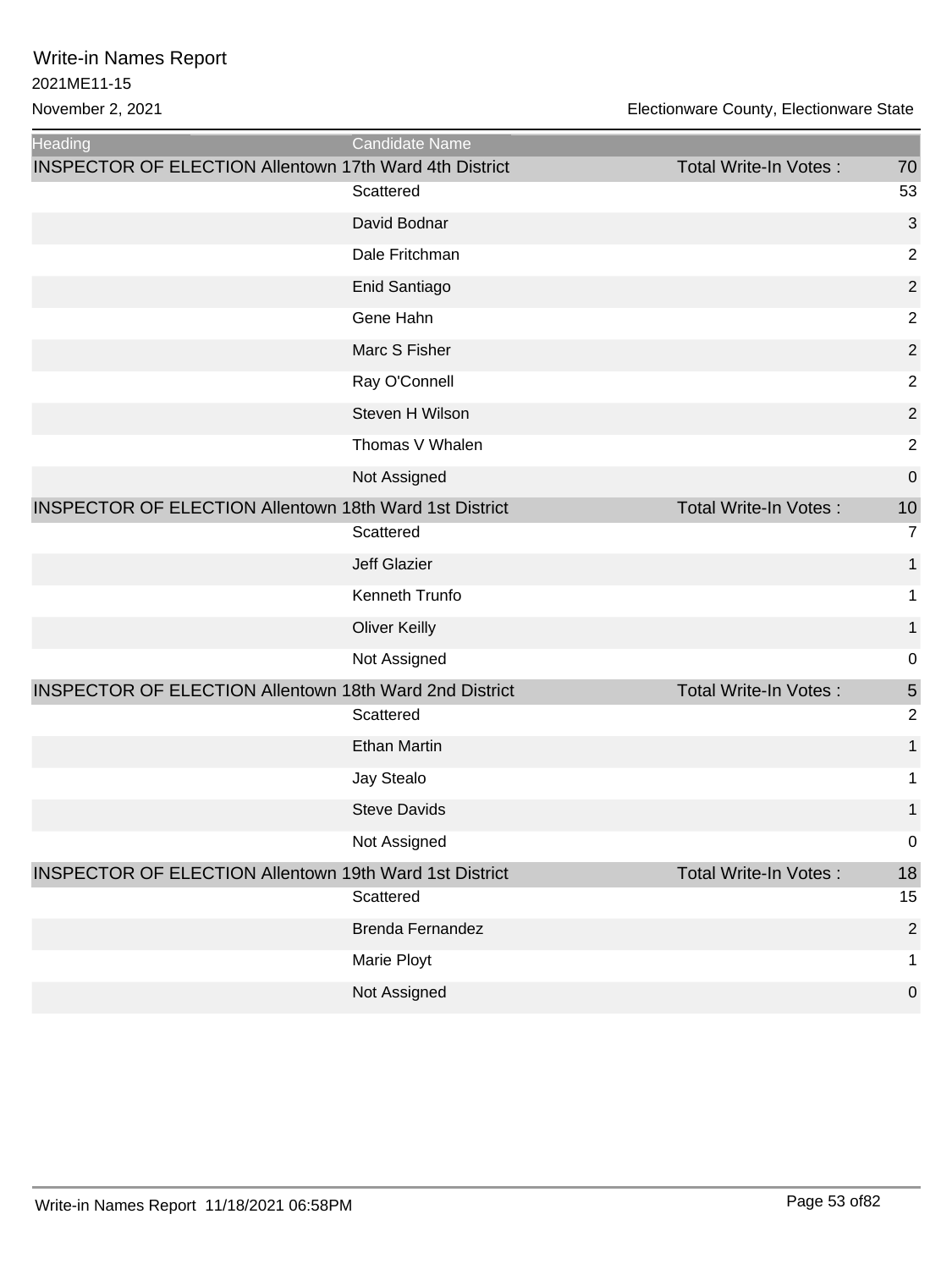# Write-in Names Report

2021ME11-15

November 2, 2021

Electionware County, Electionware State

| Heading | Candidate Name | | |
|---|---|---|---|
| INSPECTOR OF ELECTION Allentown 17th Ward 4th District | | Total Write-In Votes : | 70 |
| | Scattered | | 53 |
| | David Bodnar | | 3 |
| | Dale Fritchman | | 2 |
| | Enid Santiago | | 2 |
| | Gene Hahn | | 2 |
| | Marc S Fisher | | 2 |
| | Ray O'Connell | | 2 |
| | Steven H Wilson | | 2 |
| | Thomas V Whalen | | 2 |
| | Not Assigned | | 0 |
| INSPECTOR OF ELECTION Allentown 18th Ward 1st District | | Total Write-In Votes : | 10 |
| | Scattered | | 7 |
| | Jeff Glazier | | 1 |
| | Kenneth Trunfo | | 1 |
| | Oliver Keilly | | 1 |
| | Not Assigned | | 0 |
| INSPECTOR OF ELECTION Allentown 18th Ward 2nd District | | Total Write-In Votes : | 5 |
| | Scattered | | 2 |
| | Ethan Martin | | 1 |
| | Jay Stealo | | 1 |
| | Steve Davids | | 1 |
| | Not Assigned | | 0 |
| INSPECTOR OF ELECTION Allentown 19th Ward 1st District | | Total Write-In Votes : | 18 |
| | Scattered | | 15 |
| | Brenda Fernandez | | 2 |
| | Marie Ployt | | 1 |
| | Not Assigned | | 0 |

Write-in Names Report 11/18/2021 06:58PM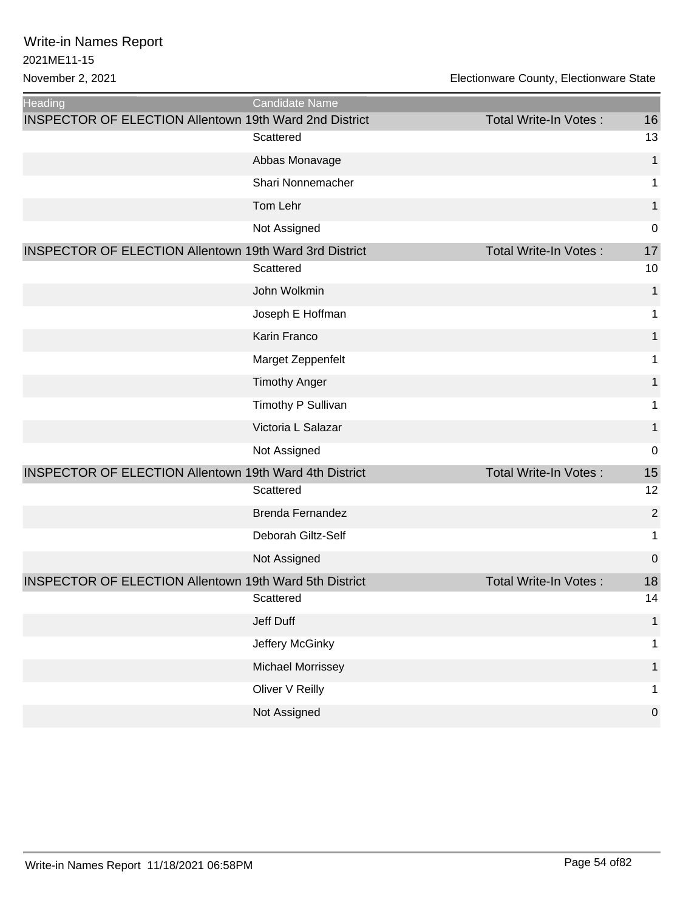# Write-in Names Report

2021ME11-15

November 2, 2021

Electionware County, Electionware State

| Heading | Candidate Name | | |
|---|---|---|---|
| INSPECTOR OF ELECTION Allentown 19th Ward 2nd District | | Total Write-In Votes : | 16 |
| | Scattered | | 13 |
| | Abbas Monavage | | 1 |
| | Shari Nonnemacher | | 1 |
| | Tom Lehr | | 1 |
| | Not Assigned | | 0 |
| INSPECTOR OF ELECTION Allentown 19th Ward 3rd District | | Total Write-In Votes : | 17 |
| | Scattered | | 10 |
| | John Wolkmin | | 1 |
| | Joseph E Hoffman | | 1 |
| | Karin Franco | | 1 |
| | Marget Zeppenfelt | | 1 |
| | Timothy Anger | | 1 |
| | Timothy P Sullivan | | 1 |
| | Victoria L Salazar | | 1 |
| | Not Assigned | | 0 |
| INSPECTOR OF ELECTION Allentown 19th Ward 4th District | | Total Write-In Votes : | 15 |
| | Scattered | | 12 |
| | Brenda Fernandez | | 2 |
| | Deborah Giltz-Self | | 1 |
| | Not Assigned | | 0 |
| INSPECTOR OF ELECTION Allentown 19th Ward 5th District | | Total Write-In Votes : | 18 |
| | Scattered | | 14 |
| | Jeff Duff | | 1 |
| | Jeffery McGinky | | 1 |
| | Michael Morrissey | | 1 |
| | Oliver V Reilly | | 1 |
| | Not Assigned | | 0 |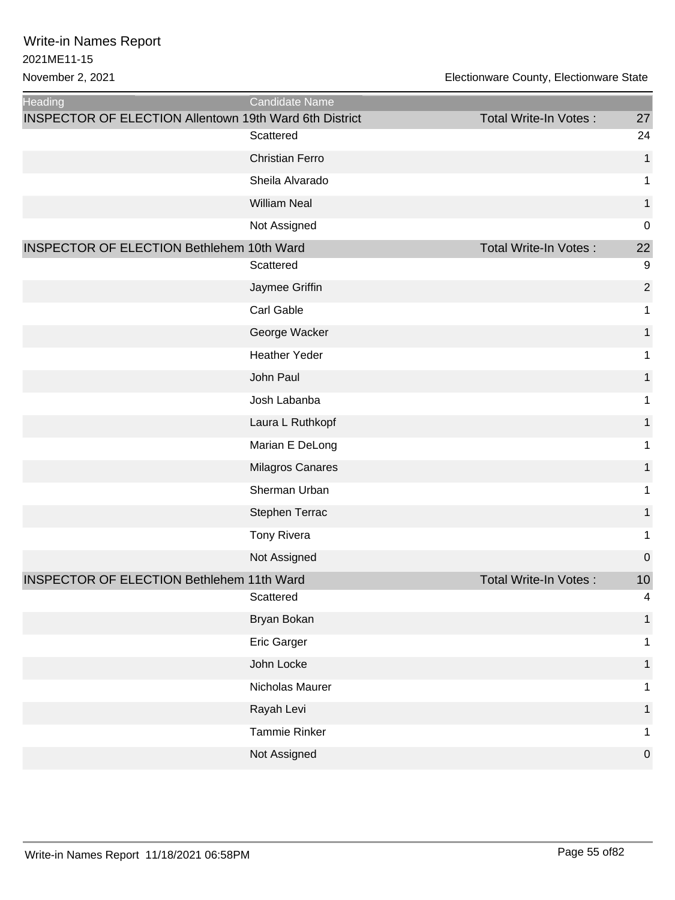Write-in Names Report

2021ME11-15

November 2, 2021

Electionware County, Electionware State

| Heading | Candidate Name | | |
|---|---|---|---|
| INSPECTOR OF ELECTION Allentown 19th Ward 6th District | | Total Write-In Votes : | 27 |
| | Scattered | | 24 |
| | Christian Ferro | | 1 |
| | Sheila Alvarado | | 1 |
| | William Neal | | 1 |
| | Not Assigned | | 0 |
| INSPECTOR OF ELECTION Bethlehem 10th Ward | | Total Write-In Votes : | 22 |
| | Scattered | | 9 |
| | Jaymee Griffin | | 2 |
| | Carl Gable | | 1 |
| | George Wacker | | 1 |
| | Heather Yeder | | 1 |
| | John Paul | | 1 |
| | Josh Labanba | | 1 |
| | Laura L Ruthkopf | | 1 |
| | Marian E DeLong | | 1 |
| | Milagros Canares | | 1 |
| | Sherman Urban | | 1 |
| | Stephen Terrac | | 1 |
| | Tony Rivera | | 1 |
| | Not Assigned | | 0 |
| INSPECTOR OF ELECTION Bethlehem 11th Ward | | Total Write-In Votes : | 10 |
| | Scattered | | 4 |
| | Bryan Bokan | | 1 |
| | Eric Garger | | 1 |
| | John Locke | | 1 |
| | Nicholas Maurer | | 1 |
| | Rayah Levi | | 1 |
| | Tammie Rinker | | 1 |
| | Not Assigned | | 0 |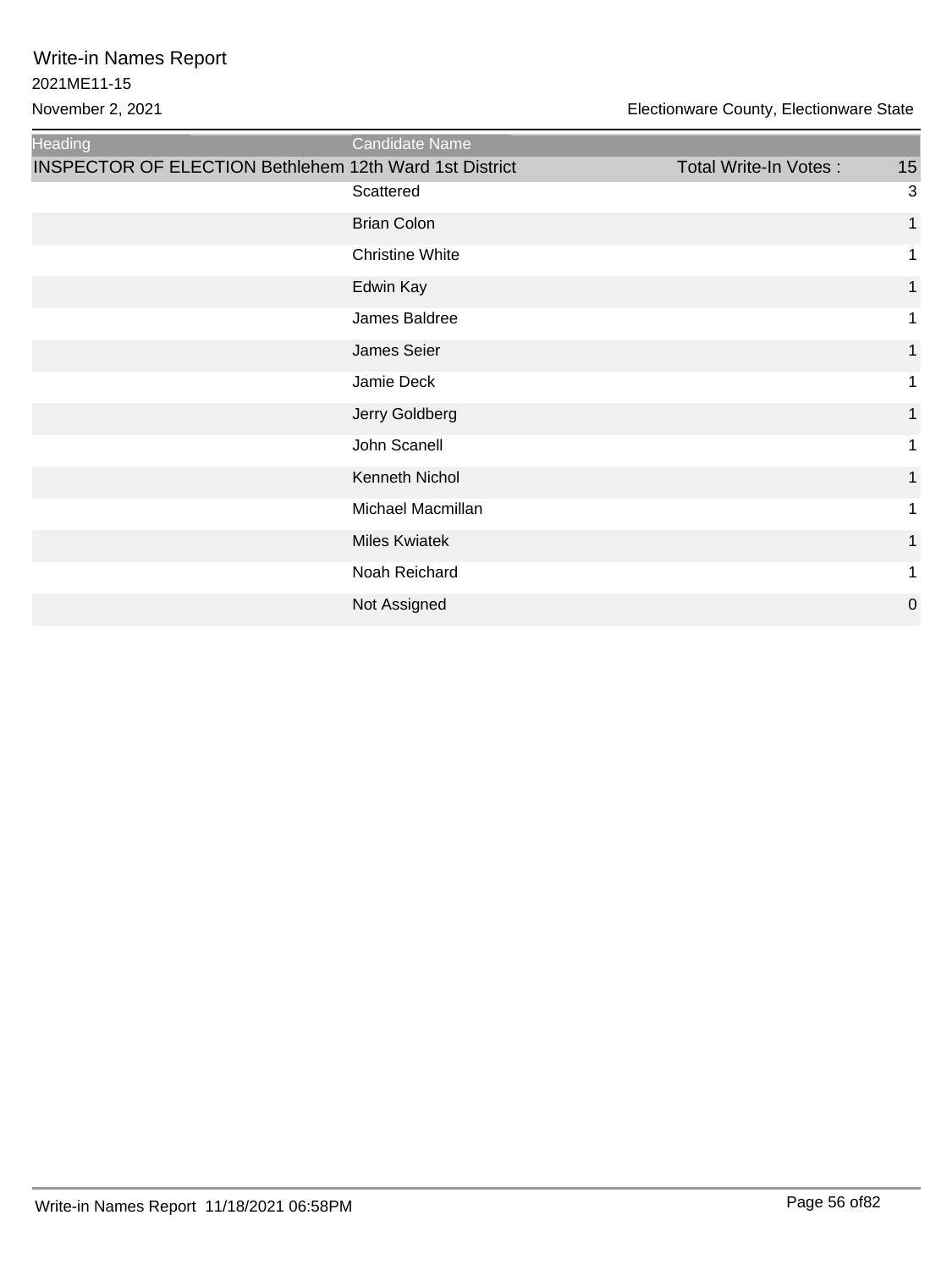# Write-in Names Report

2021ME11-15

November 2, 2021

Electionware County, Electionware State

| Heading | Candidate Name | | |
|---|---|---|---|
| INSPECTOR OF ELECTION Bethlehem 12th Ward 1st District | | Total Write-In Votes : | 15 |
| | Scattered | | 3 |
| | Brian Colon | | 1 |
| | Christine White | | 1 |
| | Edwin Kay | | 1 |
| | James Baldree | | 1 |
| | James Seier | | 1 |
| | Jamie Deck | | 1 |
| | Jerry Goldberg | | 1 |
| | John Scanell | | 1 |
| | Kenneth Nichol | | 1 |
| | Michael Macmillan | | 1 |
| | Miles Kwiatek | | 1 |
| | Noah Reichard | | 1 |
| | Not Assigned | | 0 |

Write-in Names Report 11/18/2021 06:58PM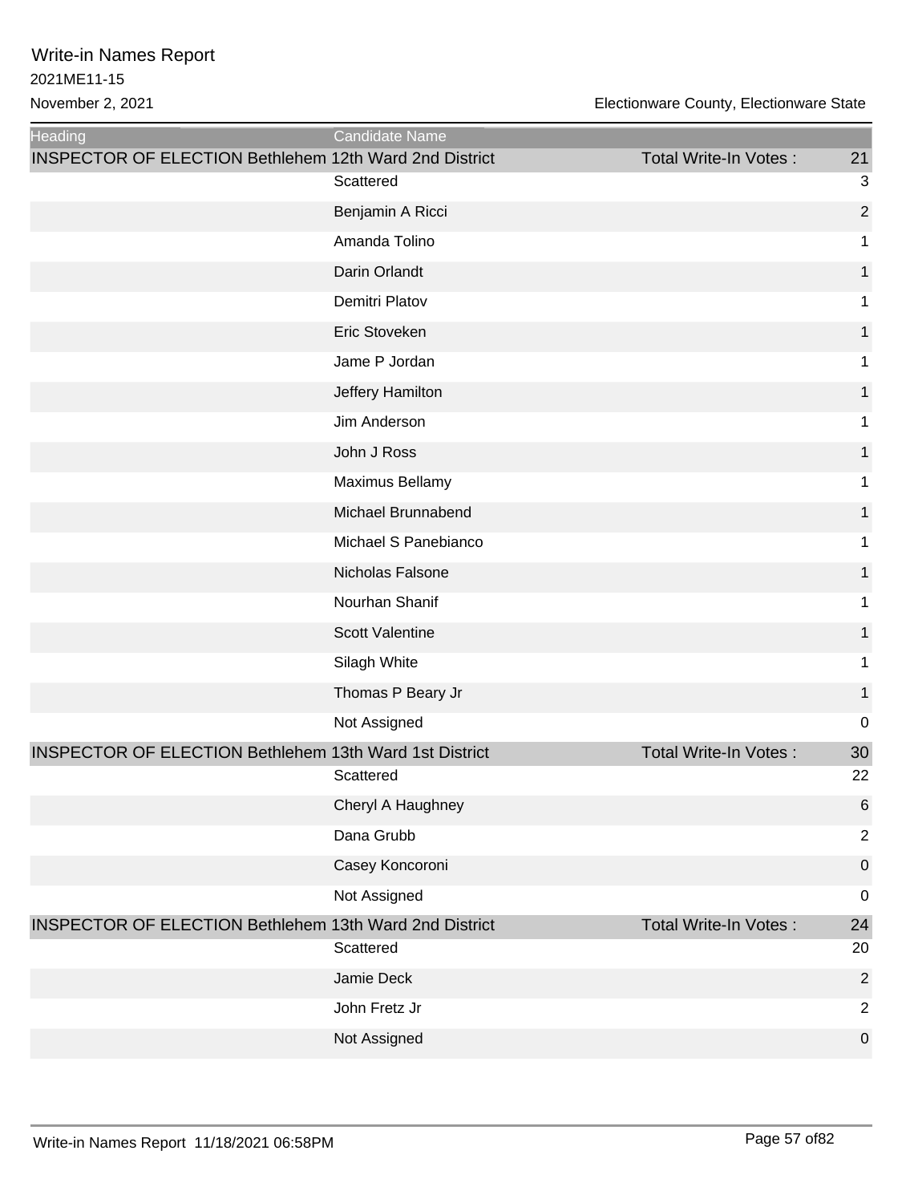Write-in Names Report
2021ME11-15
November 2, 2021

Electionware County, Electionware State

| Heading | Candidate Name | | |
|---|---|---|---|
| INSPECTOR OF ELECTION Bethlehem 12th Ward 2nd District | | Total Write-In Votes : | 21 |
| | Scattered | | 3 |
| | Benjamin A Ricci | | 2 |
| | Amanda Tolino | | 1 |
| | Darin Orlandt | | 1 |
| | Demitri Platov | | 1 |
| | Eric Stoveken | | 1 |
| | Jame P Jordan | | 1 |
| | Jeffery Hamilton | | 1 |
| | Jim Anderson | | 1 |
| | John J Ross | | 1 |
| | Maximus Bellamy | | 1 |
| | Michael Brunnabend | | 1 |
| | Michael S Panebianco | | 1 |
| | Nicholas Falsone | | 1 |
| | Nourhan Shanif | | 1 |
| | Scott Valentine | | 1 |
| | Silagh White | | 1 |
| | Thomas P Beary Jr | | 1 |
| | Not Assigned | | 0 |
| INSPECTOR OF ELECTION Bethlehem 13th Ward 1st District | | Total Write-In Votes : | 30 |
| | Scattered | | 22 |
| | Cheryl A Haughney | | 6 |
| | Dana Grubb | | 2 |
| | Casey Koncoroni | | 0 |
| | Not Assigned | | 0 |
| INSPECTOR OF ELECTION Bethlehem 13th Ward 2nd District | | Total Write-In Votes : | 24 |
| | Scattered | | 20 |
| | Jamie Deck | | 2 |
| | John Fretz Jr | | 2 |
| | Not Assigned | | 0 |

Write-in Names Report 11/18/2021 06:58PM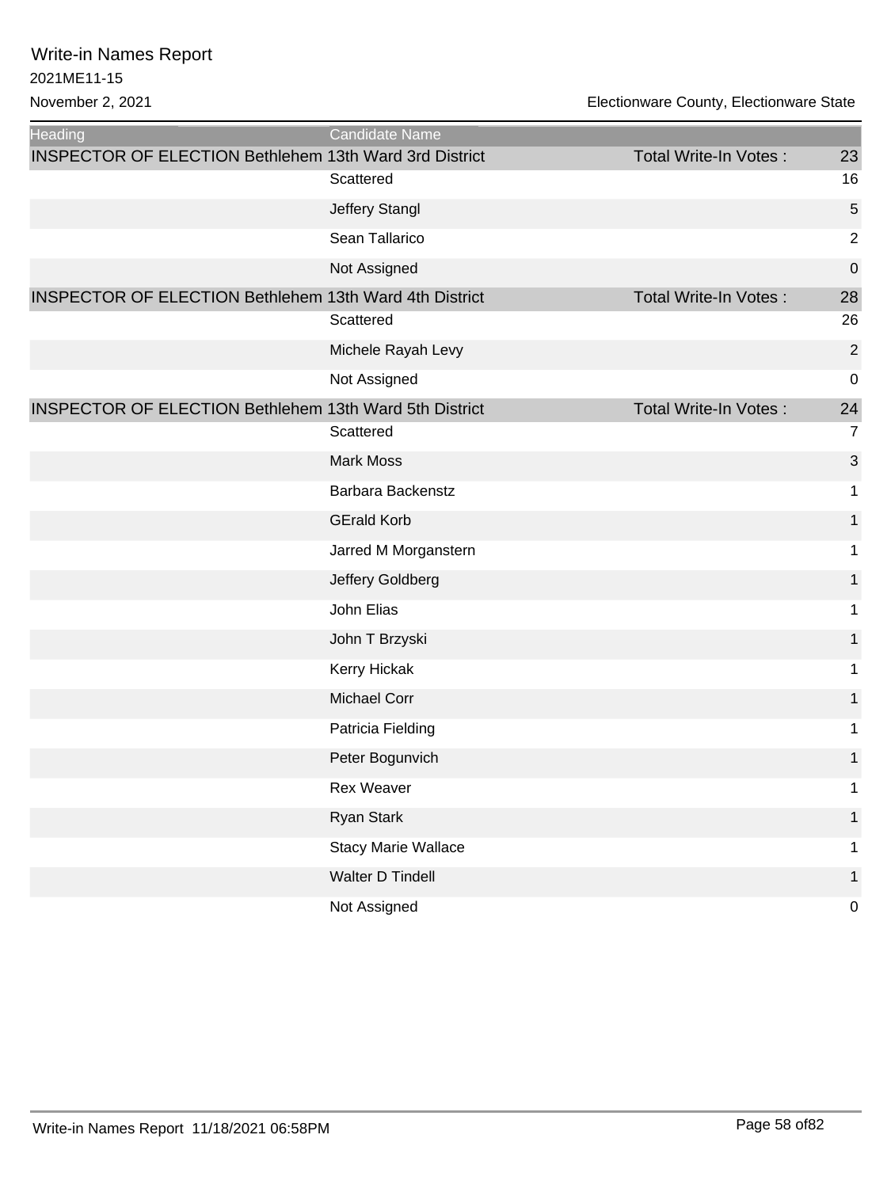# Write-in Names Report

2021ME11-15

November 2, 2021

Electionware County, Electionware State

| Heading | Candidate Name | | |
|---|---|---|---|
| INSPECTOR OF ELECTION Bethlehem 13th Ward 3rd District | | Total Write-In Votes : | 23 |
| | Scattered | | 16 |
| | Jeffery Stangl | | 5 |
| | Sean Tallarico | | 2 |
| | Not Assigned | | 0 |
| INSPECTOR OF ELECTION Bethlehem 13th Ward 4th District | | Total Write-In Votes : | 28 |
| | Scattered | | 26 |
| | Michele Rayah Levy | | 2 |
| | Not Assigned | | 0 |
| INSPECTOR OF ELECTION Bethlehem 13th Ward 5th District | | Total Write-In Votes : | 24 |
| | Scattered | | 7 |
| | Mark Moss | | 3 |
| | Barbara Backenstz | | 1 |
| | GErald Korb | | 1 |
| | Jarred M Morganstern | | 1 |
| | Jeffery Goldberg | | 1 |
| | John Elias | | 1 |
| | John T Brzyski | | 1 |
| | Kerry Hickak | | 1 |
| | Michael Corr | | 1 |
| | Patricia Fielding | | 1 |
| | Peter Bogunvich | | 1 |
| | Rex Weaver | | 1 |
| | Ryan Stark | | 1 |
| | Stacy Marie Wallace | | 1 |
| | Walter D Tindell | | 1 |
| | Not Assigned | | 0 |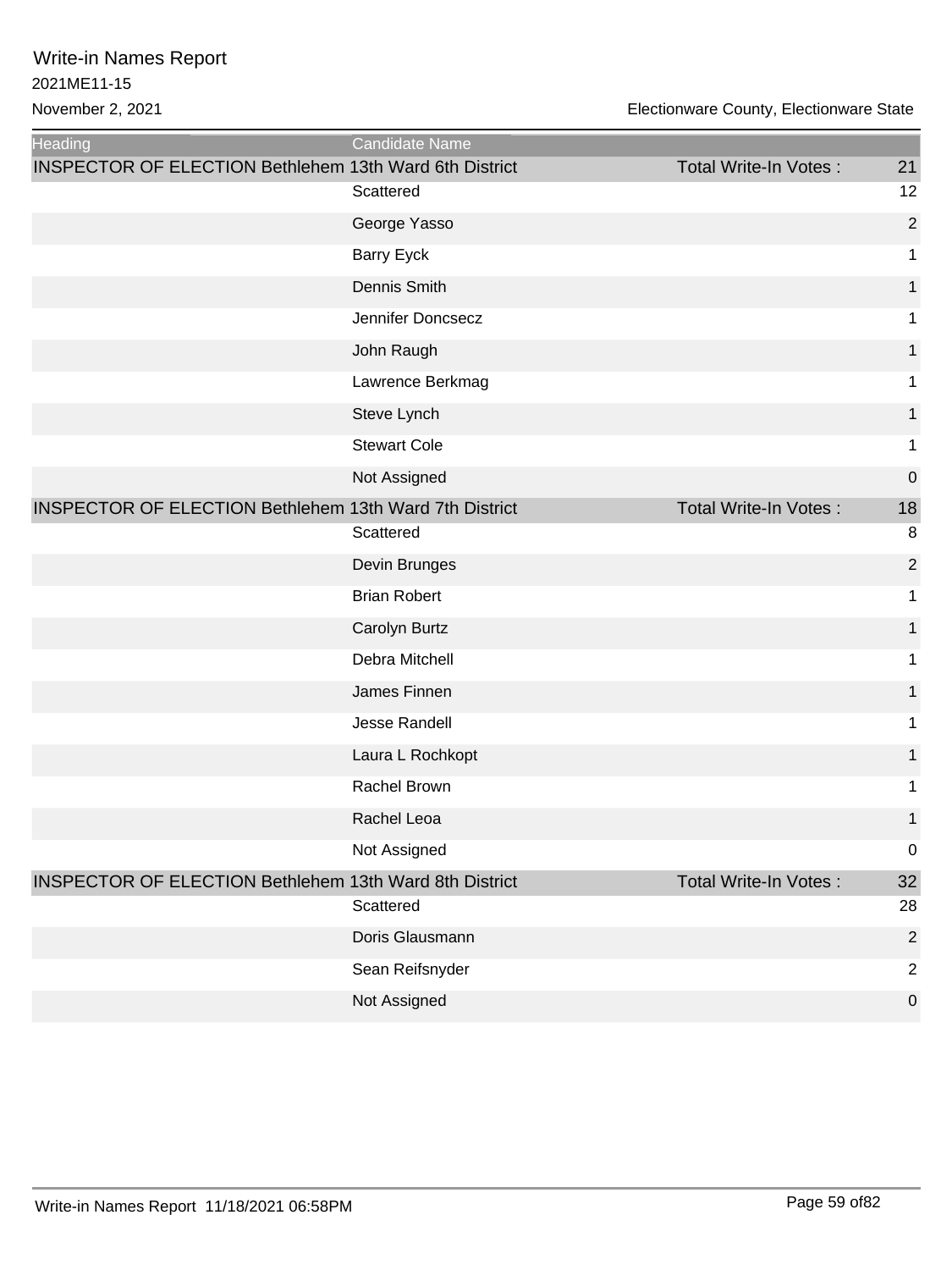# Write-in Names Report

2021ME11-15

November 2, 2021

Electionware County, Electionware State

| Heading | Candidate Name | | |
|---|---|---|---|
| INSPECTOR OF ELECTION Bethlehem 13th Ward 6th District | | Total Write-In Votes : | 21 |
| | Scattered | | 12 |
| | George Yasso | | 2 |
| | Barry Eyck | | 1 |
| | Dennis Smith | | 1 |
| | Jennifer Doncsecz | | 1 |
| | John Raugh | | 1 |
| | Lawrence Berkmag | | 1 |
| | Steve Lynch | | 1 |
| | Stewart Cole | | 1 |
| | Not Assigned | | 0 |
| INSPECTOR OF ELECTION Bethlehem 13th Ward 7th District | | Total Write-In Votes : | 18 |
| | Scattered | | 8 |
| | Devin Brunges | | 2 |
| | Brian Robert | | 1 |
| | Carolyn Burtz | | 1 |
| | Debra Mitchell | | 1 |
| | James Finnen | | 1 |
| | Jesse Randell | | 1 |
| | Laura L Rochkopt | | 1 |
| | Rachel Brown | | 1 |
| | Rachel Leoa | | 1 |
| | Not Assigned | | 0 |
| INSPECTOR OF ELECTION Bethlehem 13th Ward 8th District | | Total Write-In Votes : | 32 |
| | Scattered | | 28 |
| | Doris Glausmann | | 2 |
| | Sean Reifsnyder | | 2 |
| | Not Assigned | | 0 |

Write-in Names Report 11/18/2021 06:58PM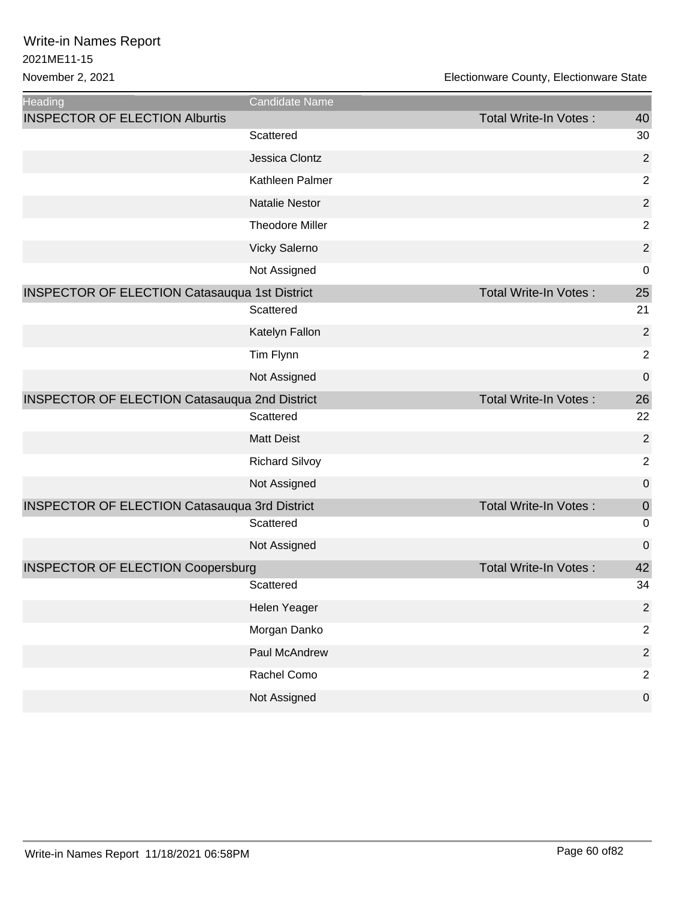# Write-in Names Report

2021ME11-15

November 2, 2021

Electionware County, Electionware State

| Heading | Candidate Name | | |
|---|---|---|---|
| INSPECTOR OF ELECTION Alburtis | | Total Write-In Votes : | 40 |
| | Scattered | | 30 |
| | Jessica Clontz | | 2 |
| | Kathleen Palmer | | 2 |
| | Natalie Nestor | | 2 |
| | Theodore Miller | | 2 |
| | Vicky Salerno | | 2 |
| | Not Assigned | | 0 |
| INSPECTOR OF ELECTION Catasauqua 1st District | | Total Write-In Votes : | 25 |
| | Scattered | | 21 |
| | Katelyn Fallon | | 2 |
| | Tim Flynn | | 2 |
| | Not Assigned | | 0 |
| INSPECTOR OF ELECTION Catasauqua 2nd District | | Total Write-In Votes : | 26 |
| | Scattered | | 22 |
| | Matt Deist | | 2 |
| | Richard Silvoy | | 2 |
| | Not Assigned | | 0 |
| INSPECTOR OF ELECTION Catasauqua 3rd District | | Total Write-In Votes : | 0 |
| | Scattered | | 0 |
| | Not Assigned | | 0 |
| INSPECTOR OF ELECTION Coopersburg | | Total Write-In Votes : | 42 |
| | Scattered | | 34 |
| | Helen Yeager | | 2 |
| | Morgan Danko | | 2 |
| | Paul McAndrew | | 2 |
| | Rachel Como | | 2 |
| | Not Assigned | | 0 |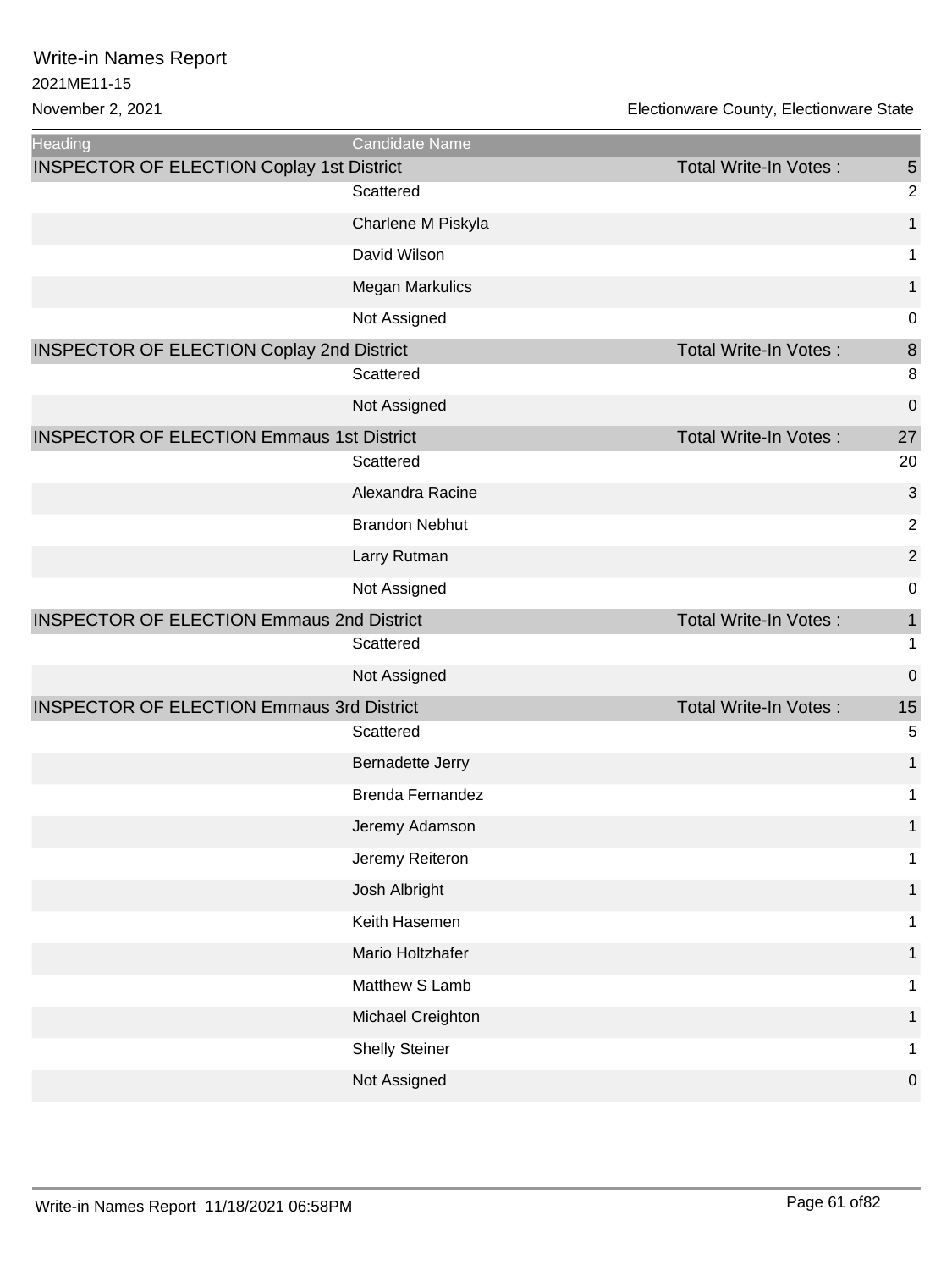# Write-in Names Report

2021ME11-15

November 2, 2021

Electionware County, Electionware State

| Heading | Candidate Name | | |
|---|---|---|---|
| INSPECTOR OF ELECTION Coplay 1st District | | Total Write-In Votes : | 5 |
| | Scattered | | 2 |
| | Charlene M Piskyla | | 1 |
| | David Wilson | | 1 |
| | Megan Markulics | | 1 |
| | Not Assigned | | 0 |
| INSPECTOR OF ELECTION Coplay 2nd District | | Total Write-In Votes : | 8 |
| | Scattered | | 8 |
| | Not Assigned | | 0 |
| INSPECTOR OF ELECTION Emmaus 1st District | | Total Write-In Votes : | 27 |
| | Scattered | | 20 |
| | Alexandra Racine | | 3 |
| | Brandon Nebhut | | 2 |
| | Larry Rutman | | 2 |
| | Not Assigned | | 0 |
| INSPECTOR OF ELECTION Emmaus 2nd District | | Total Write-In Votes : | 1 |
| | Scattered | | 1 |
| | Not Assigned | | 0 |
| INSPECTOR OF ELECTION Emmaus 3rd District | | Total Write-In Votes : | 15 |
| | Scattered | | 5 |
| | Bernadette Jerry | | 1 |
| | Brenda Fernandez | | 1 |
| | Jeremy Adamson | | 1 |
| | Jeremy Reiteron | | 1 |
| | Josh Albright | | 1 |
| | Keith Hasemen | | 1 |
| | Mario Holtzhafer | | 1 |
| | Matthew S Lamb | | 1 |
| | Michael Creighton | | 1 |
| | Shelly Steiner | | 1 |
| | Not Assigned | | 0 |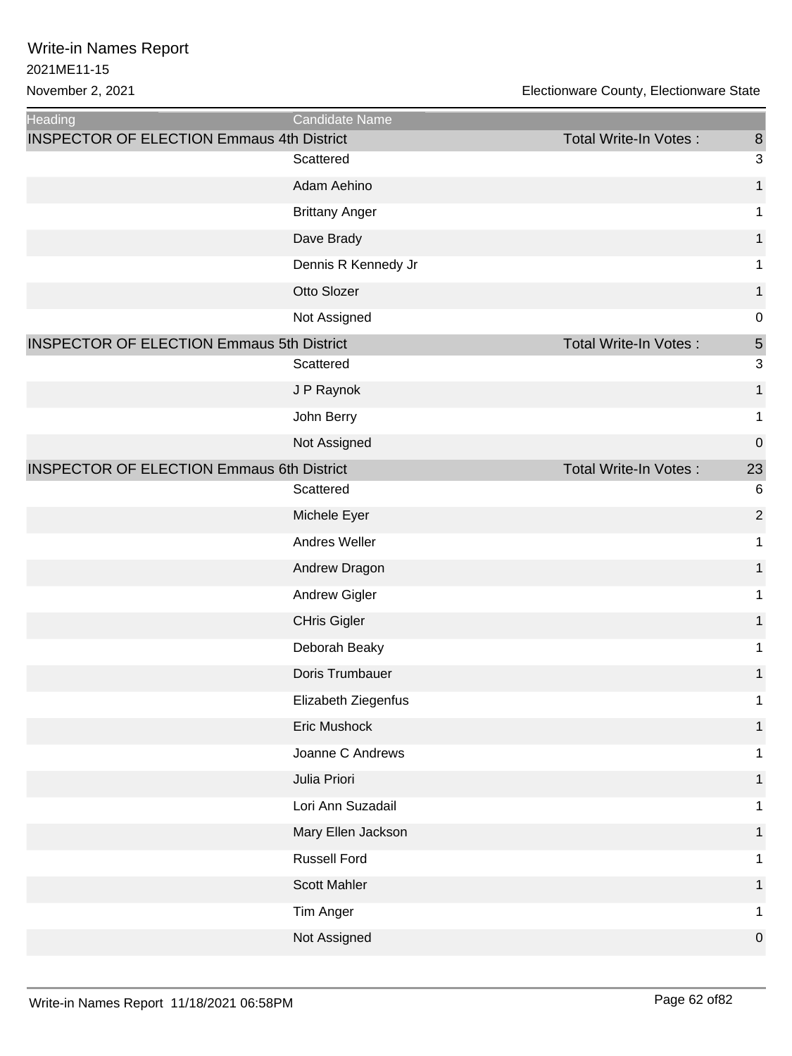# Write-in Names Report

2021ME11-15

November 2, 2021 — Electionware County, Electionware State

| Heading | Candidate Name | | |
|---|---|---|---|
| INSPECTOR OF ELECTION Emmaus 4th District | | Total Write-In Votes : | 8 |
| | Scattered | | 3 |
| | Adam Aehino | | 1 |
| | Brittany Anger | | 1 |
| | Dave Brady | | 1 |
| | Dennis R Kennedy Jr | | 1 |
| | Otto Slozer | | 1 |
| | Not Assigned | | 0 |
| INSPECTOR OF ELECTION Emmaus 5th District | | Total Write-In Votes : | 5 |
| | Scattered | | 3 |
| | J P Raynok | | 1 |
| | John Berry | | 1 |
| | Not Assigned | | 0 |
| INSPECTOR OF ELECTION Emmaus 6th District | | Total Write-In Votes : | 23 |
| | Scattered | | 6 |
| | Michele Eyer | | 2 |
| | Andres Weller | | 1 |
| | Andrew Dragon | | 1 |
| | Andrew Gigler | | 1 |
| | CHris Gigler | | 1 |
| | Deborah Beaky | | 1 |
| | Doris Trumbauer | | 1 |
| | Elizabeth Ziegenfus | | 1 |
| | Eric Mushock | | 1 |
| | Joanne C Andrews | | 1 |
| | Julia Priori | | 1 |
| | Lori Ann Suzadail | | 1 |
| | Mary Ellen Jackson | | 1 |
| | Russell Ford | | 1 |
| | Scott Mahler | | 1 |
| | Tim Anger | | 1 |
| | Not Assigned | | 0 |

Write-in Names Report 11/18/2021 06:58PM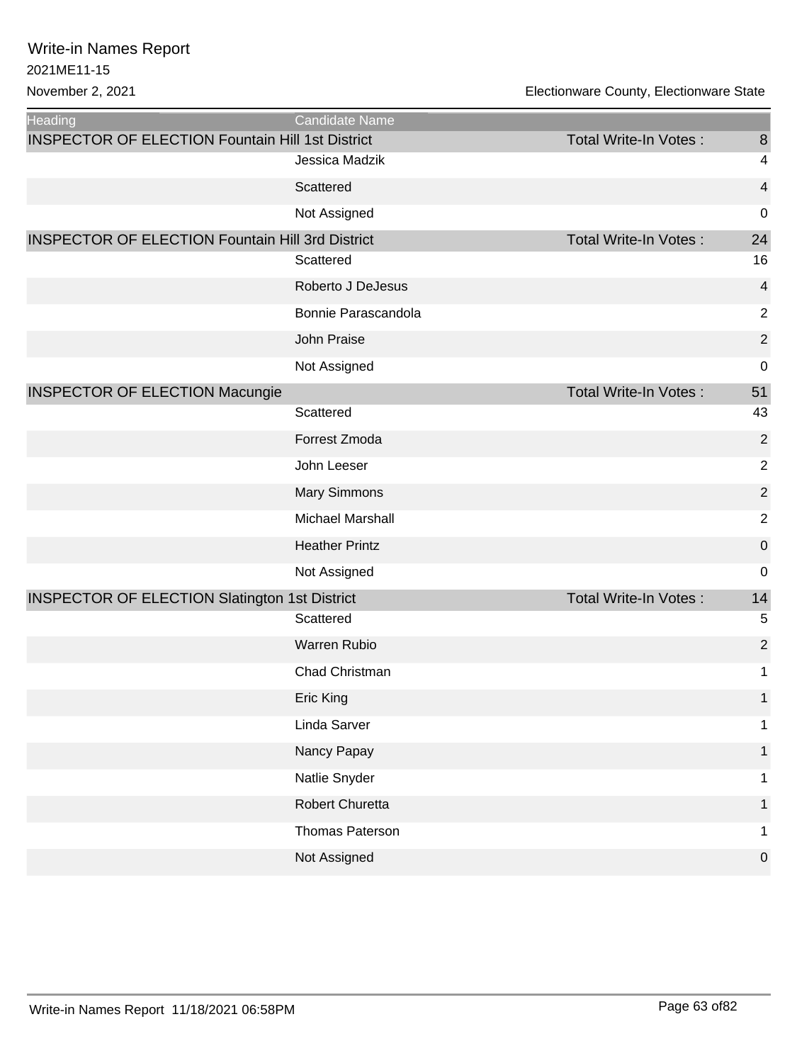# Write-in Names Report

2021ME11-15

November 2, 2021

Electionware County, Electionware State

| Heading | Candidate Name | | |
|---|---|---|---|
| INSPECTOR OF ELECTION Fountain Hill 1st District | | Total Write-In Votes : | 8 |
| | Jessica Madzik | | 4 |
| | Scattered | | 4 |
| | Not Assigned | | 0 |
| INSPECTOR OF ELECTION Fountain Hill 3rd District | | Total Write-In Votes : | 24 |
| | Scattered | | 16 |
| | Roberto J DeJesus | | 4 |
| | Bonnie Parascandola | | 2 |
| | John Praise | | 2 |
| | Not Assigned | | 0 |
| INSPECTOR OF ELECTION Macungie | | Total Write-In Votes : | 51 |
| | Scattered | | 43 |
| | Forrest Zmoda | | 2 |
| | John Leeser | | 2 |
| | Mary Simmons | | 2 |
| | Michael Marshall | | 2 |
| | Heather Printz | | 0 |
| | Not Assigned | | 0 |
| INSPECTOR OF ELECTION Slatington 1st District | | Total Write-In Votes : | 14 |
| | Scattered | | 5 |
| | Warren Rubio | | 2 |
| | Chad Christman | | 1 |
| | Eric King | | 1 |
| | Linda Sarver | | 1 |
| | Nancy Papay | | 1 |
| | Natlie Snyder | | 1 |
| | Robert Churetta | | 1 |
| | Thomas Paterson | | 1 |
| | Not Assigned | | 0 |

Write-in Names Report 11/18/2021 06:58PM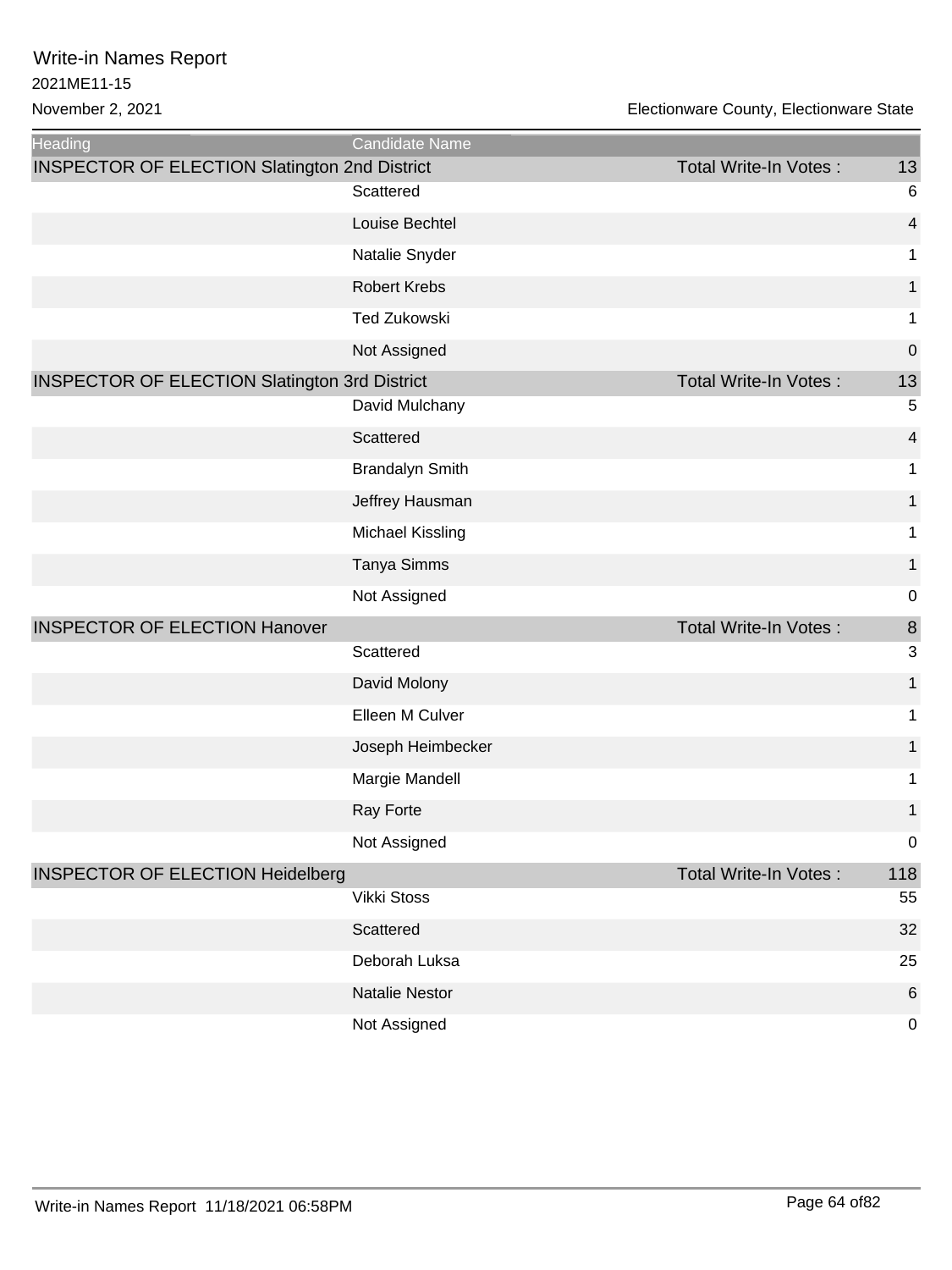# Write-in Names Report

2021ME11-15

November 2, 2021

Electionware County, Electionware State

| Heading | Candidate Name | | |
|---|---|---|---|
| INSPECTOR OF ELECTION Slatington 2nd District | | Total Write-In Votes : | 13 |
| | Scattered | | 6 |
| | Louise Bechtel | | 4 |
| | Natalie Snyder | | 1 |
| | Robert Krebs | | 1 |
| | Ted Zukowski | | 1 |
| | Not Assigned | | 0 |
| INSPECTOR OF ELECTION Slatington 3rd District | | Total Write-In Votes : | 13 |
| | David Mulchany | | 5 |
| | Scattered | | 4 |
| | Brandalyn Smith | | 1 |
| | Jeffrey Hausman | | 1 |
| | Michael Kissling | | 1 |
| | Tanya Simms | | 1 |
| | Not Assigned | | 0 |
| INSPECTOR OF ELECTION Hanover | | Total Write-In Votes : | 8 |
| | Scattered | | 3 |
| | David Molony | | 1 |
| | Elleen M Culver | | 1 |
| | Joseph Heimbecker | | 1 |
| | Margie Mandell | | 1 |
| | Ray Forte | | 1 |
| | Not Assigned | | 0 |
| INSPECTOR OF ELECTION Heidelberg | | Total Write-In Votes : | 118 |
| | Vikki Stoss | | 55 |
| | Scattered | | 32 |
| | Deborah Luksa | | 25 |
| | Natalie Nestor | | 6 |
| | Not Assigned | | 0 |

Write-in Names Report 11/18/2021 06:58PM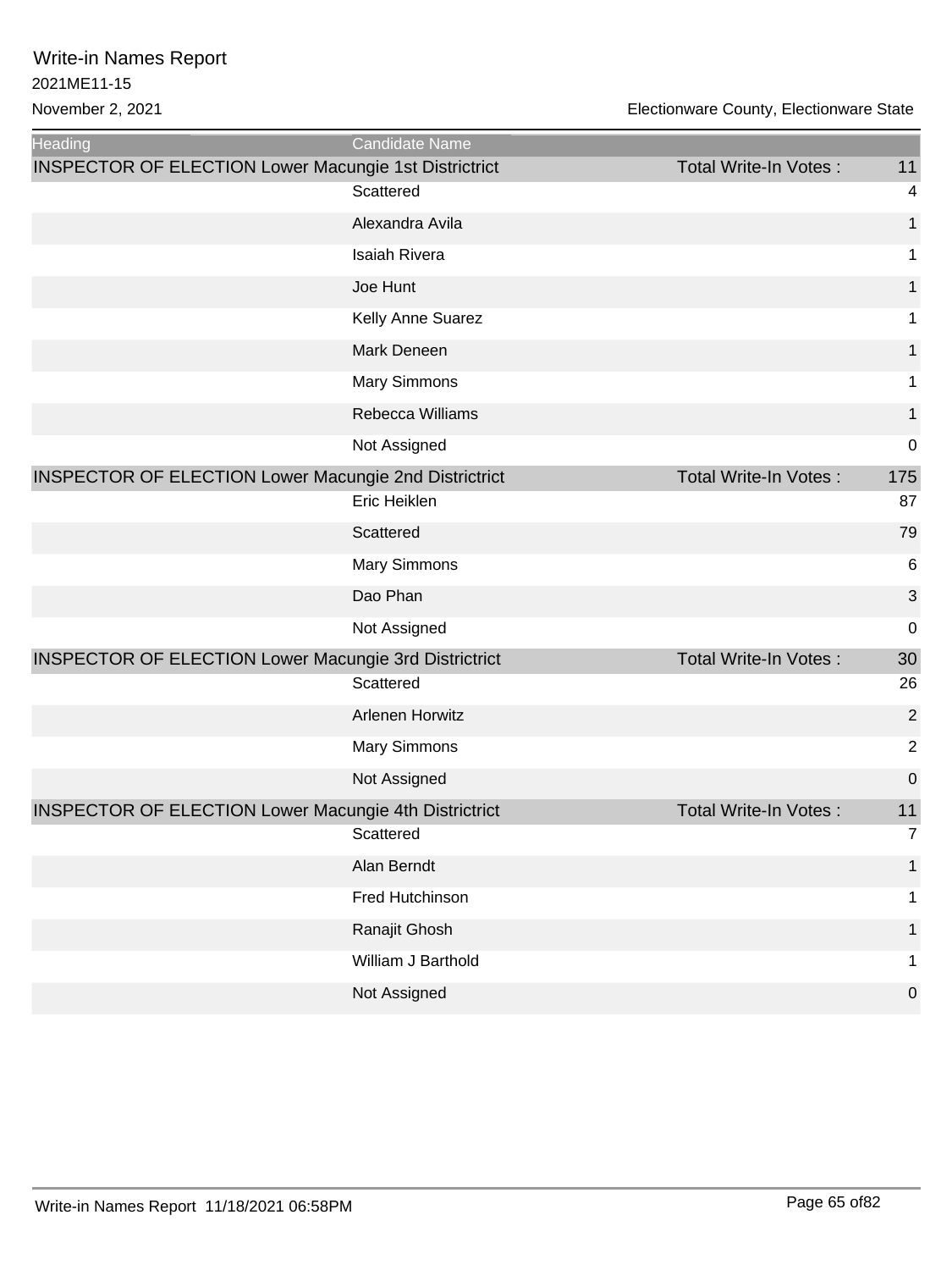# Write-in Names Report

2021ME11-15

November 2, 2021

Electionware County, Electionware State

| Heading | Candidate Name | | |
|---|---|---|---|
| INSPECTOR OF ELECTION Lower Macungie 1st Districtrict | | Total Write-In Votes : | 11 |
| | Scattered | | 4 |
| | Alexandra Avila | | 1 |
| | Isaiah Rivera | | 1 |
| | Joe Hunt | | 1 |
| | Kelly Anne Suarez | | 1 |
| | Mark Deneen | | 1 |
| | Mary Simmons | | 1 |
| | Rebecca Williams | | 1 |
| | Not Assigned | | 0 |
| INSPECTOR OF ELECTION Lower Macungie 2nd Districtrict | | Total Write-In Votes : | 175 |
| | Eric Heiklen | | 87 |
| | Scattered | | 79 |
| | Mary Simmons | | 6 |
| | Dao Phan | | 3 |
| | Not Assigned | | 0 |
| INSPECTOR OF ELECTION Lower Macungie 3rd Districtrict | | Total Write-In Votes : | 30 |
| | Scattered | | 26 |
| | Arlenen Horwitz | | 2 |
| | Mary Simmons | | 2 |
| | Not Assigned | | 0 |
| INSPECTOR OF ELECTION Lower Macungie 4th Districtrict | | Total Write-In Votes : | 11 |
| | Scattered | | 7 |
| | Alan Berndt | | 1 |
| | Fred Hutchinson | | 1 |
| | Ranajit Ghosh | | 1 |
| | William J Barthold | | 1 |
| | Not Assigned | | 0 |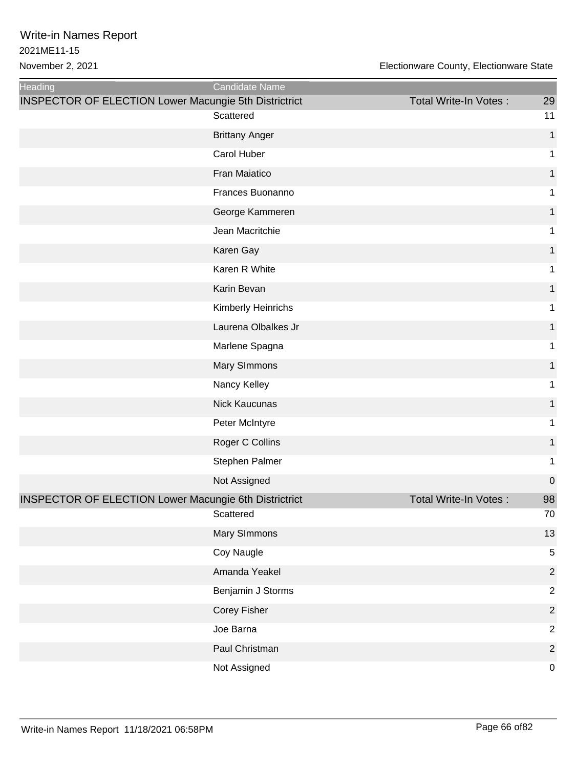# Write-in Names Report

2021ME11-15

November 2, 2021

Electionware County, Electionware State

| Heading | Candidate Name | | |
|---|---|---|---|
| INSPECTOR OF ELECTION Lower Macungie 5th Districtrict | | Total Write-In Votes : | 29 |
| | Scattered | | 11 |
| | Brittany Anger | | 1 |
| | Carol Huber | | 1 |
| | Fran Maiatico | | 1 |
| | Frances Buonanno | | 1 |
| | George Kammeren | | 1 |
| | Jean Macritchie | | 1 |
| | Karen Gay | | 1 |
| | Karen R White | | 1 |
| | Karin Bevan | | 1 |
| | Kimberly Heinrichs | | 1 |
| | Laurena Olbalkes Jr | | 1 |
| | Marlene Spagna | | 1 |
| | Mary SImmons | | 1 |
| | Nancy Kelley | | 1 |
| | Nick Kaucunas | | 1 |
| | Peter McIntyre | | 1 |
| | Roger C Collins | | 1 |
| | Stephen Palmer | | 1 |
| | Not Assigned | | 0 |
| INSPECTOR OF ELECTION Lower Macungie 6th Districtrict | | Total Write-In Votes : | 98 |
| | Scattered | | 70 |
| | Mary SImmons | | 13 |
| | Coy Naugle | | 5 |
| | Amanda Yeakel | | 2 |
| | Benjamin J Storms | | 2 |
| | Corey Fisher | | 2 |
| | Joe Barna | | 2 |
| | Paul Christman | | 2 |
| | Not Assigned | | 0 |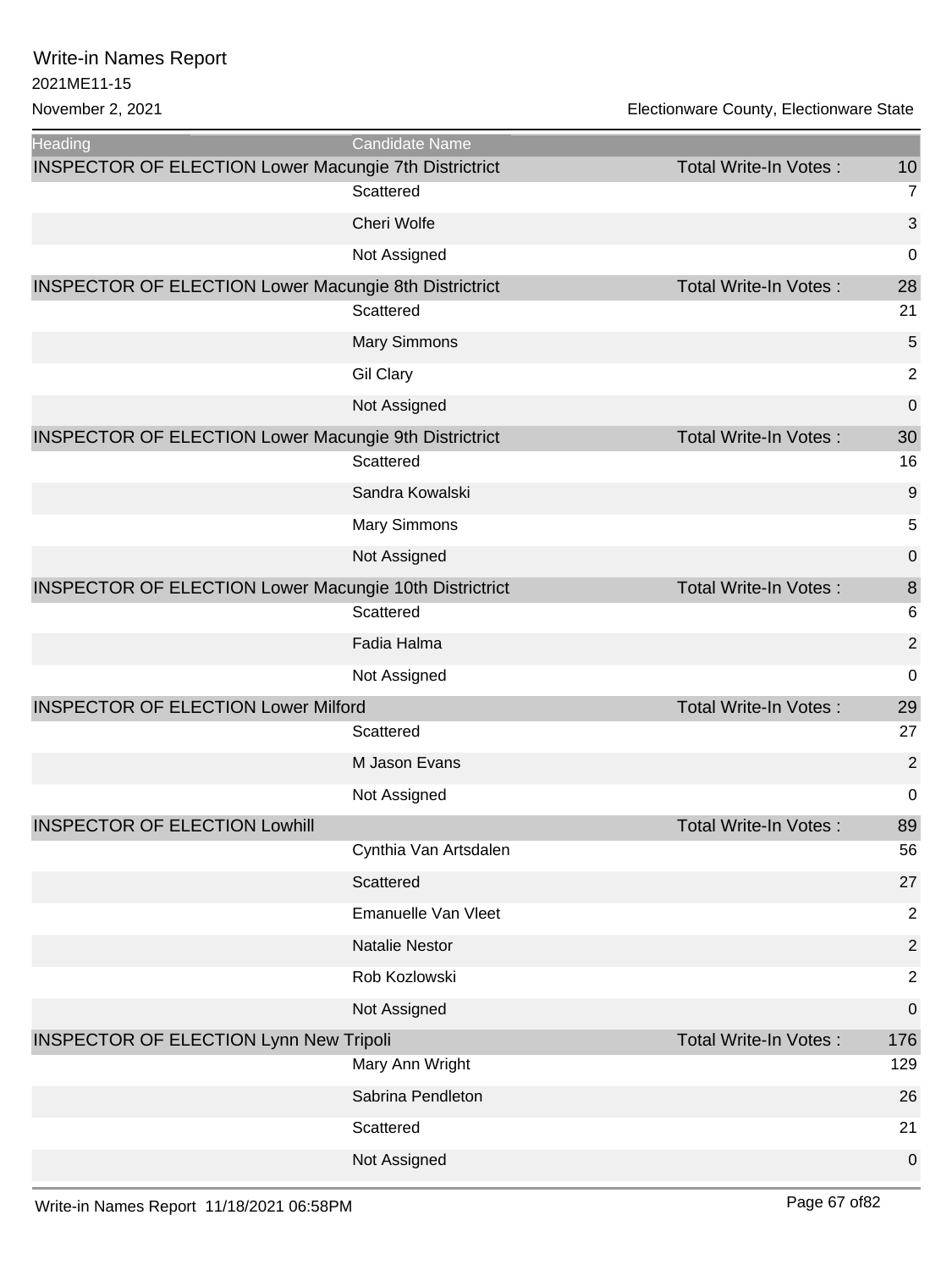| Heading | Candidate Name | | |
|---|---|---|---|
| INSPECTOR OF ELECTION Lower Macungie 7th Districtrict | | Total Write-In Votes : | 10 |
| | Scattered | | 7 |
| | Cheri Wolfe | | 3 |
| | Not Assigned | | 0 |
| INSPECTOR OF ELECTION Lower Macungie 8th Districtrict | | Total Write-In Votes : | 28 |
| | Scattered | | 21 |
| | Mary Simmons | | 5 |
| | Gil Clary | | 2 |
| | Not Assigned | | 0 |
| INSPECTOR OF ELECTION Lower Macungie 9th Districtrict | | Total Write-In Votes : | 30 |
| | Scattered | | 16 |
| | Sandra Kowalski | | 9 |
| | Mary Simmons | | 5 |
| | Not Assigned | | 0 |
| INSPECTOR OF ELECTION Lower Macungie 10th Districtrict | | Total Write-In Votes : | 8 |
| | Scattered | | 6 |
| | Fadia Halma | | 2 |
| | Not Assigned | | 0 |
| INSPECTOR OF ELECTION Lower Milford | | Total Write-In Votes : | 29 |
| | Scattered | | 27 |
| | M Jason Evans | | 2 |
| | Not Assigned | | 0 |
| INSPECTOR OF ELECTION Lowhill | | Total Write-In Votes : | 89 |
| | Cynthia Van Artsdalen | | 56 |
| | Scattered | | 27 |
| | Emanuelle Van Vleet | | 2 |
| | Natalie Nestor | | 2 |
| | Rob Kozlowski | | 2 |
| | Not Assigned | | 0 |
| INSPECTOR OF ELECTION Lynn New Tripoli | | Total Write-In Votes : | 176 |
| | Mary Ann Wright | | 129 |
| | Sabrina Pendleton | | 26 |
| | Scattered | | 21 |
| | Not Assigned | | 0 |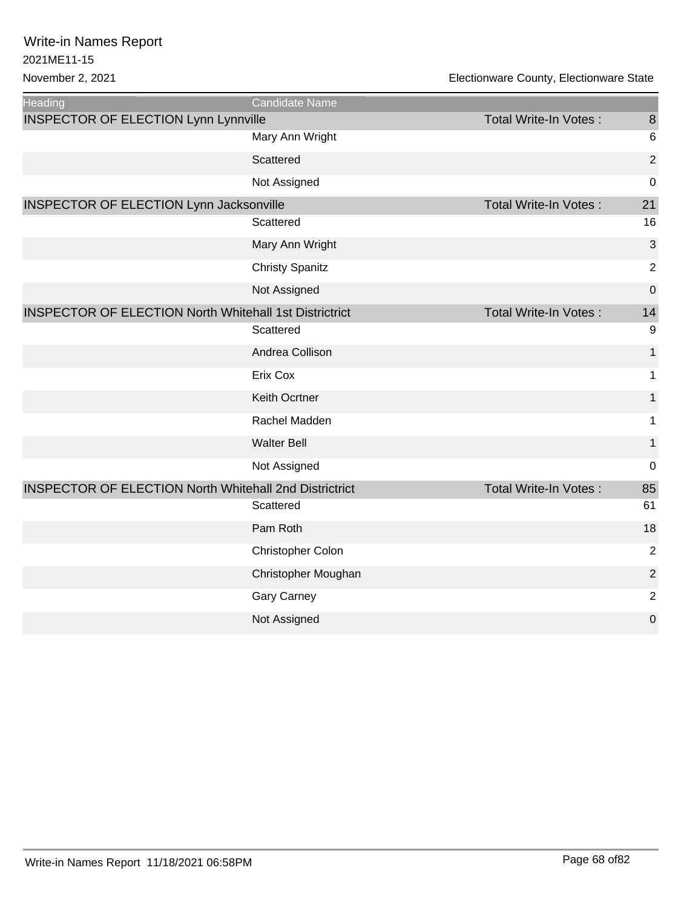# Write-in Names Report

2021ME11-15

November 2, 2021

Electionware County, Electionware State

| Heading | Candidate Name | | |
|---|---|---|---|
| INSPECTOR OF ELECTION Lynn Lynnville | | Total Write-In Votes : | 8 |
| | Mary Ann Wright | | 6 |
| | Scattered | | 2 |
| | Not Assigned | | 0 |
| INSPECTOR OF ELECTION Lynn Jacksonville | | Total Write-In Votes : | 21 |
| | Scattered | | 16 |
| | Mary Ann Wright | | 3 |
| | Christy Spanitz | | 2 |
| | Not Assigned | | 0 |
| INSPECTOR OF ELECTION North Whitehall 1st Districtrict | | Total Write-In Votes : | 14 |
| | Scattered | | 9 |
| | Andrea Collison | | 1 |
| | Erix Cox | | 1 |
| | Keith Ocrtner | | 1 |
| | Rachel Madden | | 1 |
| | Walter Bell | | 1 |
| | Not Assigned | | 0 |
| INSPECTOR OF ELECTION North Whitehall 2nd Districtrict | | Total Write-In Votes : | 85 |
| | Scattered | | 61 |
| | Pam Roth | | 18 |
| | Christopher Colon | | 2 |
| | Christopher Moughan | | 2 |
| | Gary Carney | | 2 |
| | Not Assigned | | 0 |

Write-in Names Report 11/18/2021 06:58PM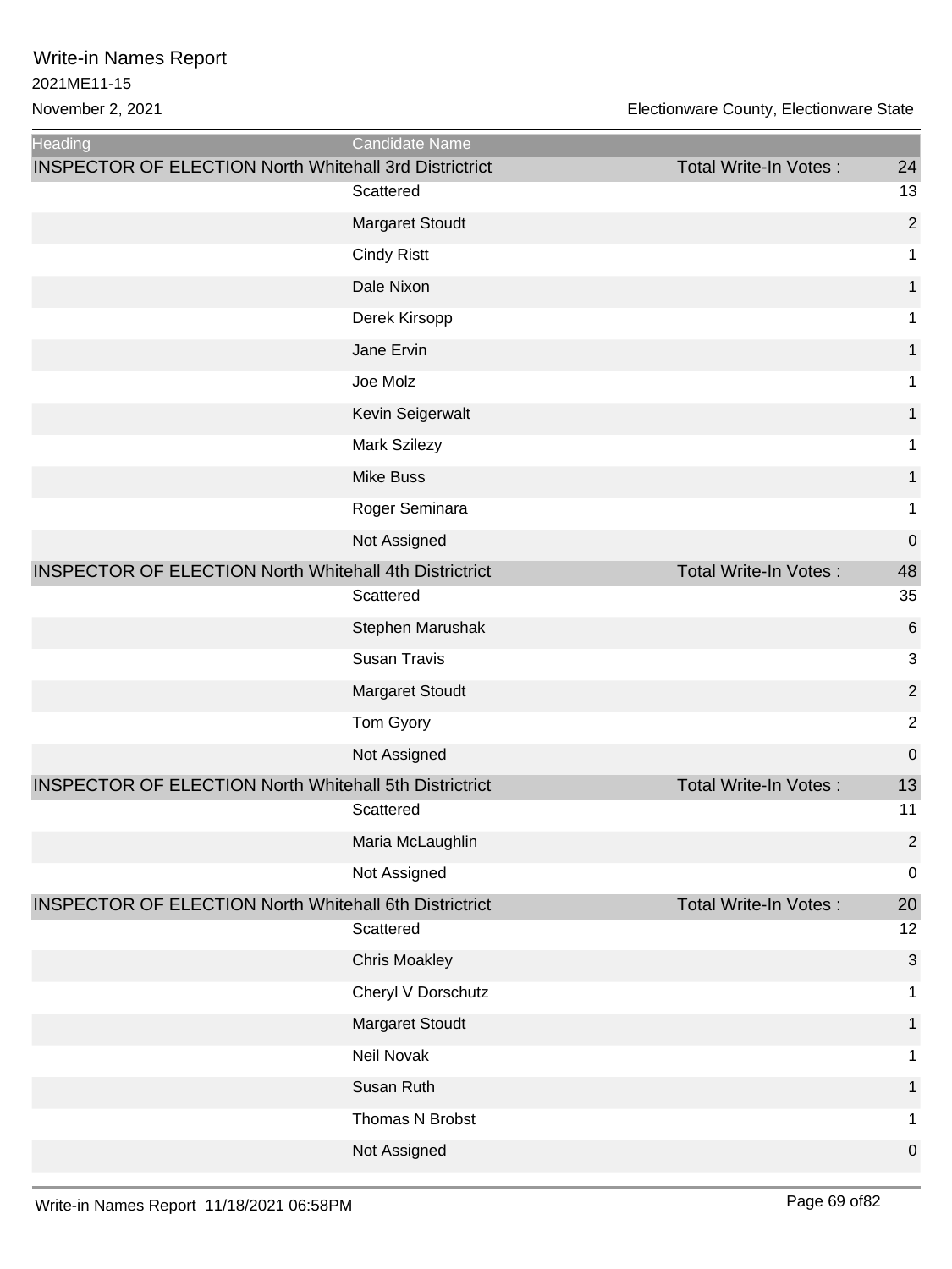# Write-in Names Report

2021ME11-15

November 2, 2021

Electionware County, Electionware State

| Heading | Candidate Name | | |
|---|---|---|---|
| INSPECTOR OF ELECTION North Whitehall 3rd Districtrict | | Total Write-In Votes : | 24 |
| | Scattered | | 13 |
| | Margaret Stoudt | | 2 |
| | Cindy Ristt | | 1 |
| | Dale Nixon | | 1 |
| | Derek Kirsopp | | 1 |
| | Jane Ervin | | 1 |
| | Joe Molz | | 1 |
| | Kevin Seigerwalt | | 1 |
| | Mark Szilezy | | 1 |
| | Mike Buss | | 1 |
| | Roger Seminara | | 1 |
| | Not Assigned | | 0 |
| INSPECTOR OF ELECTION North Whitehall 4th Districtrict | | Total Write-In Votes : | 48 |
| | Scattered | | 35 |
| | Stephen Marushak | | 6 |
| | Susan Travis | | 3 |
| | Margaret Stoudt | | 2 |
| | Tom Gyory | | 2 |
| | Not Assigned | | 0 |
| INSPECTOR OF ELECTION North Whitehall 5th Districtrict | | Total Write-In Votes : | 13 |
| | Scattered | | 11 |
| | Maria McLaughlin | | 2 |
| | Not Assigned | | 0 |
| INSPECTOR OF ELECTION North Whitehall 6th Districtrict | | Total Write-In Votes : | 20 |
| | Scattered | | 12 |
| | Chris Moakley | | 3 |
| | Cheryl V Dorschutz | | 1 |
| | Margaret Stoudt | | 1 |
| | Neil Novak | | 1 |
| | Susan Ruth | | 1 |
| | Thomas N Brobst | | 1 |
| | Not Assigned | | 0 |

Write-in Names Report 11/18/2021 06:58PM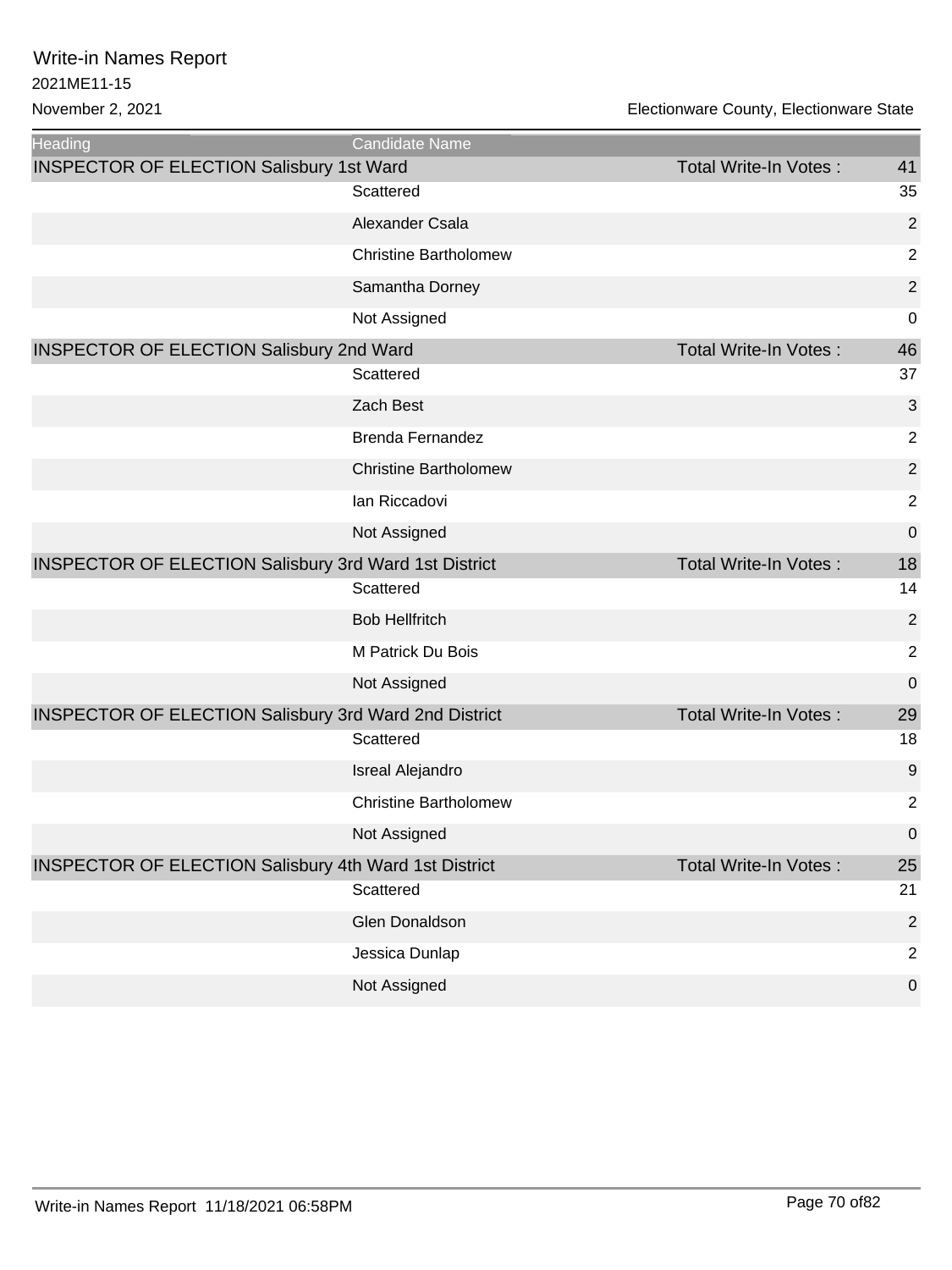# Write-in Names Report

2021ME11-15

November 2, 2021

Electionware County, Electionware State

| Heading | Candidate Name | | |
|---|---|---|---|
| INSPECTOR OF ELECTION Salisbury 1st Ward | | Total Write-In Votes : | 41 |
| | Scattered | | 35 |
| | Alexander Csala | | 2 |
| | Christine Bartholomew | | 2 |
| | Samantha Dorney | | 2 |
| | Not Assigned | | 0 |
| INSPECTOR OF ELECTION Salisbury 2nd Ward | | Total Write-In Votes : | 46 |
| | Scattered | | 37 |
| | Zach Best | | 3 |
| | Brenda Fernandez | | 2 |
| | Christine Bartholomew | | 2 |
| | Ian Riccadovi | | 2 |
| | Not Assigned | | 0 |
| INSPECTOR OF ELECTION Salisbury 3rd Ward 1st District | | Total Write-In Votes : | 18 |
| | Scattered | | 14 |
| | Bob Hellfritch | | 2 |
| | M Patrick Du Bois | | 2 |
| | Not Assigned | | 0 |
| INSPECTOR OF ELECTION Salisbury 3rd Ward 2nd District | | Total Write-In Votes : | 29 |
| | Scattered | | 18 |
| | Isreal Alejandro | | 9 |
| | Christine Bartholomew | | 2 |
| | Not Assigned | | 0 |
| INSPECTOR OF ELECTION Salisbury 4th Ward 1st District | | Total Write-In Votes : | 25 |
| | Scattered | | 21 |
| | Glen Donaldson | | 2 |
| | Jessica Dunlap | | 2 |
| | Not Assigned | | 0 |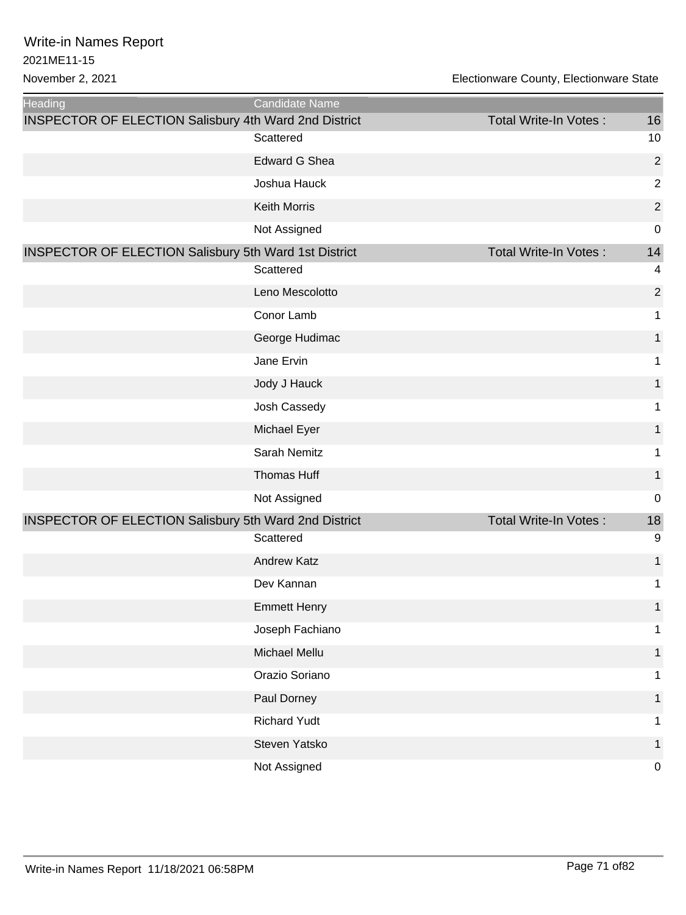# Write-in Names Report

2021ME11-15

November 2, 2021

Electionware County, Electionware State

| Heading | Candidate Name | | |
|---|---|---|---|
| INSPECTOR OF ELECTION Salisbury 4th Ward 2nd District | | Total Write-In Votes : | 16 |
| | Scattered | | 10 |
| | Edward G Shea | | 2 |
| | Joshua Hauck | | 2 |
| | Keith Morris | | 2 |
| | Not Assigned | | 0 |
| INSPECTOR OF ELECTION Salisbury 5th Ward 1st District | | Total Write-In Votes : | 14 |
| | Scattered | | 4 |
| | Leno Mescolotto | | 2 |
| | Conor Lamb | | 1 |
| | George Hudimac | | 1 |
| | Jane Ervin | | 1 |
| | Jody J Hauck | | 1 |
| | Josh Cassedy | | 1 |
| | Michael Eyer | | 1 |
| | Sarah Nemitz | | 1 |
| | Thomas Huff | | 1 |
| | Not Assigned | | 0 |
| INSPECTOR OF ELECTION Salisbury 5th Ward 2nd District | | Total Write-In Votes : | 18 |
| | Scattered | | 9 |
| | Andrew Katz | | 1 |
| | Dev Kannan | | 1 |
| | Emmett Henry | | 1 |
| | Joseph Fachiano | | 1 |
| | Michael Mellu | | 1 |
| | Orazio Soriano | | 1 |
| | Paul Dorney | | 1 |
| | Richard Yudt | | 1 |
| | Steven Yatsko | | 1 |
| | Not Assigned | | 0 |

Write-in Names Report 11/18/2021 06:58PM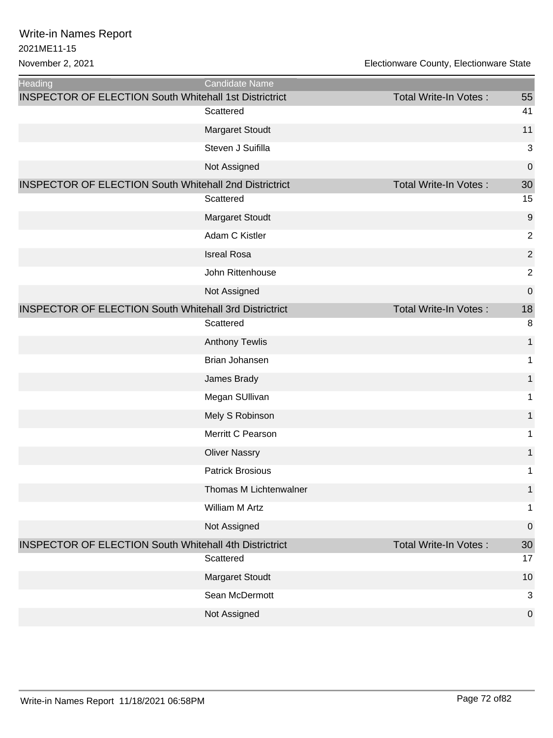# Write-in Names Report

2021ME11-15

November 2, 2021

Electionware County, Electionware State

| Heading | Candidate Name | | |
|---|---|---|---|
| INSPECTOR OF ELECTION South Whitehall 1st Districtrict | | Total Write-In Votes : | 55 |
| | Scattered | | 41 |
| | Margaret Stoudt | | 11 |
| | Steven J Suifilla | | 3 |
| | Not Assigned | | 0 |
| INSPECTOR OF ELECTION South Whitehall 2nd Districtrict | | Total Write-In Votes : | 30 |
| | Scattered | | 15 |
| | Margaret Stoudt | | 9 |
| | Adam C Kistler | | 2 |
| | Isreal Rosa | | 2 |
| | John Rittenhouse | | 2 |
| | Not Assigned | | 0 |
| INSPECTOR OF ELECTION South Whitehall 3rd Districtrict | | Total Write-In Votes : | 18 |
| | Scattered | | 8 |
| | Anthony Tewlis | | 1 |
| | Brian Johansen | | 1 |
| | James Brady | | 1 |
| | Megan SUllivan | | 1 |
| | Mely S Robinson | | 1 |
| | Merritt C Pearson | | 1 |
| | Oliver Nassry | | 1 |
| | Patrick Brosious | | 1 |
| | Thomas M Lichtenwalner | | 1 |
| | William M Artz | | 1 |
| | Not Assigned | | 0 |
| INSPECTOR OF ELECTION South Whitehall 4th Districtrict | | Total Write-In Votes : | 30 |
| | Scattered | | 17 |
| | Margaret Stoudt | | 10 |
| | Sean McDermott | | 3 |
| | Not Assigned | | 0 |

Write-in Names Report 11/18/2021 06:58PM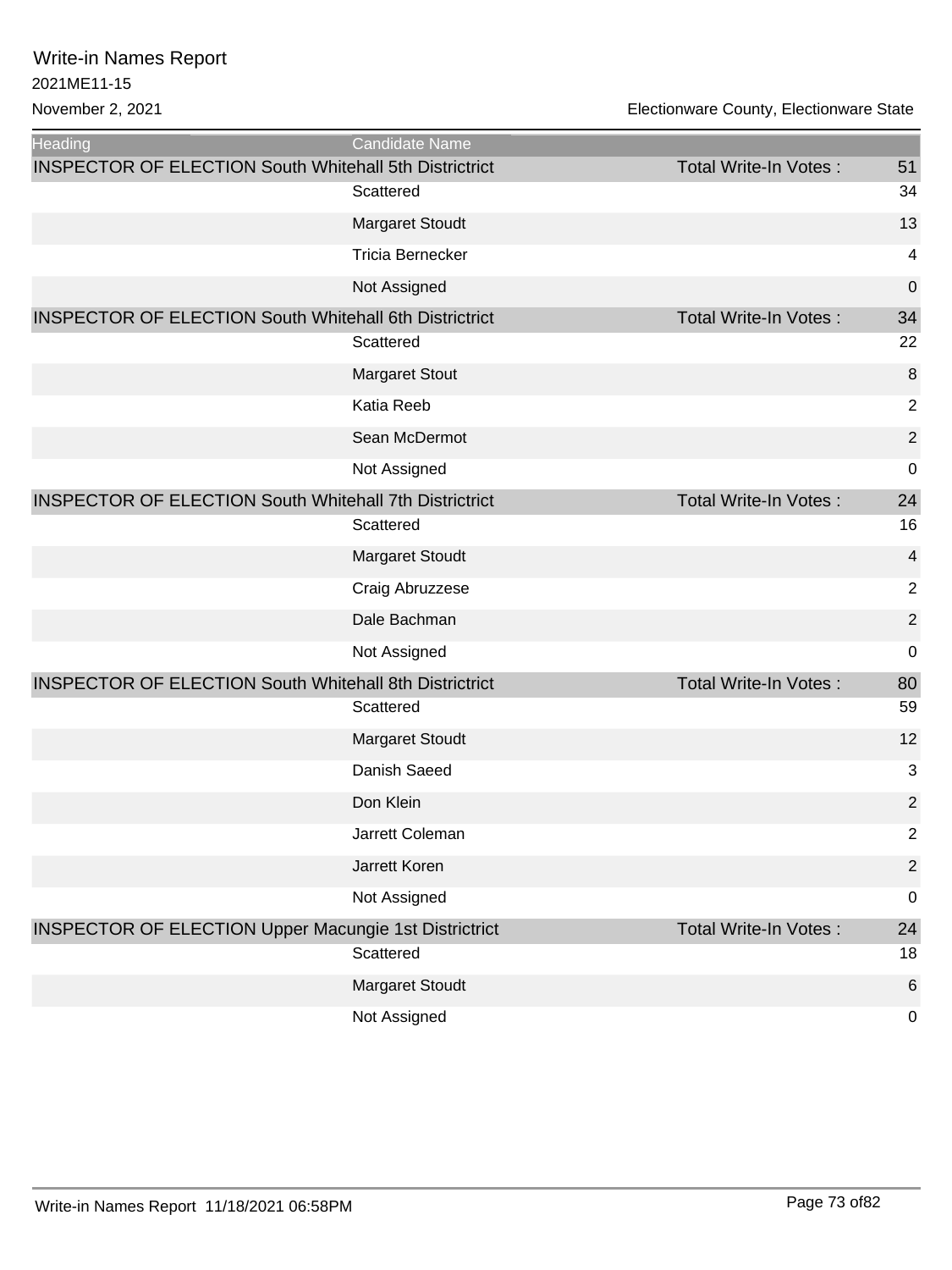# Write-in Names Report

2021ME11-15

November 2, 2021

Electionware County, Electionware State

| Heading | Candidate Name | | |
|---|---|---|---|
| INSPECTOR OF ELECTION South Whitehall 5th Districtrict | | Total Write-In Votes : | 51 |
| | Scattered | | 34 |
| | Margaret Stoudt | | 13 |
| | Tricia Bernecker | | 4 |
| | Not Assigned | | 0 |
| INSPECTOR OF ELECTION South Whitehall 6th Districtrict | | Total Write-In Votes : | 34 |
| | Scattered | | 22 |
| | Margaret Stout | | 8 |
| | Katia Reeb | | 2 |
| | Sean McDermot | | 2 |
| | Not Assigned | | 0 |
| INSPECTOR OF ELECTION South Whitehall 7th Districtrict | | Total Write-In Votes : | 24 |
| | Scattered | | 16 |
| | Margaret Stoudt | | 4 |
| | Craig Abruzzese | | 2 |
| | Dale Bachman | | 2 |
| | Not Assigned | | 0 |
| INSPECTOR OF ELECTION South Whitehall 8th Districtrict | | Total Write-In Votes : | 80 |
| | Scattered | | 59 |
| | Margaret Stoudt | | 12 |
| | Danish Saeed | | 3 |
| | Don Klein | | 2 |
| | Jarrett Coleman | | 2 |
| | Jarrett Koren | | 2 |
| | Not Assigned | | 0 |
| INSPECTOR OF ELECTION Upper Macungie 1st Districtrict | | Total Write-In Votes : | 24 |
| | Scattered | | 18 |
| | Margaret Stoudt | | 6 |
| | Not Assigned | | 0 |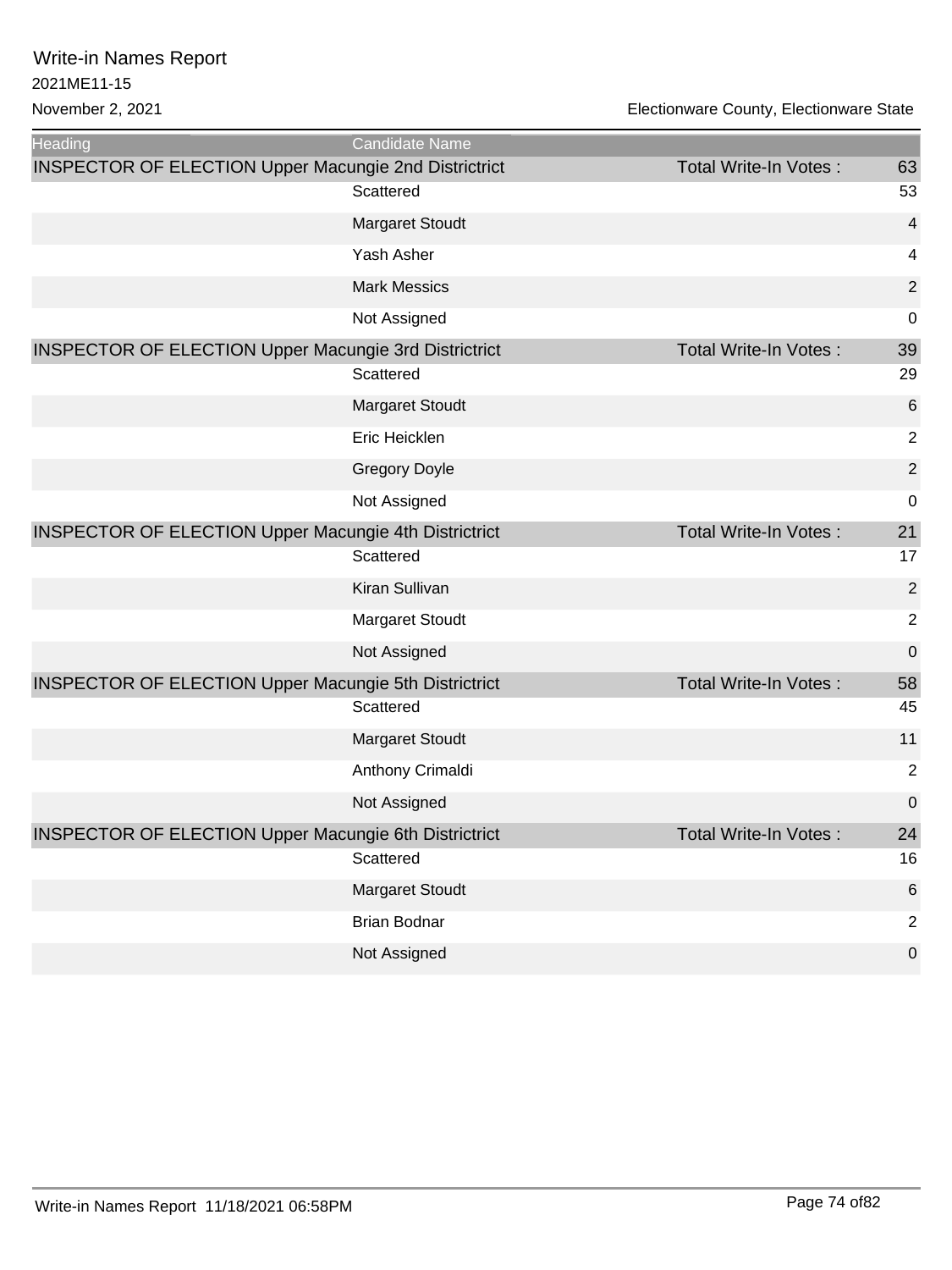# Write-in Names Report

2021ME11-15

November 2, 2021

Electionware County, Electionware State

| Heading | Candidate Name | | |
|---|---|---|---|
| INSPECTOR OF ELECTION Upper Macungie 2nd Districtrict | | Total Write-In Votes : | 63 |
| | Scattered | | 53 |
| | Margaret Stoudt | | 4 |
| | Yash Asher | | 4 |
| | Mark Messics | | 2 |
| | Not Assigned | | 0 |
| INSPECTOR OF ELECTION Upper Macungie 3rd Districtrict | | Total Write-In Votes : | 39 |
| | Scattered | | 29 |
| | Margaret Stoudt | | 6 |
| | Eric Heicklen | | 2 |
| | Gregory Doyle | | 2 |
| | Not Assigned | | 0 |
| INSPECTOR OF ELECTION Upper Macungie 4th Districtrict | | Total Write-In Votes : | 21 |
| | Scattered | | 17 |
| | Kiran Sullivan | | 2 |
| | Margaret Stoudt | | 2 |
| | Not Assigned | | 0 |
| INSPECTOR OF ELECTION Upper Macungie 5th Districtrict | | Total Write-In Votes : | 58 |
| | Scattered | | 45 |
| | Margaret Stoudt | | 11 |
| | Anthony Crimaldi | | 2 |
| | Not Assigned | | 0 |
| INSPECTOR OF ELECTION Upper Macungie 6th Districtrict | | Total Write-In Votes : | 24 |
| | Scattered | | 16 |
| | Margaret Stoudt | | 6 |
| | Brian Bodnar | | 2 |
| | Not Assigned | | 0 |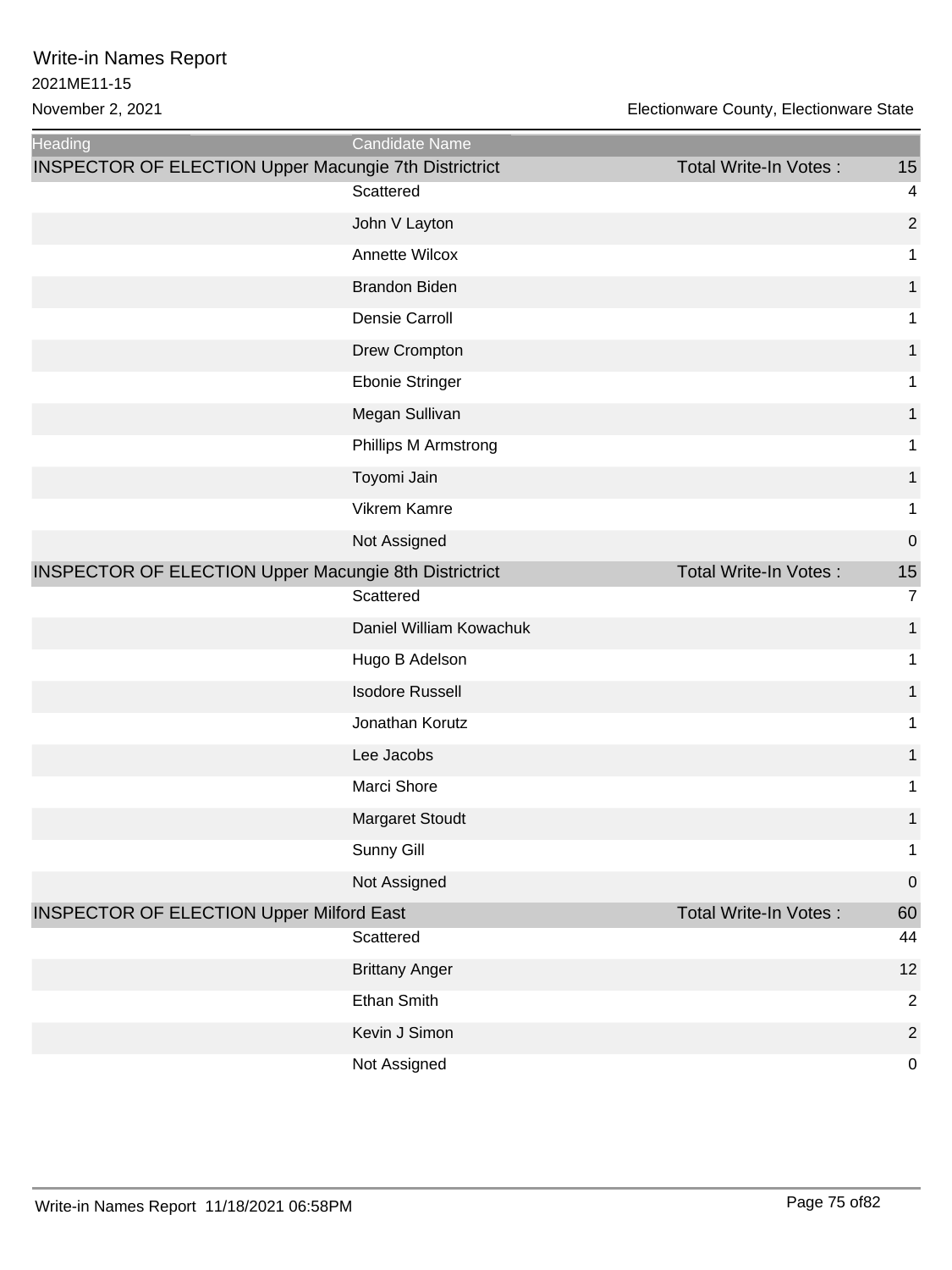# Write-in Names Report

2021ME11-15

November 2, 2021

Electionware County, Electionware State

| Heading | Candidate Name | | |
|---|---|---|---|
| INSPECTOR OF ELECTION Upper Macungie 7th Districtrict | | Total Write-In Votes : | 15 |
| | Scattered | | 4 |
| | John V Layton | | 2 |
| | Annette Wilcox | | 1 |
| | Brandon Biden | | 1 |
| | Densie Carroll | | 1 |
| | Drew Crompton | | 1 |
| | Ebonie Stringer | | 1 |
| | Megan Sullivan | | 1 |
| | Phillips M Armstrong | | 1 |
| | Toyomi Jain | | 1 |
| | Vikrem Kamre | | 1 |
| | Not Assigned | | 0 |
| INSPECTOR OF ELECTION Upper Macungie 8th Districtrict | | Total Write-In Votes : | 15 |
| | Scattered | | 7 |
| | Daniel William Kowachuk | | 1 |
| | Hugo B Adelson | | 1 |
| | Isodore Russell | | 1 |
| | Jonathan Korutz | | 1 |
| | Lee Jacobs | | 1 |
| | Marci Shore | | 1 |
| | Margaret Stoudt | | 1 |
| | Sunny Gill | | 1 |
| | Not Assigned | | 0 |
| INSPECTOR OF ELECTION Upper Milford East | | Total Write-In Votes : | 60 |
| | Scattered | | 44 |
| | Brittany Anger | | 12 |
| | Ethan Smith | | 2 |
| | Kevin J Simon | | 2 |
| | Not Assigned | | 0 |

Write-in Names Report 11/18/2021 06:58PM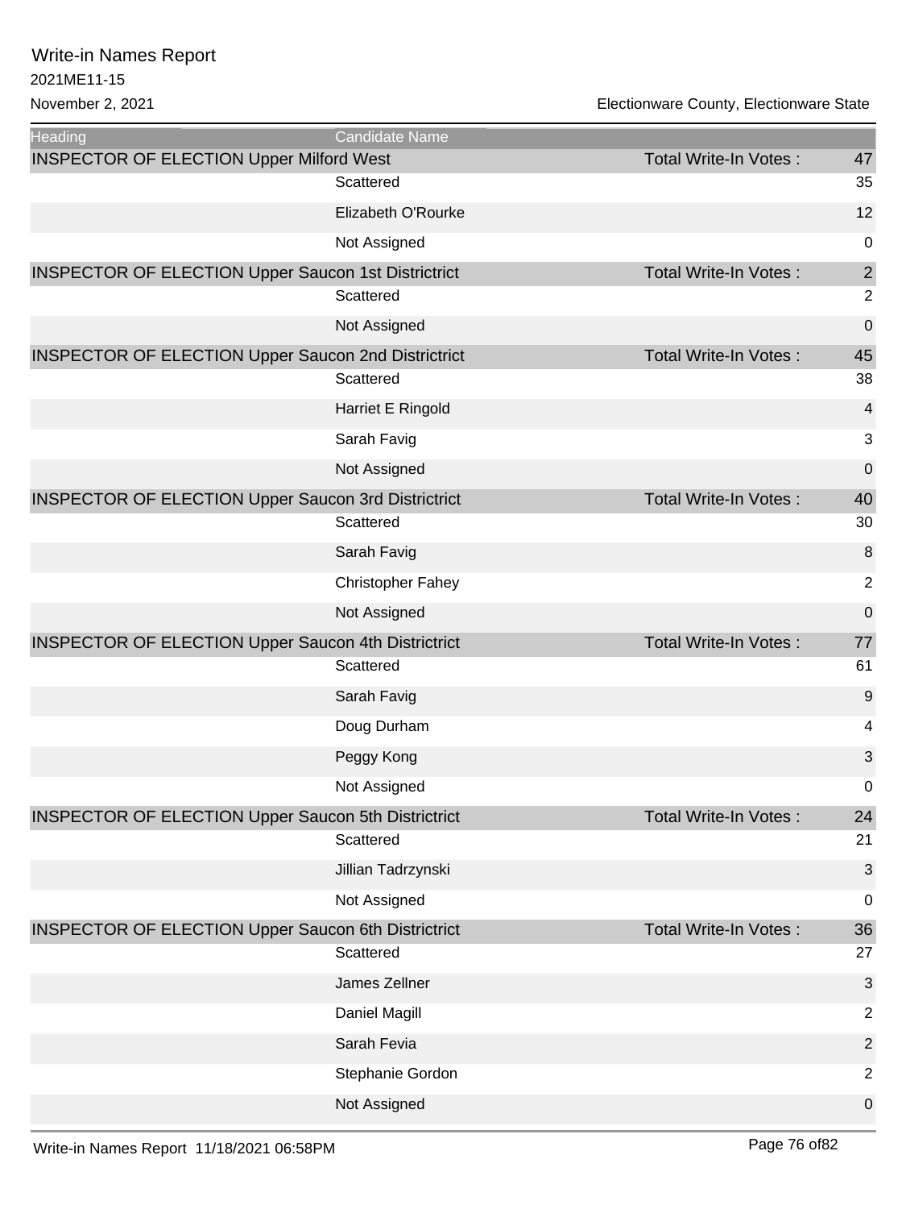# Write-in Names Report

2021ME11-15

November 2, 2021

Electionware County, Electionware State

| Heading | Candidate Name | | |
|---|---|---|---|
| INSPECTOR OF ELECTION Upper Milford West | | Total Write-In Votes : | 47 |
| | Scattered | | 35 |
| | Elizabeth O'Rourke | | 12 |
| | Not Assigned | | 0 |
| INSPECTOR OF ELECTION Upper Saucon 1st Districtrict | | Total Write-In Votes : | 2 |
| | Scattered | | 2 |
| | Not Assigned | | 0 |
| INSPECTOR OF ELECTION Upper Saucon 2nd Districtrict | | Total Write-In Votes : | 45 |
| | Scattered | | 38 |
| | Harriet E Ringold | | 4 |
| | Sarah Favig | | 3 |
| | Not Assigned | | 0 |
| INSPECTOR OF ELECTION Upper Saucon 3rd Districtrict | | Total Write-In Votes : | 40 |
| | Scattered | | 30 |
| | Sarah Favig | | 8 |
| | Christopher Fahey | | 2 |
| | Not Assigned | | 0 |
| INSPECTOR OF ELECTION Upper Saucon 4th Districtrict | | Total Write-In Votes : | 77 |
| | Scattered | | 61 |
| | Sarah Favig | | 9 |
| | Doug Durham | | 4 |
| | Peggy Kong | | 3 |
| | Not Assigned | | 0 |
| INSPECTOR OF ELECTION Upper Saucon 5th Districtrict | | Total Write-In Votes : | 24 |
| | Scattered | | 21 |
| | Jillian Tadrzynski | | 3 |
| | Not Assigned | | 0 |
| INSPECTOR OF ELECTION Upper Saucon 6th Districtrict | | Total Write-In Votes : | 36 |
| | Scattered | | 27 |
| | James Zellner | | 3 |
| | Daniel Magill | | 2 |
| | Sarah Fevia | | 2 |
| | Stephanie Gordon | | 2 |
| | Not Assigned | | 0 |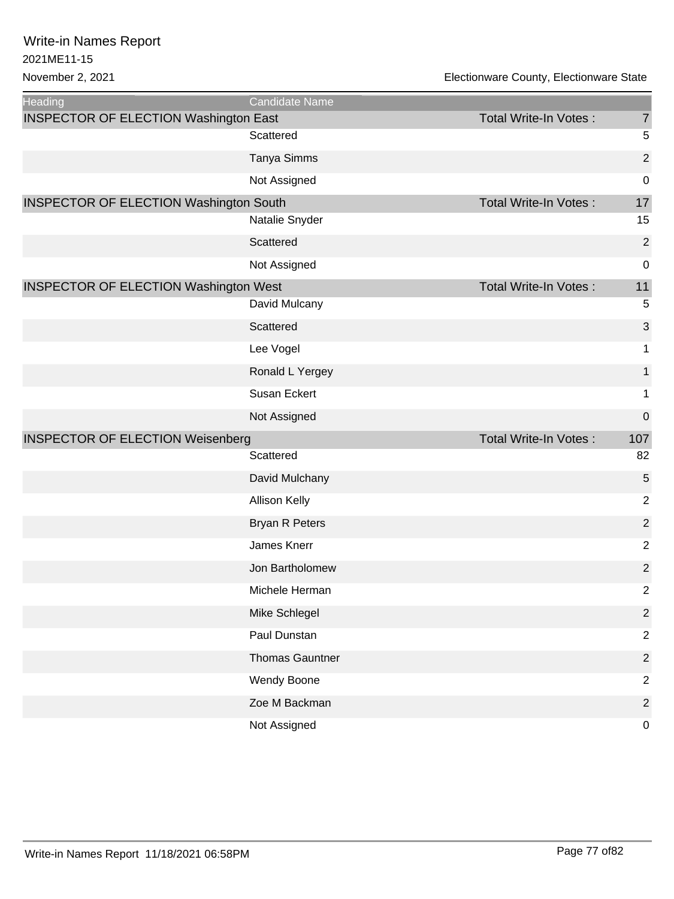# Write-in Names Report

2021ME11-15

November 2, 2021

Electionware County, Electionware State

| Heading | Candidate Name | | |
|---|---|---|---|
| INSPECTOR OF ELECTION Washington East | | Total Write-In Votes : | 7 |
| | Scattered | | 5 |
| | Tanya Simms | | 2 |
| | Not Assigned | | 0 |
| INSPECTOR OF ELECTION Washington South | | Total Write-In Votes : | 17 |
| | Natalie Snyder | | 15 |
| | Scattered | | 2 |
| | Not Assigned | | 0 |
| INSPECTOR OF ELECTION Washington West | | Total Write-In Votes : | 11 |
| | David Mulcany | | 5 |
| | Scattered | | 3 |
| | Lee Vogel | | 1 |
| | Ronald L Yergey | | 1 |
| | Susan Eckert | | 1 |
| | Not Assigned | | 0 |
| INSPECTOR OF ELECTION Weisenberg | | Total Write-In Votes : | 107 |
| | Scattered | | 82 |
| | David Mulchany | | 5 |
| | Allison Kelly | | 2 |
| | Bryan R Peters | | 2 |
| | James Knerr | | 2 |
| | Jon Bartholomew | | 2 |
| | Michele Herman | | 2 |
| | Mike Schlegel | | 2 |
| | Paul Dunstan | | 2 |
| | Thomas Gauntner | | 2 |
| | Wendy Boone | | 2 |
| | Zoe M Backman | | 2 |
| | Not Assigned | | 0 |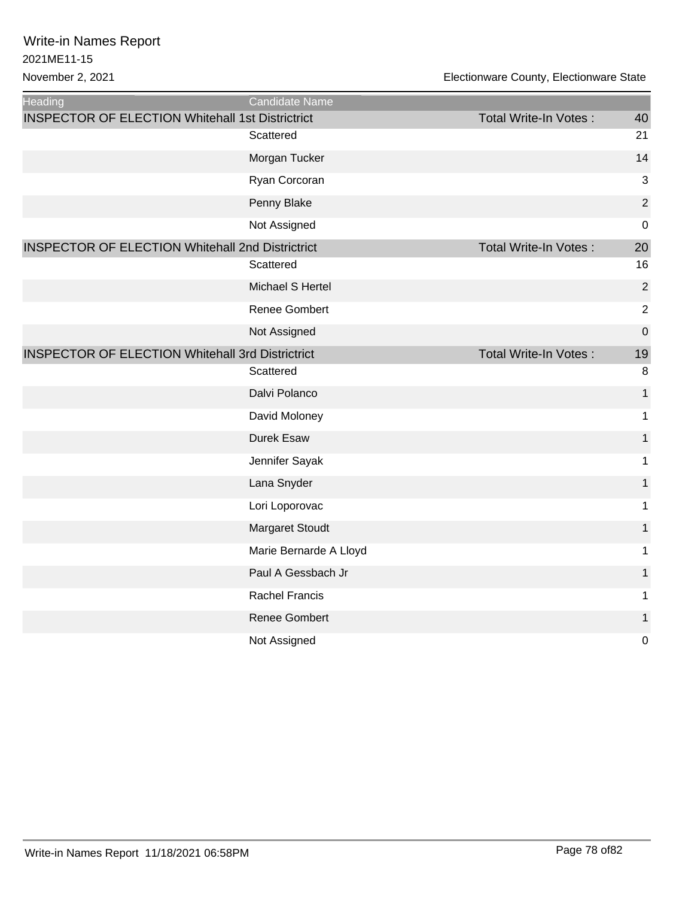# Write-in Names Report

2021ME11-15

November 2, 2021

Electionware County, Electionware State

| Heading | Candidate Name | | |
|---|---|---|---|
| INSPECTOR OF ELECTION Whitehall 1st Districtrict | | Total Write-In Votes : | 40 |
| | Scattered | | 21 |
| | Morgan Tucker | | 14 |
| | Ryan Corcoran | | 3 |
| | Penny Blake | | 2 |
| | Not Assigned | | 0 |
| INSPECTOR OF ELECTION Whitehall 2nd Districtrict | | Total Write-In Votes : | 20 |
| | Scattered | | 16 |
| | Michael S Hertel | | 2 |
| | Renee Gombert | | 2 |
| | Not Assigned | | 0 |
| INSPECTOR OF ELECTION Whitehall 3rd Districtrict | | Total Write-In Votes : | 19 |
| | Scattered | | 8 |
| | Dalvi Polanco | | 1 |
| | David Moloney | | 1 |
| | Durek Esaw | | 1 |
| | Jennifer Sayak | | 1 |
| | Lana Snyder | | 1 |
| | Lori Loporovac | | 1 |
| | Margaret Stoudt | | 1 |
| | Marie Bernarde A Lloyd | | 1 |
| | Paul A Gessbach Jr | | 1 |
| | Rachel Francis | | 1 |
| | Renee Gombert | | 1 |
| | Not Assigned | | 0 |

Write-in Names Report 11/18/2021 06:58PM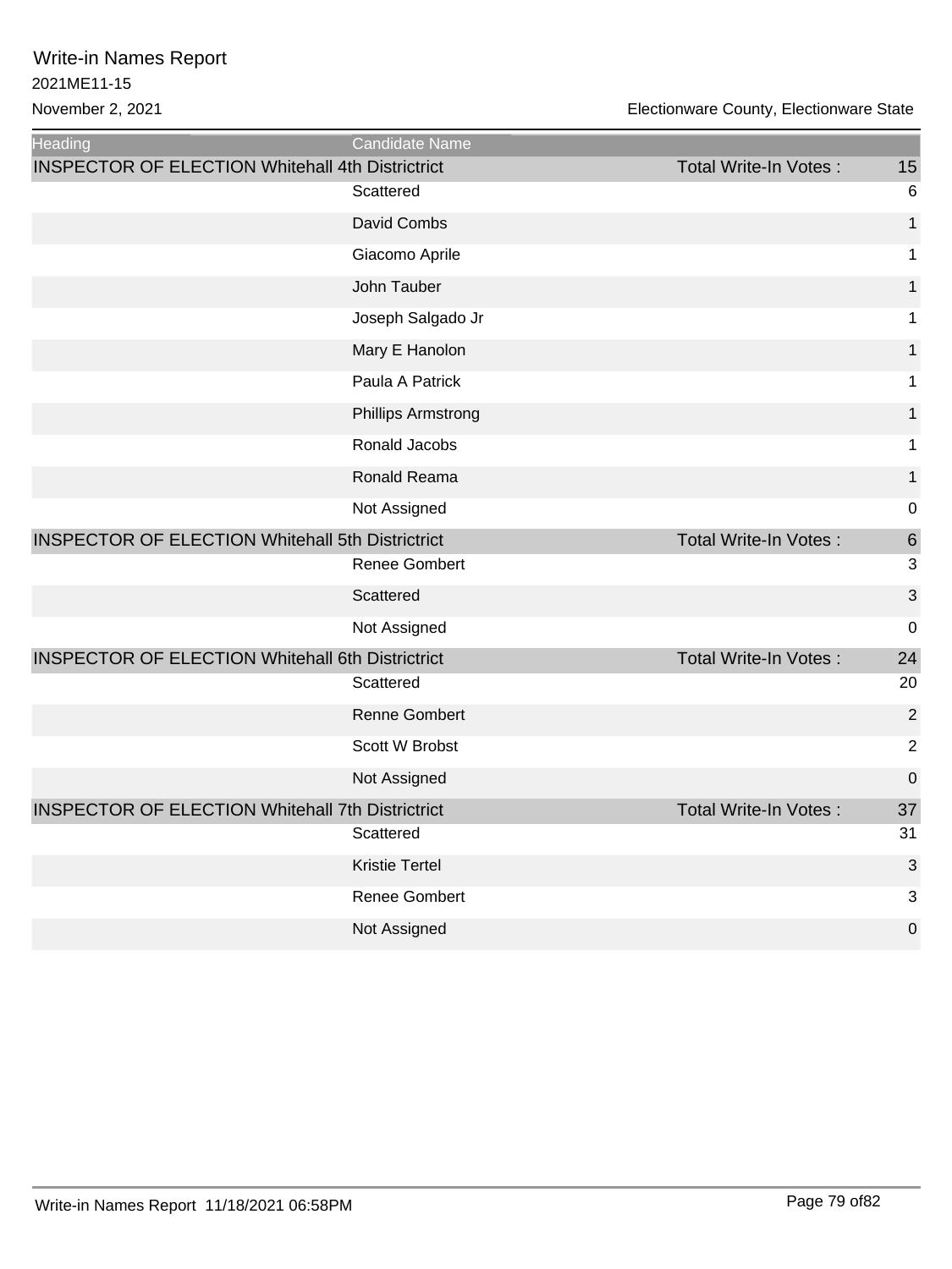# Write-in Names Report

2021ME11-15

November 2, 2021

Electionware County, Electionware State

| Heading | Candidate Name | | |
|---|---|---|---|
| INSPECTOR OF ELECTION Whitehall 4th Districtrict | | Total Write-In Votes : | 15 |
| | Scattered | | 6 |
| | David Combs | | 1 |
| | Giacomo Aprile | | 1 |
| | John Tauber | | 1 |
| | Joseph Salgado Jr | | 1 |
| | Mary E Hanolon | | 1 |
| | Paula A Patrick | | 1 |
| | Phillips Armstrong | | 1 |
| | Ronald Jacobs | | 1 |
| | Ronald Reama | | 1 |
| | Not Assigned | | 0 |
| INSPECTOR OF ELECTION Whitehall 5th Districtrict | | Total Write-In Votes : | 6 |
| | Renee Gombert | | 3 |
| | Scattered | | 3 |
| | Not Assigned | | 0 |
| INSPECTOR OF ELECTION Whitehall 6th Districtrict | | Total Write-In Votes : | 24 |
| | Scattered | | 20 |
| | Renne Gombert | | 2 |
| | Scott W Brobst | | 2 |
| | Not Assigned | | 0 |
| INSPECTOR OF ELECTION Whitehall 7th Districtrict | | Total Write-In Votes : | 37 |
| | Scattered | | 31 |
| | Kristie Tertel | | 3 |
| | Renee Gombert | | 3 |
| | Not Assigned | | 0 |

Write-in Names Report 11/18/2021 06:58PM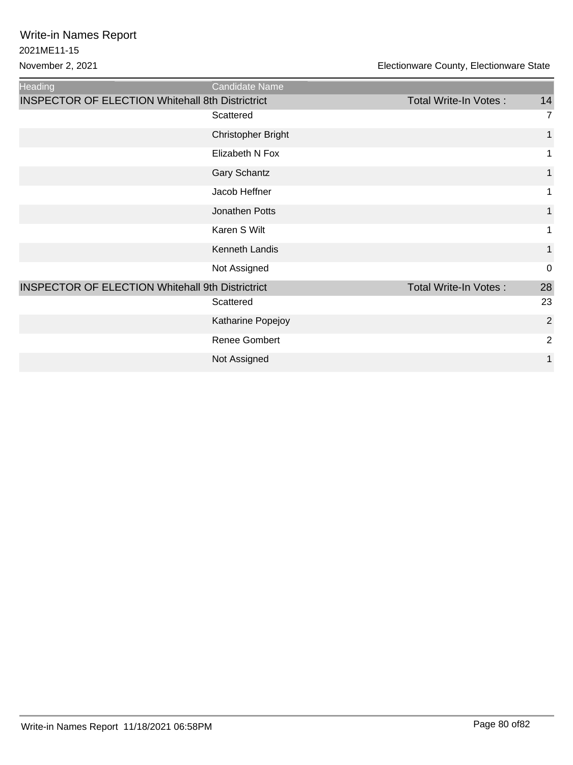# Write-in Names Report

2021ME11-15

November 2, 2021

Electionware County, Electionware State

| Heading | Candidate Name | | |
|---|---|---|---|
| INSPECTOR OF ELECTION Whitehall 8th Districtrict | | Total Write-In Votes : | 14 |
| | Scattered | | 7 |
| | Christopher Bright | | 1 |
| | Elizabeth N Fox | | 1 |
| | Gary Schantz | | 1 |
| | Jacob Heffner | | 1 |
| | Jonathen Potts | | 1 |
| | Karen S Wilt | | 1 |
| | Kenneth Landis | | 1 |
| | Not Assigned | | 0 |
| INSPECTOR OF ELECTION Whitehall 9th Districtrict | | Total Write-In Votes : | 28 |
| | Scattered | | 23 |
| | Katharine Popejoy | | 2 |
| | Renee Gombert | | 2 |
| | Not Assigned | | 1 |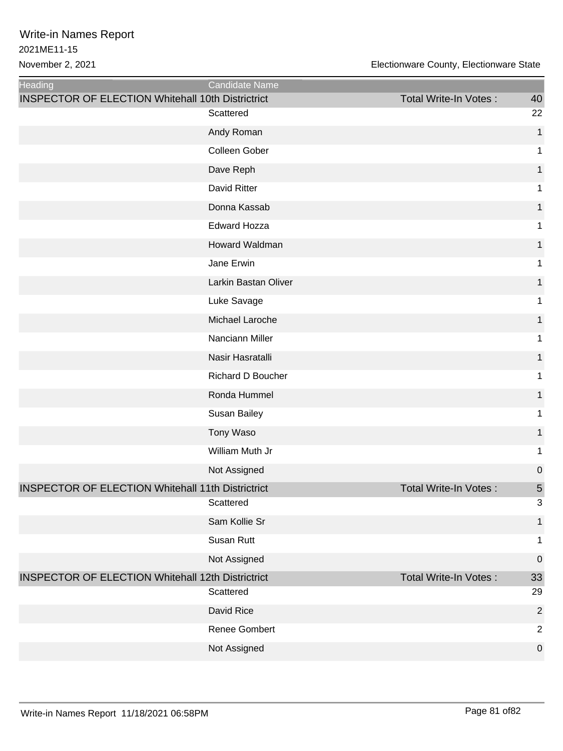Write-in Names Report
2021ME11-15
November 2, 2021

Electionware County, Electionware State

| Heading | Candidate Name | | |
|---|---|---|---|
| INSPECTOR OF ELECTION Whitehall 10th Districtrict | | Total Write-In Votes : | 40 |
| | Scattered | | 22 |
| | Andy Roman | | 1 |
| | Colleen Gober | | 1 |
| | Dave Reph | | 1 |
| | David Ritter | | 1 |
| | Donna Kassab | | 1 |
| | Edward Hozza | | 1 |
| | Howard Waldman | | 1 |
| | Jane Erwin | | 1 |
| | Larkin Bastan Oliver | | 1 |
| | Luke Savage | | 1 |
| | Michael Laroche | | 1 |
| | Nanciann Miller | | 1 |
| | Nasir Hasratalli | | 1 |
| | Richard D Boucher | | 1 |
| | Ronda Hummel | | 1 |
| | Susan Bailey | | 1 |
| | Tony Waso | | 1 |
| | William Muth Jr | | 1 |
| | Not Assigned | | 0 |
| INSPECTOR OF ELECTION Whitehall 11th Districtrict | | Total Write-In Votes : | 5 |
| | Scattered | | 3 |
| | Sam Kollie Sr | | 1 |
| | Susan Rutt | | 1 |
| | Not Assigned | | 0 |
| INSPECTOR OF ELECTION Whitehall 12th Districtrict | | Total Write-In Votes : | 33 |
| | Scattered | | 29 |
| | David Rice | | 2 |
| | Renee Gombert | | 2 |
| | Not Assigned | | 0 |

Write-in Names Report 11/18/2021 06:58PM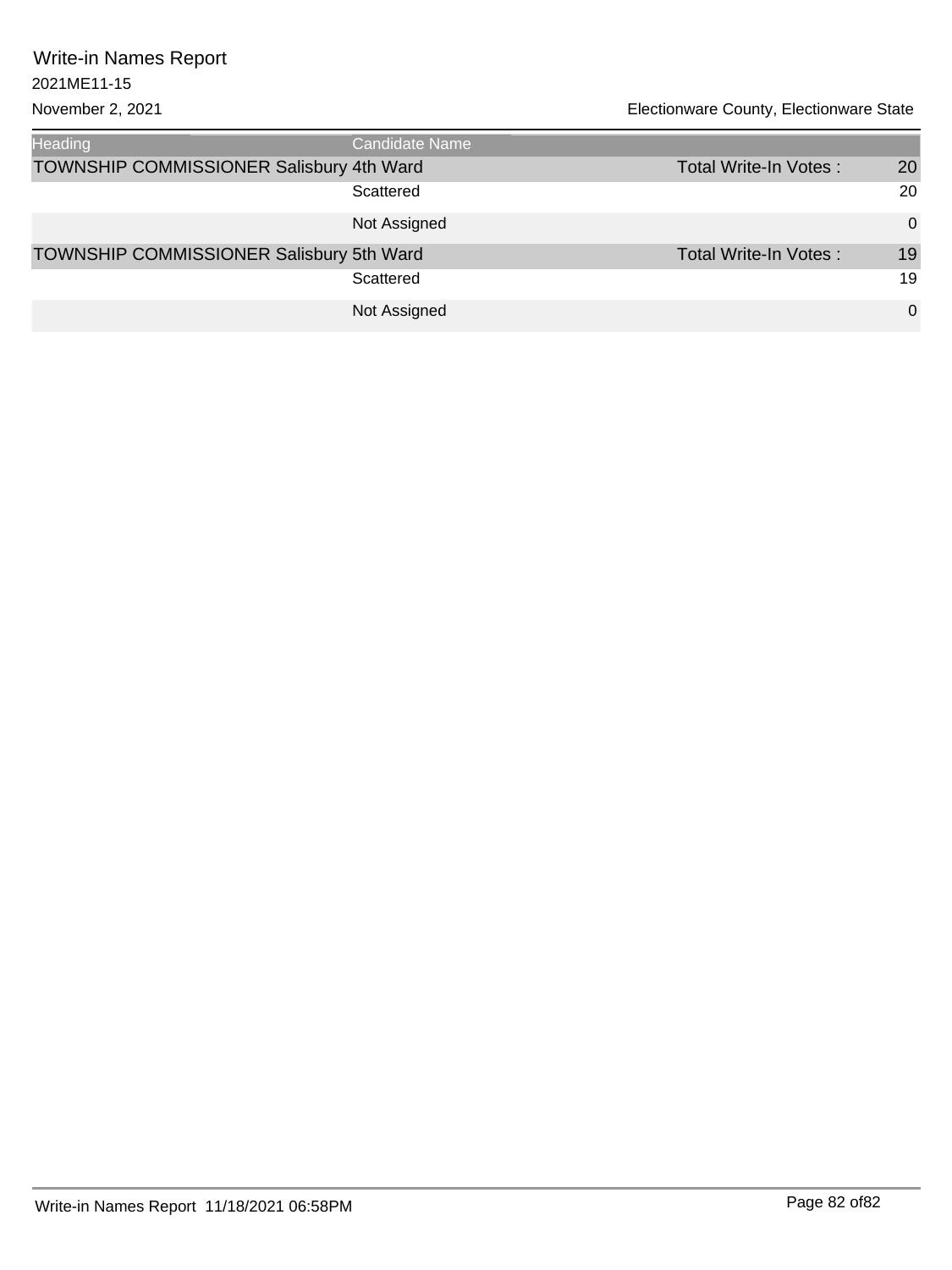Write-in Names Report
2021ME11-15
November 2, 2021

Electionware County, Electionware State

| Heading | Candidate Name | | |
|---|---|---|---|
| TOWNSHIP COMMISSIONER Salisbury 4th Ward | | Total Write-In Votes : | 20 |
| | Scattered | | 20 |
| | Not Assigned | | 0 |
| TOWNSHIP COMMISSIONER Salisbury 5th Ward | | Total Write-In Votes : | 19 |
| | Scattered | | 19 |
| | Not Assigned | | 0 |